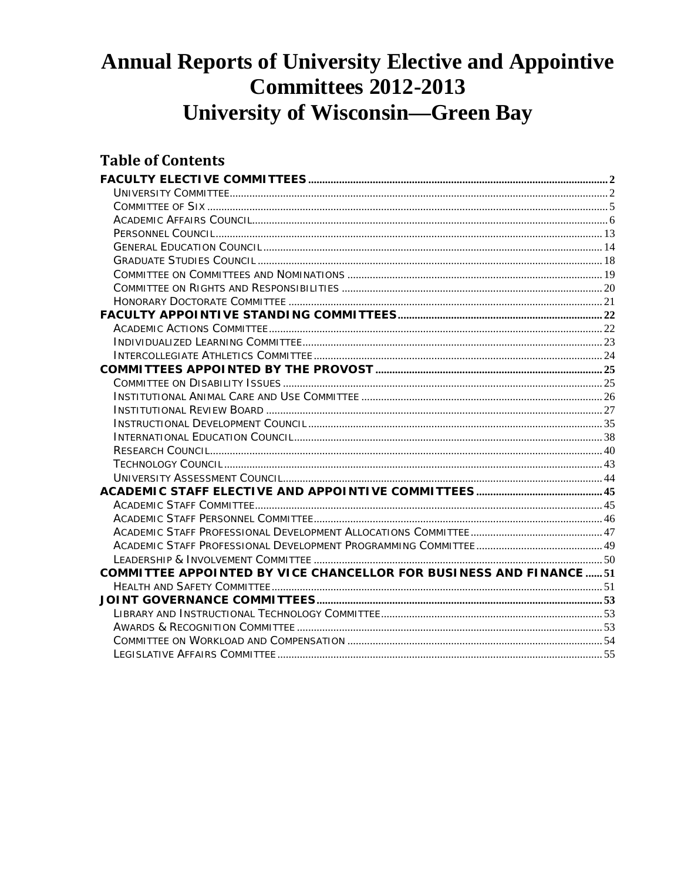# Annual Reports of University Elective and Appointive Committees 2012-2013
# University of Wisconsin—Green Bay

## Table of Contents

**FACULTY ELECTIVE COMMITTEES** ..... 2
- University Committee ..... 2
- Committee of Six ..... 5
- Academic Affairs Council ..... 6
- Personnel Council ..... 13
- General Education Council ..... 14
- Graduate Studies Council ..... 18
- Committee on Committees and Nominations ..... 19
- Committee on Rights and Responsibilities ..... 20
- Honorary Doctorate Committee ..... 21

**FACULTY APPOINTIVE STANDING COMMITTEES** ..... 22
- Academic Actions Committee ..... 22
- Individualized Learning Committee ..... 23
- Intercollegiate Athletics Committee ..... 24

**COMMITTEES APPOINTED BY THE PROVOST** ..... 25
- Committee on Disability Issues ..... 25
- Institutional Animal Care and Use Committee ..... 26
- Institutional Review Board ..... 27
- Instructional Development Council ..... 35
- International Education Council ..... 38
- Research Council ..... 40
- Technology Council ..... 43
- University Assessment Council ..... 44

**ACADEMIC STAFF ELECTIVE AND APPOINTIVE COMMITTEES** ..... 45
- Academic Staff Committee ..... 45
- Academic Staff Personnel Committee ..... 46
- Academic Staff Professional Development Allocations Committee ..... 47
- Academic Staff Professional Development Programming Committee ..... 49
- Leadership & Involvement Committee ..... 50

**COMMITTEE APPOINTED BY VICE CHANCELLOR FOR BUSINESS AND FINANCE** ..... 51
- Health and Safety Committee ..... 51

**JOINT GOVERNANCE COMMITTEES** ..... 53
- Library and Instructional Technology Committee ..... 53
- Awards & Recognition Committee ..... 53
- Committee on Workload and Compensation ..... 54
- Legislative Affairs Committee ..... 55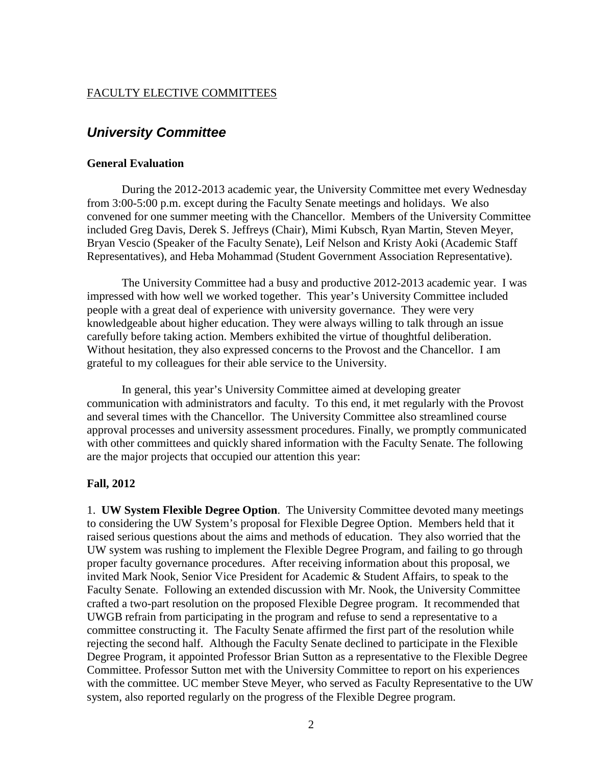FACULTY ELECTIVE COMMITTEES

## *University Committee*

### General Evaluation

During the 2012-2013 academic year, the University Committee met every Wednesday from 3:00-5:00 p.m. except during the Faculty Senate meetings and holidays. We also convened for one summer meeting with the Chancellor. Members of the University Committee included Greg Davis, Derek S. Jeffreys (Chair), Mimi Kubsch, Ryan Martin, Steven Meyer, Bryan Vescio (Speaker of the Faculty Senate), Leif Nelson and Kristy Aoki (Academic Staff Representatives), and Heba Mohammad (Student Government Association Representative).

The University Committee had a busy and productive 2012-2013 academic year. I was impressed with how well we worked together. This year's University Committee included people with a great deal of experience with university governance. They were very knowledgeable about higher education. They were always willing to talk through an issue carefully before taking action. Members exhibited the virtue of thoughtful deliberation. Without hesitation, they also expressed concerns to the Provost and the Chancellor. I am grateful to my colleagues for their able service to the University.

In general, this year's University Committee aimed at developing greater communication with administrators and faculty. To this end, it met regularly with the Provost and several times with the Chancellor. The University Committee also streamlined course approval processes and university assessment procedures. Finally, we promptly communicated with other committees and quickly shared information with the Faculty Senate. The following are the major projects that occupied our attention this year:

### Fall, 2012

1. **UW System Flexible Degree Option**. The University Committee devoted many meetings to considering the UW System's proposal for Flexible Degree Option. Members held that it raised serious questions about the aims and methods of education. They also worried that the UW system was rushing to implement the Flexible Degree Program, and failing to go through proper faculty governance procedures. After receiving information about this proposal, we invited Mark Nook, Senior Vice President for Academic & Student Affairs, to speak to the Faculty Senate. Following an extended discussion with Mr. Nook, the University Committee crafted a two-part resolution on the proposed Flexible Degree program. It recommended that UWGB refrain from participating in the program and refuse to send a representative to a committee constructing it. The Faculty Senate affirmed the first part of the resolution while rejecting the second half. Although the Faculty Senate declined to participate in the Flexible Degree Program, it appointed Professor Brian Sutton as a representative to the Flexible Degree Committee. Professor Sutton met with the University Committee to report on his experiences with the committee. UC member Steve Meyer, who served as Faculty Representative to the UW system, also reported regularly on the progress of the Flexible Degree program.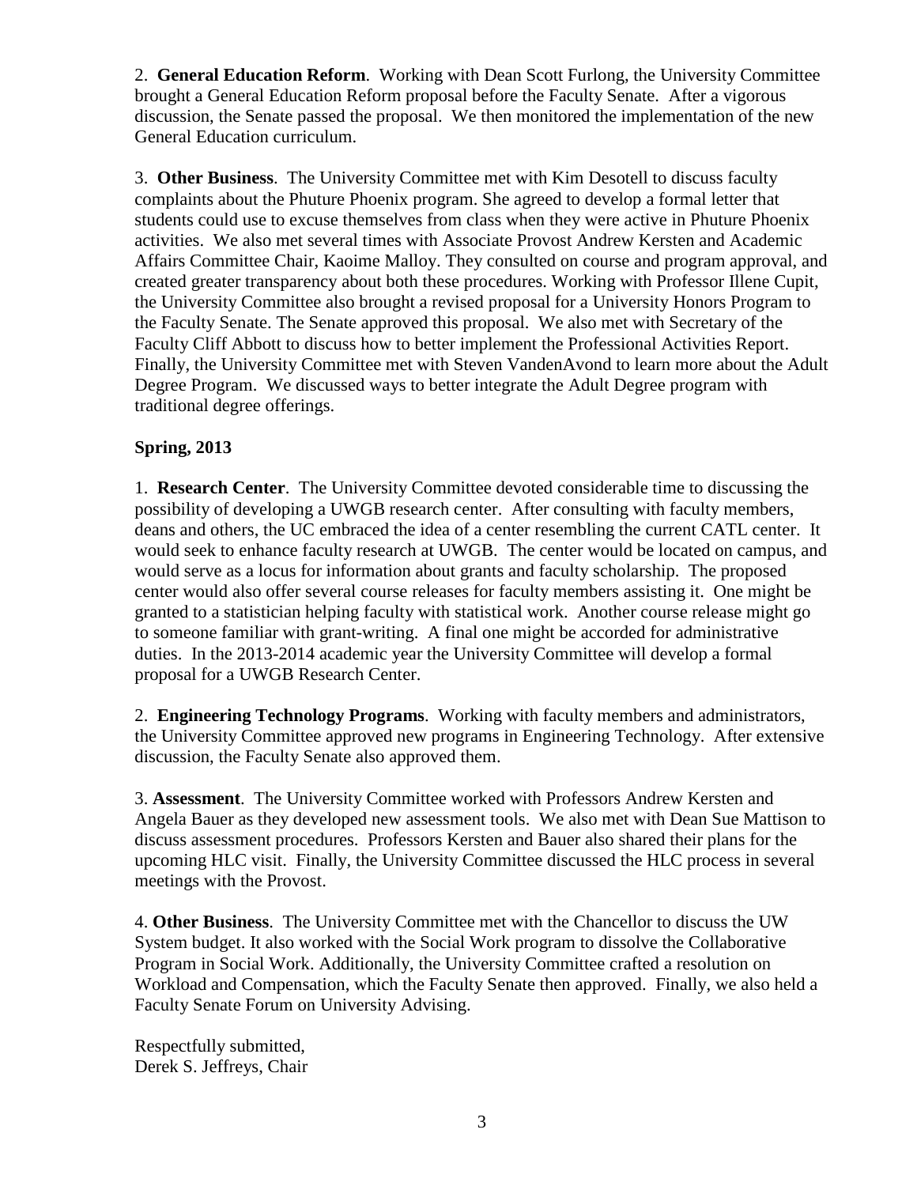2. **General Education Reform**. Working with Dean Scott Furlong, the University Committee brought a General Education Reform proposal before the Faculty Senate. After a vigorous discussion, the Senate passed the proposal. We then monitored the implementation of the new General Education curriculum.

3. **Other Business**. The University Committee met with Kim Desotell to discuss faculty complaints about the Phuture Phoenix program. She agreed to develop a formal letter that students could use to excuse themselves from class when they were active in Phuture Phoenix activities. We also met several times with Associate Provost Andrew Kersten and Academic Affairs Committee Chair, Kaoime Malloy. They consulted on course and program approval, and created greater transparency about both these procedures. Working with Professor Illene Cupit, the University Committee also brought a revised proposal for a University Honors Program to the Faculty Senate. The Senate approved this proposal. We also met with Secretary of the Faculty Cliff Abbott to discuss how to better implement the Professional Activities Report. Finally, the University Committee met with Steven VandenAvond to learn more about the Adult Degree Program. We discussed ways to better integrate the Adult Degree program with traditional degree offerings.

**Spring, 2013**

1. **Research Center**. The University Committee devoted considerable time to discussing the possibility of developing a UWGB research center. After consulting with faculty members, deans and others, the UC embraced the idea of a center resembling the current CATL center. It would seek to enhance faculty research at UWGB. The center would be located on campus, and would serve as a locus for information about grants and faculty scholarship. The proposed center would also offer several course releases for faculty members assisting it. One might be granted to a statistician helping faculty with statistical work. Another course release might go to someone familiar with grant-writing. A final one might be accorded for administrative duties. In the 2013-2014 academic year the University Committee will develop a formal proposal for a UWGB Research Center.

2. **Engineering Technology Programs**. Working with faculty members and administrators, the University Committee approved new programs in Engineering Technology. After extensive discussion, the Faculty Senate also approved them.

3. **Assessment**. The University Committee worked with Professors Andrew Kersten and Angela Bauer as they developed new assessment tools. We also met with Dean Sue Mattison to discuss assessment procedures. Professors Kersten and Bauer also shared their plans for the upcoming HLC visit. Finally, the University Committee discussed the HLC process in several meetings with the Provost.

4. **Other Business**. The University Committee met with the Chancellor to discuss the UW System budget. It also worked with the Social Work program to dissolve the Collaborative Program in Social Work. Additionally, the University Committee crafted a resolution on Workload and Compensation, which the Faculty Senate then approved. Finally, we also held a Faculty Senate Forum on University Advising.

Respectfully submitted,
Derek S. Jeffreys, Chair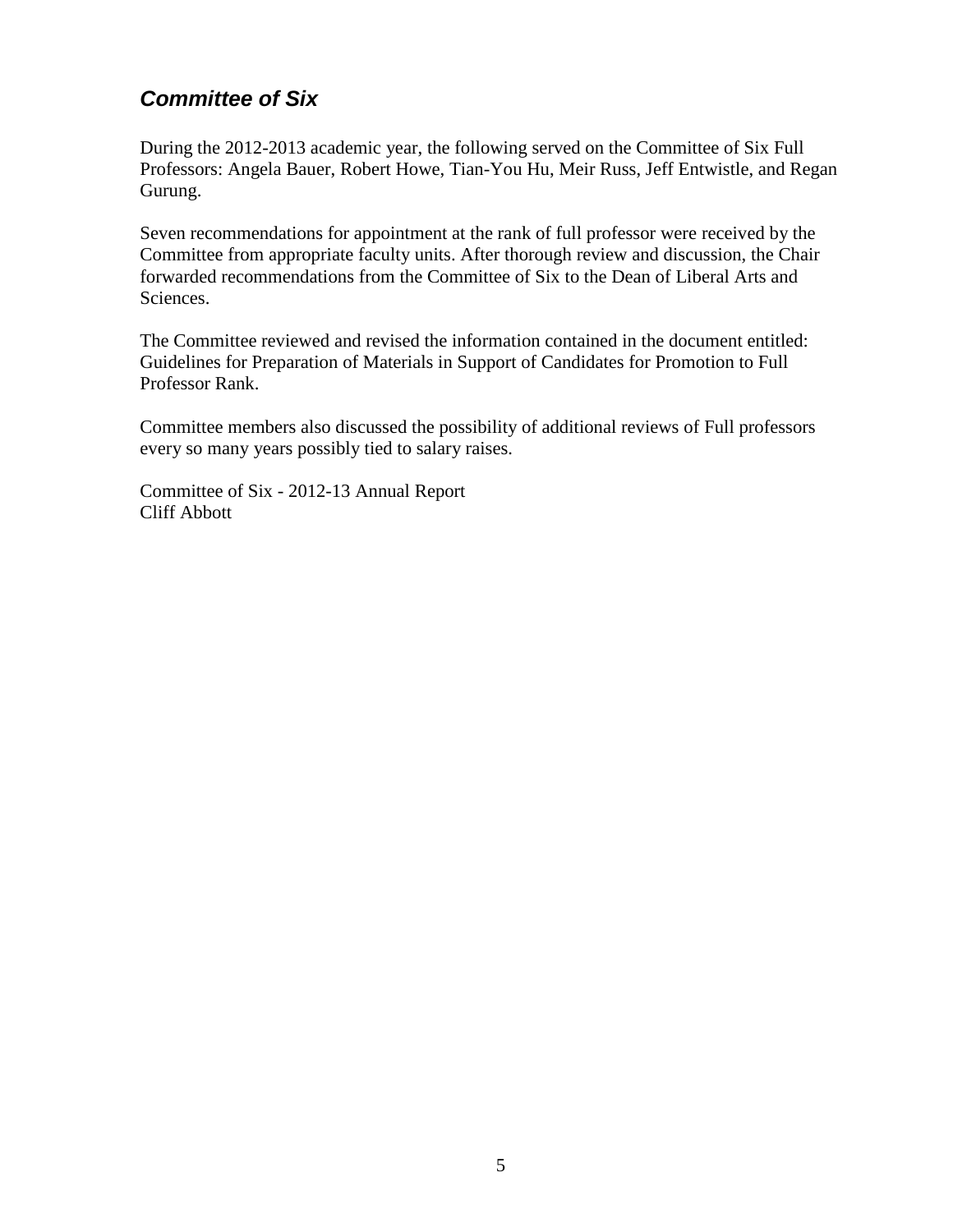## ***Committee of Six***

During the 2012-2013 academic year, the following served on the Committee of Six Full Professors: Angela Bauer, Robert Howe, Tian-You Hu, Meir Russ, Jeff Entwistle, and Regan Gurung.

Seven recommendations for appointment at the rank of full professor were received by the Committee from appropriate faculty units. After thorough review and discussion, the Chair forwarded recommendations from the Committee of Six to the Dean of Liberal Arts and Sciences.

The Committee reviewed and revised the information contained in the document entitled: Guidelines for Preparation of Materials in Support of Candidates for Promotion to Full Professor Rank.

Committee members also discussed the possibility of additional reviews of Full professors every so many years possibly tied to salary raises.

Committee of Six - 2012-13 Annual Report
Cliff Abbott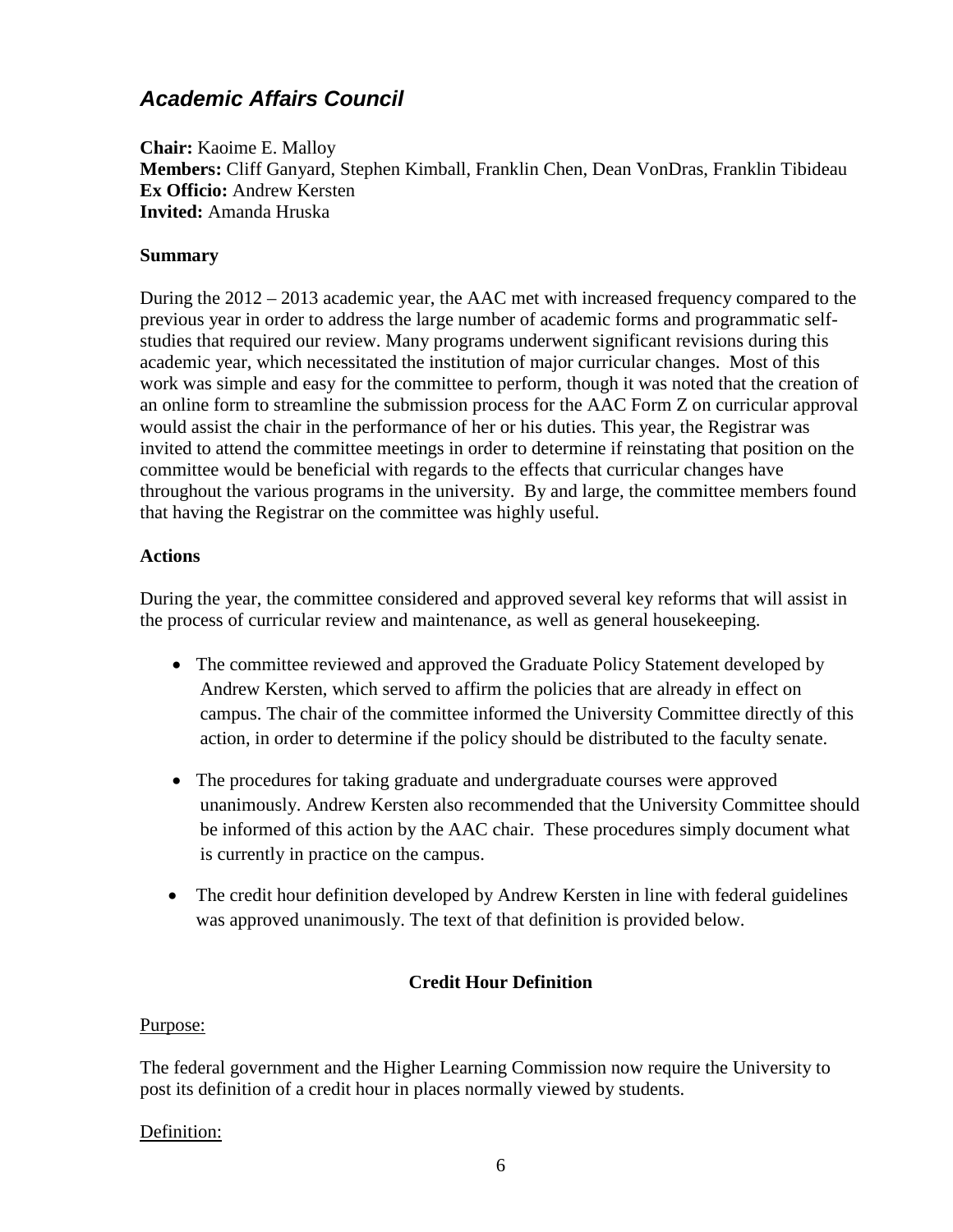## *Academic Affairs Council*

**Chair:** Kaoime E. Malloy
**Members:** Cliff Ganyard, Stephen Kimball, Franklin Chen, Dean VonDras, Franklin Tibideau
**Ex Officio:** Andrew Kersten
**Invited:** Amanda Hruska

### Summary

During the 2012 – 2013 academic year, the AAC met with increased frequency compared to the previous year in order to address the large number of academic forms and programmatic self-studies that required our review. Many programs underwent significant revisions during this academic year, which necessitated the institution of major curricular changes. Most of this work was simple and easy for the committee to perform, though it was noted that the creation of an online form to streamline the submission process for the AAC Form Z on curricular approval would assist the chair in the performance of her or his duties. This year, the Registrar was invited to attend the committee meetings in order to determine if reinstating that position on the committee would be beneficial with regards to the effects that curricular changes have throughout the various programs in the university. By and large, the committee members found that having the Registrar on the committee was highly useful.

### Actions

During the year, the committee considered and approved several key reforms that will assist in the process of curricular review and maintenance, as well as general housekeeping.

- The committee reviewed and approved the Graduate Policy Statement developed by Andrew Kersten, which served to affirm the policies that are already in effect on campus. The chair of the committee informed the University Committee directly of this action, in order to determine if the policy should be distributed to the faculty senate.

- The procedures for taking graduate and undergraduate courses were approved unanimously. Andrew Kersten also recommended that the University Committee should be informed of this action by the AAC chair. These procedures simply document what is currently in practice on the campus.

- The credit hour definition developed by Andrew Kersten in line with federal guidelines was approved unanimously. The text of that definition is provided below.

**Credit Hour Definition**

Purpose:

The federal government and the Higher Learning Commission now require the University to post its definition of a credit hour in places normally viewed by students.

Definition: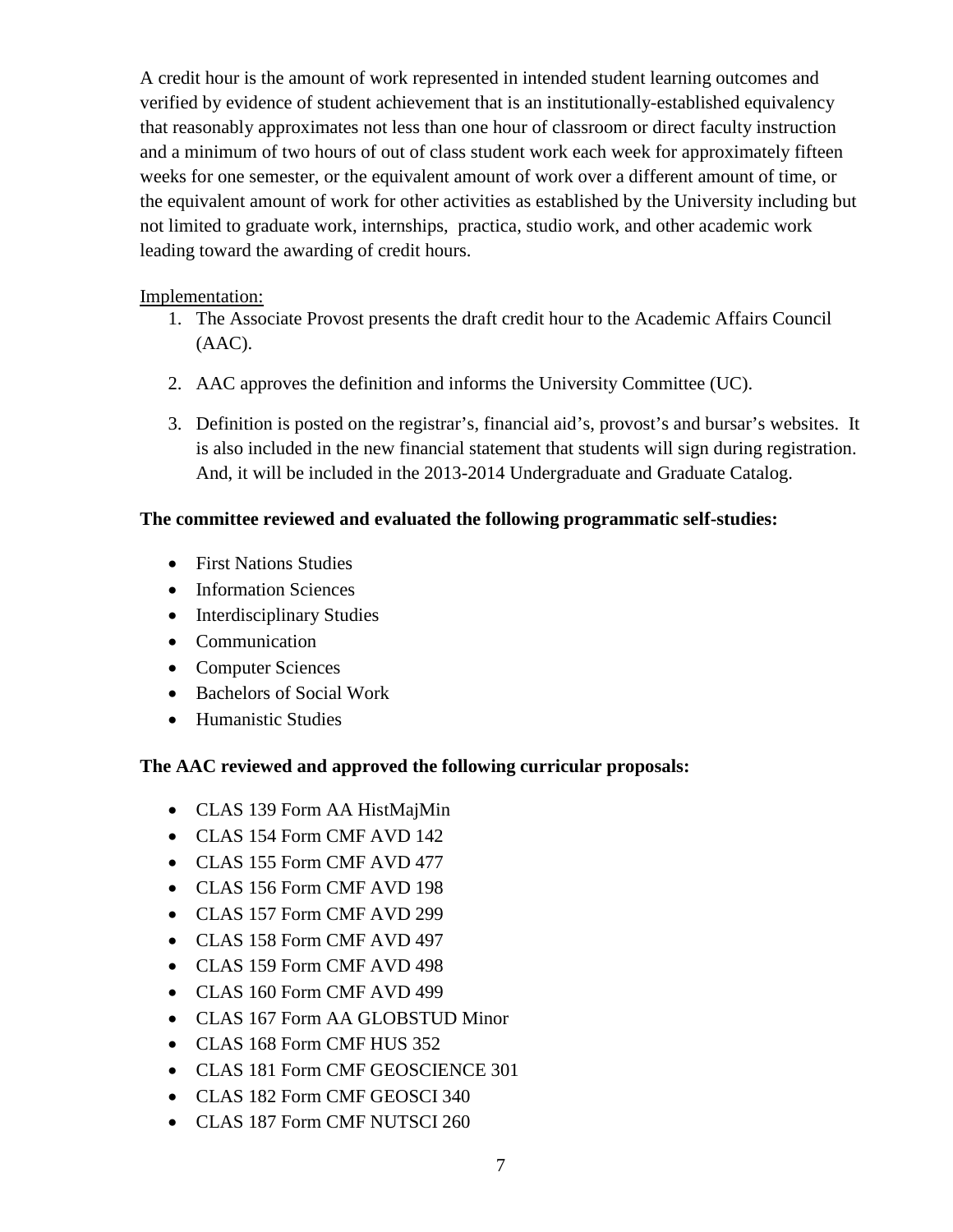A credit hour is the amount of work represented in intended student learning outcomes and verified by evidence of student achievement that is an institutionally-established equivalency that reasonably approximates not less than one hour of classroom or direct faculty instruction and a minimum of two hours of out of class student work each week for approximately fifteen weeks for one semester, or the equivalent amount of work over a different amount of time, or the equivalent amount of work for other activities as established by the University including but not limited to graduate work, internships, practica, studio work, and other academic work leading toward the awarding of credit hours.

Implementation:

1. The Associate Provost presents the draft credit hour to the Academic Affairs Council (AAC).
2. AAC approves the definition and informs the University Committee (UC).
3. Definition is posted on the registrar's, financial aid's, provost's and bursar's websites. It is also included in the new financial statement that students will sign during registration. And, it will be included in the 2013-2014 Undergraduate and Graduate Catalog.

**The committee reviewed and evaluated the following programmatic self-studies:**

- First Nations Studies
- Information Sciences
- Interdisciplinary Studies
- Communication
- Computer Sciences
- Bachelors of Social Work
- Humanistic Studies

**The AAC reviewed and approved the following curricular proposals:**

- CLAS 139 Form AA HistMajMin
- CLAS 154 Form CMF AVD 142
- CLAS 155 Form CMF AVD 477
- CLAS 156 Form CMF AVD 198
- CLAS 157 Form CMF AVD 299
- CLAS 158 Form CMF AVD 497
- CLAS 159 Form CMF AVD 498
- CLAS 160 Form CMF AVD 499
- CLAS 167 Form AA GLOBSTUD Minor
- CLAS 168 Form CMF HUS 352
- CLAS 181 Form CMF GEOSCIENCE 301
- CLAS 182 Form CMF GEOSCI 340
- CLAS 187 Form CMF NUTSCI 260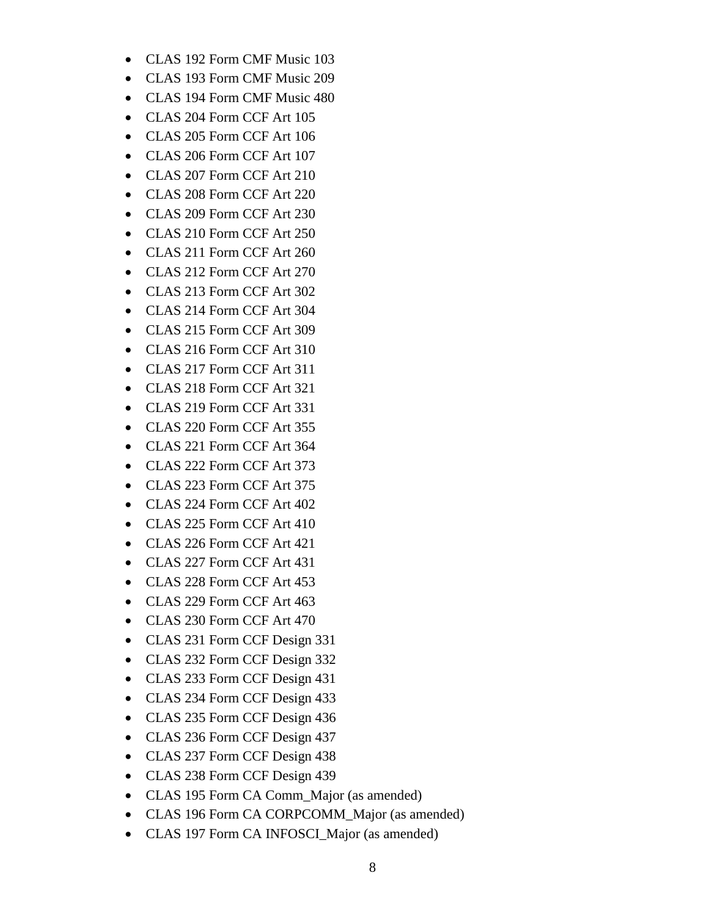- CLAS 192 Form CMF Music 103
- CLAS 193 Form CMF Music 209
- CLAS 194 Form CMF Music 480
- CLAS 204 Form CCF Art 105
- CLAS 205 Form CCF Art 106
- CLAS 206 Form CCF Art 107
- CLAS 207 Form CCF Art 210
- CLAS 208 Form CCF Art 220
- CLAS 209 Form CCF Art 230
- CLAS 210 Form CCF Art 250
- CLAS 211 Form CCF Art 260
- CLAS 212 Form CCF Art 270
- CLAS 213 Form CCF Art 302
- CLAS 214 Form CCF Art 304
- CLAS 215 Form CCF Art 309
- CLAS 216 Form CCF Art 310
- CLAS 217 Form CCF Art 311
- CLAS 218 Form CCF Art 321
- CLAS 219 Form CCF Art 331
- CLAS 220 Form CCF Art 355
- CLAS 221 Form CCF Art 364
- CLAS 222 Form CCF Art 373
- CLAS 223 Form CCF Art 375
- CLAS 224 Form CCF Art 402
- CLAS 225 Form CCF Art 410
- CLAS 226 Form CCF Art 421
- CLAS 227 Form CCF Art 431
- CLAS 228 Form CCF Art 453
- CLAS 229 Form CCF Art 463
- CLAS 230 Form CCF Art 470
- CLAS 231 Form CCF Design 331
- CLAS 232 Form CCF Design 332
- CLAS 233 Form CCF Design 431
- CLAS 234 Form CCF Design 433
- CLAS 235 Form CCF Design 436
- CLAS 236 Form CCF Design 437
- CLAS 237 Form CCF Design 438
- CLAS 238 Form CCF Design 439
- CLAS 195 Form CA Comm_Major (as amended)
- CLAS 196 Form CA CORPCOMM_Major (as amended)
- CLAS 197 Form CA INFOSCI_Major (as amended)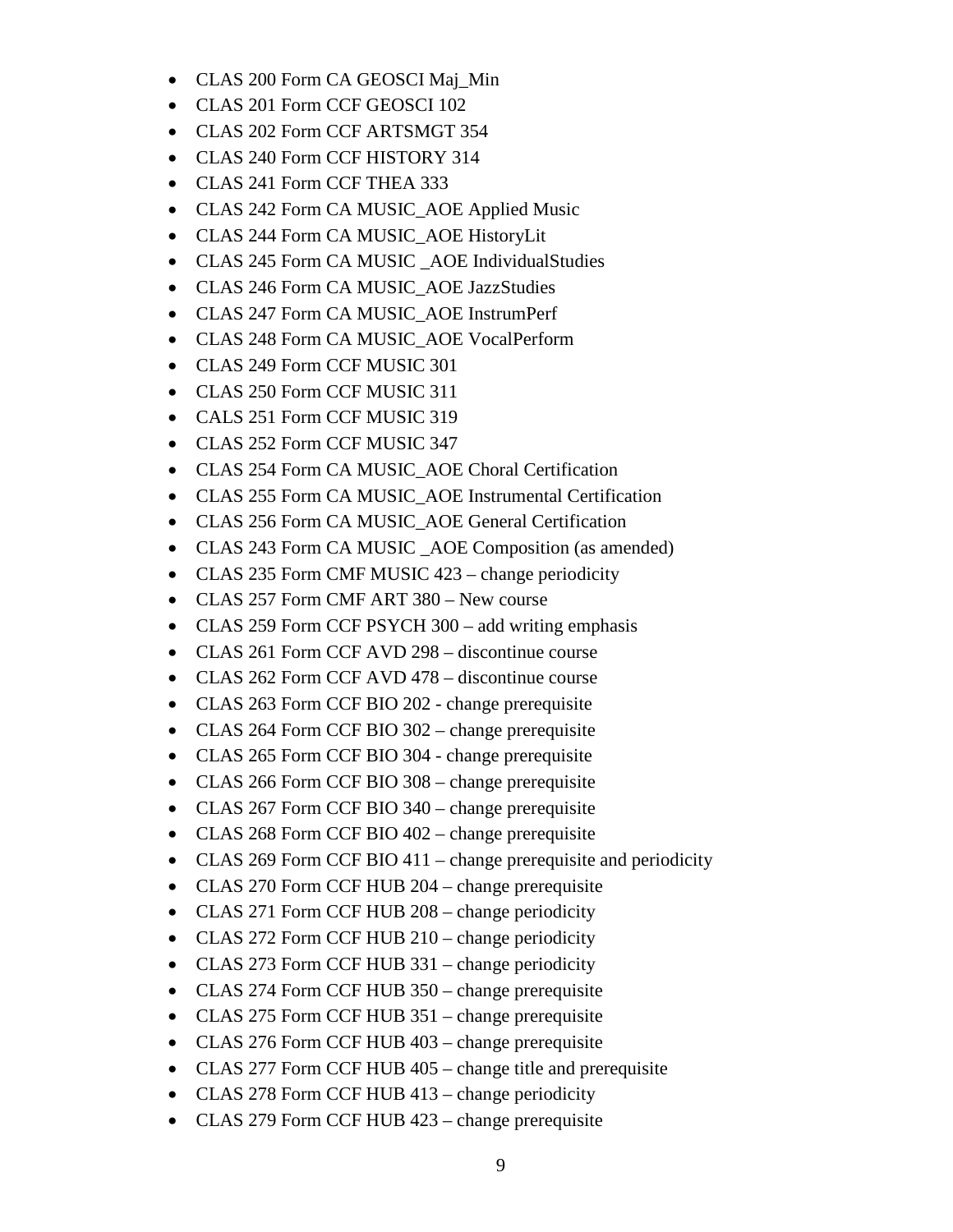- CLAS 200 Form CA GEOSCI Maj_Min
- CLAS 201 Form CCF GEOSCI 102
- CLAS 202 Form CCF ARTSMGT 354
- CLAS 240 Form CCF HISTORY 314
- CLAS 241 Form CCF THEA 333
- CLAS 242 Form CA MUSIC_AOE Applied Music
- CLAS 244 Form CA MUSIC_AOE HistoryLit
- CLAS 245 Form CA MUSIC _AOE IndividualStudies
- CLAS 246 Form CA MUSIC_AOE JazzStudies
- CLAS 247 Form CA MUSIC_AOE InstrumPerf
- CLAS 248 Form CA MUSIC_AOE VocalPerform
- CLAS 249 Form CCF MUSIC 301
- CLAS 250 Form CCF MUSIC 311
- CALS 251 Form CCF MUSIC 319
- CLAS 252 Form CCF MUSIC 347
- CLAS 254 Form CA MUSIC_AOE Choral Certification
- CLAS 255 Form CA MUSIC_AOE Instrumental Certification
- CLAS 256 Form CA MUSIC_AOE General Certification
- CLAS 243 Form CA MUSIC _AOE Composition (as amended)
- CLAS 235 Form CMF MUSIC 423 – change periodicity
- CLAS 257 Form CMF ART 380 – New course
- CLAS 259 Form CCF PSYCH 300 – add writing emphasis
- CLAS 261 Form CCF AVD 298 – discontinue course
- CLAS 262 Form CCF AVD 478 – discontinue course
- CLAS 263 Form CCF BIO 202 - change prerequisite
- CLAS 264 Form CCF BIO 302 – change prerequisite
- CLAS 265 Form CCF BIO 304 - change prerequisite
- CLAS 266 Form CCF BIO 308 – change prerequisite
- CLAS 267 Form CCF BIO 340 – change prerequisite
- CLAS 268 Form CCF BIO 402 – change prerequisite
- CLAS 269 Form CCF BIO 411 – change prerequisite and periodicity
- CLAS 270 Form CCF HUB 204 – change prerequisite
- CLAS 271 Form CCF HUB 208 – change periodicity
- CLAS 272 Form CCF HUB 210 – change periodicity
- CLAS 273 Form CCF HUB 331 – change periodicity
- CLAS 274 Form CCF HUB 350 – change prerequisite
- CLAS 275 Form CCF HUB 351 – change prerequisite
- CLAS 276 Form CCF HUB 403 – change prerequisite
- CLAS 277 Form CCF HUB 405 – change title and prerequisite
- CLAS 278 Form CCF HUB 413 – change periodicity
- CLAS 279 Form CCF HUB 423 – change prerequisite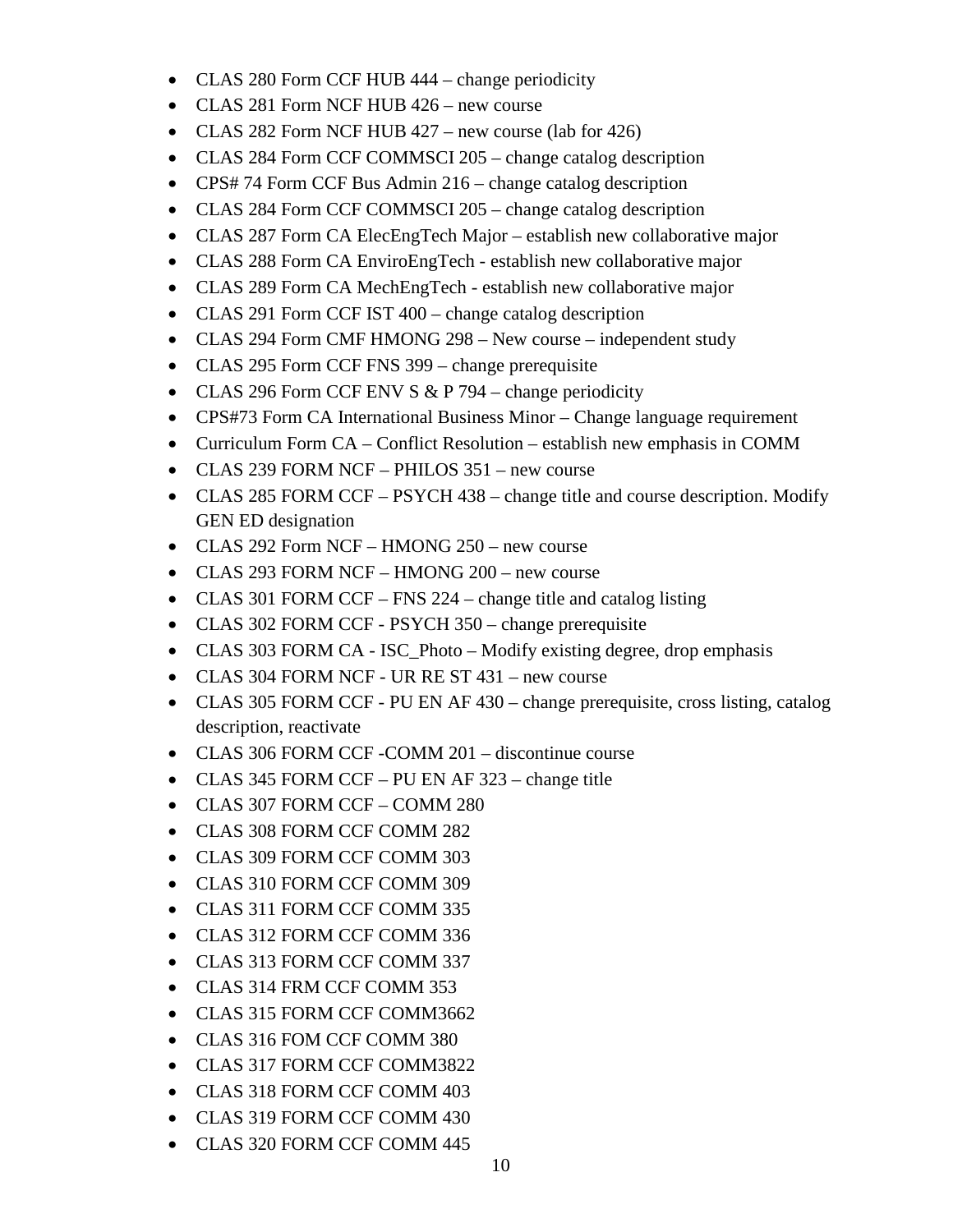- CLAS 280 Form CCF HUB 444 – change periodicity
- CLAS 281 Form NCF HUB 426 – new course
- CLAS 282 Form NCF HUB 427 – new course (lab for 426)
- CLAS 284 Form CCF COMMSCI 205 – change catalog description
- CPS# 74 Form CCF Bus Admin 216 – change catalog description
- CLAS 284 Form CCF COMMSCI 205 – change catalog description
- CLAS 287 Form CA ElecEngTech Major – establish new collaborative major
- CLAS 288 Form CA EnviroEngTech - establish new collaborative major
- CLAS 289 Form CA MechEngTech - establish new collaborative major
- CLAS 291 Form CCF IST 400 – change catalog description
- CLAS 294 Form CMF HMONG 298 – New course – independent study
- CLAS 295 Form CCF FNS 399 – change prerequisite
- CLAS 296 Form CCF ENV S & P 794 – change periodicity
- CPS#73 Form CA International Business Minor – Change language requirement
- Curriculum Form CA – Conflict Resolution – establish new emphasis in COMM
- CLAS 239 FORM NCF – PHILOS 351 – new course
- CLAS 285 FORM CCF – PSYCH 438 – change title and course description. Modify GEN ED designation
- CLAS 292 Form NCF – HMONG 250 – new course
- CLAS 293 FORM NCF – HMONG 200 – new course
- CLAS 301 FORM CCF – FNS 224 – change title and catalog listing
- CLAS 302 FORM CCF - PSYCH 350 – change prerequisite
- CLAS 303 FORM CA - ISC_Photo – Modify existing degree, drop emphasis
- CLAS 304 FORM NCF - UR RE ST 431 – new course
- CLAS 305 FORM CCF - PU EN AF 430 – change prerequisite, cross listing, catalog description, reactivate
- CLAS 306 FORM CCF -COMM 201 – discontinue course
- CLAS 345 FORM CCF – PU EN AF 323 – change title
- CLAS 307 FORM CCF – COMM 280
- CLAS 308 FORM CCF COMM 282
- CLAS 309 FORM CCF COMM 303
- CLAS 310 FORM CCF COMM 309
- CLAS 311 FORM CCF COMM 335
- CLAS 312 FORM CCF COMM 336
- CLAS 313 FORM CCF COMM 337
- CLAS 314 FRM CCF COMM 353
- CLAS 315 FORM CCF COMM3662
- CLAS 316 FOM CCF COMM 380
- CLAS 317 FORM CCF COMM3822
- CLAS 318 FORM CCF COMM 403
- CLAS 319 FORM CCF COMM 430
- CLAS 320 FORM CCF COMM 445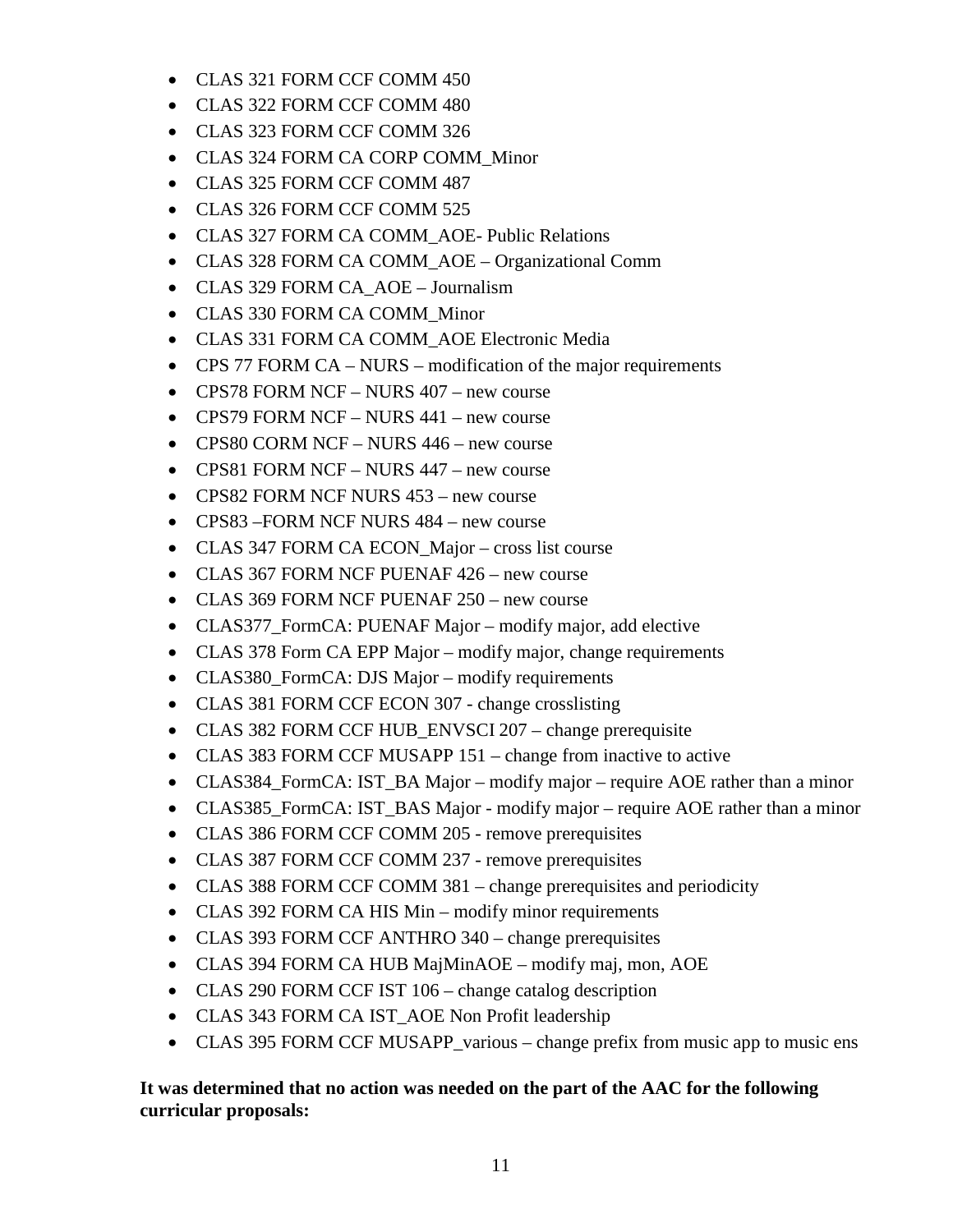- CLAS 321 FORM CCF COMM 450
- CLAS 322 FORM CCF COMM 480
- CLAS 323 FORM CCF COMM 326
- CLAS 324 FORM CA CORP COMM_Minor
- CLAS 325 FORM CCF COMM 487
- CLAS 326 FORM CCF COMM 525
- CLAS 327 FORM CA COMM_AOE- Public Relations
- CLAS 328 FORM CA COMM_AOE – Organizational Comm
- CLAS 329 FORM CA_AOE – Journalism
- CLAS 330 FORM CA COMM_Minor
- CLAS 331 FORM CA COMM_AOE Electronic Media
- CPS 77 FORM CA – NURS – modification of the major requirements
- CPS78 FORM NCF – NURS 407 – new course
- CPS79 FORM NCF – NURS 441 – new course
- CPS80 CORM NCF – NURS 446 – new course
- CPS81 FORM NCF – NURS 447 – new course
- CPS82 FORM NCF NURS 453 – new course
- CPS83 –FORM NCF NURS 484 – new course
- CLAS 347 FORM CA ECON_Major – cross list course
- CLAS 367 FORM NCF PUENAF 426 – new course
- CLAS 369 FORM NCF PUENAF 250 – new course
- CLAS377_FormCA: PUENAF Major – modify major, add elective
- CLAS 378 Form CA EPP Major – modify major, change requirements
- CLAS380_FormCA: DJS Major – modify requirements
- CLAS 381 FORM CCF ECON 307 - change crosslisting
- CLAS 382 FORM CCF HUB_ENVSCI 207 – change prerequisite
- CLAS 383 FORM CCF MUSAPP 151 – change from inactive to active
- CLAS384_FormCA: IST_BA Major – modify major – require AOE rather than a minor
- CLAS385_FormCA: IST_BAS Major - modify major – require AOE rather than a minor
- CLAS 386 FORM CCF COMM 205 - remove prerequisites
- CLAS 387 FORM CCF COMM 237 - remove prerequisites
- CLAS 388 FORM CCF COMM 381 – change prerequisites and periodicity
- CLAS 392 FORM CA HIS Min – modify minor requirements
- CLAS 393 FORM CCF ANTHRO 340 – change prerequisites
- CLAS 394 FORM CA HUB MajMinAOE – modify maj, mon, AOE
- CLAS 290 FORM CCF IST 106 – change catalog description
- CLAS 343 FORM CA IST_AOE Non Profit leadership
- CLAS 395 FORM CCF MUSAPP_various – change prefix from music app to music ens

**It was determined that no action was needed on the part of the AAC for the following curricular proposals:**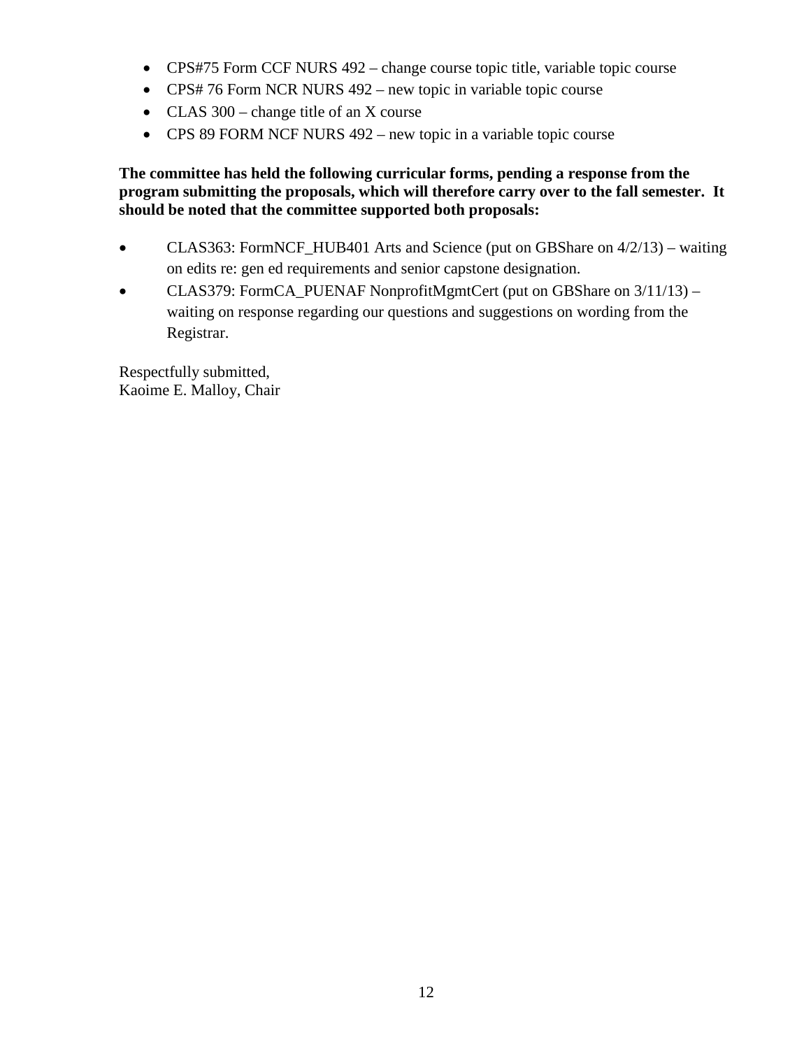- CPS#75 Form CCF NURS 492 – change course topic title, variable topic course
- CPS# 76 Form NCR NURS 492 – new topic in variable topic course
- CLAS 300 – change title of an X course
- CPS 89 FORM NCF NURS 492 – new topic in a variable topic course

**The committee has held the following curricular forms, pending a response from the program submitting the proposals, which will therefore carry over to the fall semester. It should be noted that the committee supported both proposals:**

- CLAS363: FormNCF_HUB401 Arts and Science (put on GBShare on 4/2/13) – waiting on edits re: gen ed requirements and senior capstone designation.
- CLAS379: FormCA_PUENAF NonprofitMgmtCert (put on GBShare on 3/11/13) – waiting on response regarding our questions and suggestions on wording from the Registrar.

Respectfully submitted,
Kaoime E. Malloy, Chair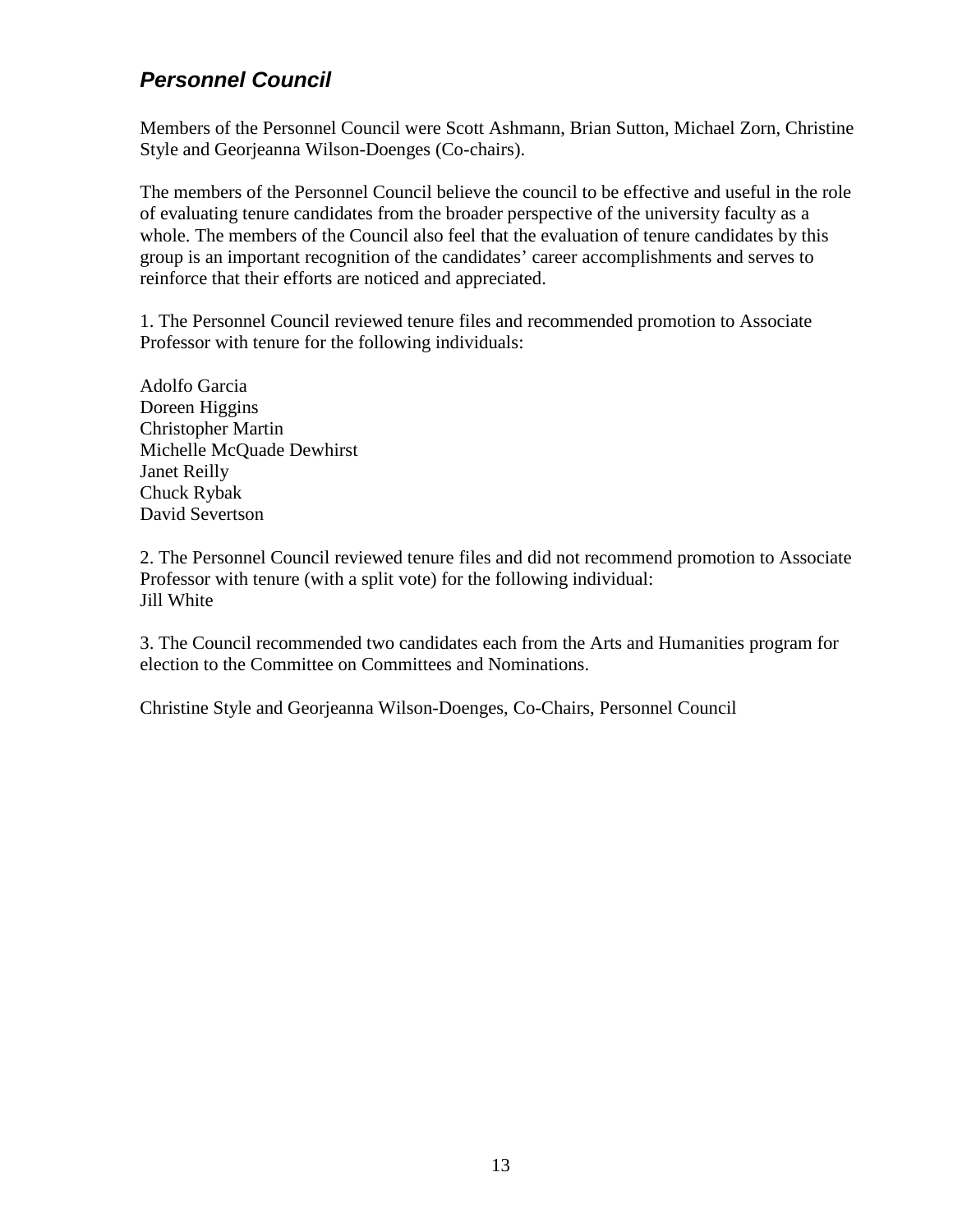## ***Personnel Council***

Members of the Personnel Council were Scott Ashmann, Brian Sutton, Michael Zorn, Christine Style and Georjeanna Wilson-Doenges (Co-chairs).

The members of the Personnel Council believe the council to be effective and useful in the role of evaluating tenure candidates from the broader perspective of the university faculty as a whole. The members of the Council also feel that the evaluation of tenure candidates by this group is an important recognition of the candidates' career accomplishments and serves to reinforce that their efforts are noticed and appreciated.

1. The Personnel Council reviewed tenure files and recommended promotion to Associate Professor with tenure for the following individuals:

Adolfo Garcia
Doreen Higgins
Christopher Martin
Michelle McQuade Dewhirst
Janet Reilly
Chuck Rybak
David Severtson

2. The Personnel Council reviewed tenure files and did not recommend promotion to Associate Professor with tenure (with a split vote) for the following individual:
Jill White

3. The Council recommended two candidates each from the Arts and Humanities program for election to the Committee on Committees and Nominations.

Christine Style and Georjeanna Wilson-Doenges, Co-Chairs, Personnel Council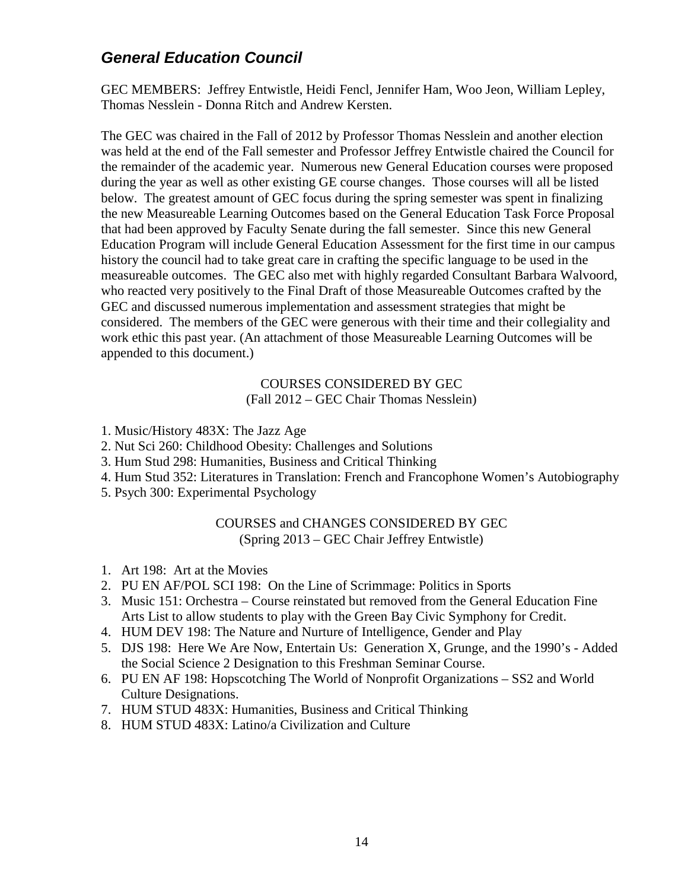## ***General Education Council***

GEC MEMBERS: Jeffrey Entwistle, Heidi Fencl, Jennifer Ham, Woo Jeon, William Lepley, Thomas Nesslein - Donna Ritch and Andrew Kersten.

The GEC was chaired in the Fall of 2012 by Professor Thomas Nesslein and another election was held at the end of the Fall semester and Professor Jeffrey Entwistle chaired the Council for the remainder of the academic year. Numerous new General Education courses were proposed during the year as well as other existing GE course changes. Those courses will all be listed below. The greatest amount of GEC focus during the spring semester was spent in finalizing the new Measureable Learning Outcomes based on the General Education Task Force Proposal that had been approved by Faculty Senate during the fall semester. Since this new General Education Program will include General Education Assessment for the first time in our campus history the council had to take great care in crafting the specific language to be used in the measureable outcomes. The GEC also met with highly regarded Consultant Barbara Walvoord, who reacted very positively to the Final Draft of those Measureable Outcomes crafted by the GEC and discussed numerous implementation and assessment strategies that might be considered. The members of the GEC were generous with their time and their collegiality and work ethic this past year. (An attachment of those Measureable Learning Outcomes will be appended to this document.)

COURSES CONSIDERED BY GEC
(Fall 2012 – GEC Chair Thomas Nesslein)

1. Music/History 483X: The Jazz Age
2. Nut Sci 260: Childhood Obesity: Challenges and Solutions
3. Hum Stud 298: Humanities, Business and Critical Thinking
4. Hum Stud 352: Literatures in Translation: French and Francophone Women's Autobiography
5. Psych 300: Experimental Psychology

COURSES and CHANGES CONSIDERED BY GEC
(Spring 2013 – GEC Chair Jeffrey Entwistle)

1. Art 198: Art at the Movies
2. PU EN AF/POL SCI 198: On the Line of Scrimmage: Politics in Sports
3. Music 151: Orchestra – Course reinstated but removed from the General Education Fine Arts List to allow students to play with the Green Bay Civic Symphony for Credit.
4. HUM DEV 198: The Nature and Nurture of Intelligence, Gender and Play
5. DJS 198: Here We Are Now, Entertain Us: Generation X, Grunge, and the 1990's - Added the Social Science 2 Designation to this Freshman Seminar Course.
6. PU EN AF 198: Hopscotching The World of Nonprofit Organizations – SS2 and World Culture Designations.
7. HUM STUD 483X: Humanities, Business and Critical Thinking
8. HUM STUD 483X: Latino/a Civilization and Culture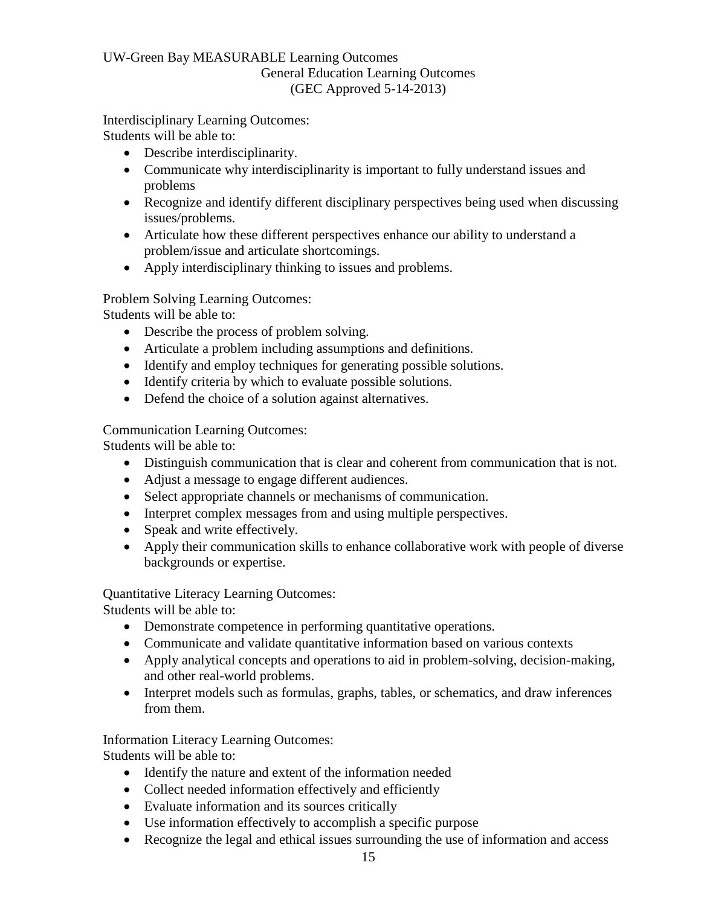UW-Green Bay MEASURABLE Learning Outcomes

General Education Learning Outcomes

(GEC Approved 5-14-2013)

Interdisciplinary Learning Outcomes:
Students will be able to:

- Describe interdisciplinarity.
- Communicate why interdisciplinarity is important to fully understand issues and problems
- Recognize and identify different disciplinary perspectives being used when discussing issues/problems.
- Articulate how these different perspectives enhance our ability to understand a problem/issue and articulate shortcomings.
- Apply interdisciplinary thinking to issues and problems.

Problem Solving Learning Outcomes:
Students will be able to:

- Describe the process of problem solving.
- Articulate a problem including assumptions and definitions.
- Identify and employ techniques for generating possible solutions.
- Identify criteria by which to evaluate possible solutions.
- Defend the choice of a solution against alternatives.

Communication Learning Outcomes:
Students will be able to:

- Distinguish communication that is clear and coherent from communication that is not.
- Adjust a message to engage different audiences.
- Select appropriate channels or mechanisms of communication.
- Interpret complex messages from and using multiple perspectives.
- Speak and write effectively.
- Apply their communication skills to enhance collaborative work with people of diverse backgrounds or expertise.

Quantitative Literacy Learning Outcomes:
Students will be able to:

- Demonstrate competence in performing quantitative operations.
- Communicate and validate quantitative information based on various contexts
- Apply analytical concepts and operations to aid in problem-solving, decision-making, and other real-world problems.
- Interpret models such as formulas, graphs, tables, or schematics, and draw inferences from them.

Information Literacy Learning Outcomes:
Students will be able to:

- Identify the nature and extent of the information needed
- Collect needed information effectively and efficiently
- Evaluate information and its sources critically
- Use information effectively to accomplish a specific purpose
- Recognize the legal and ethical issues surrounding the use of information and access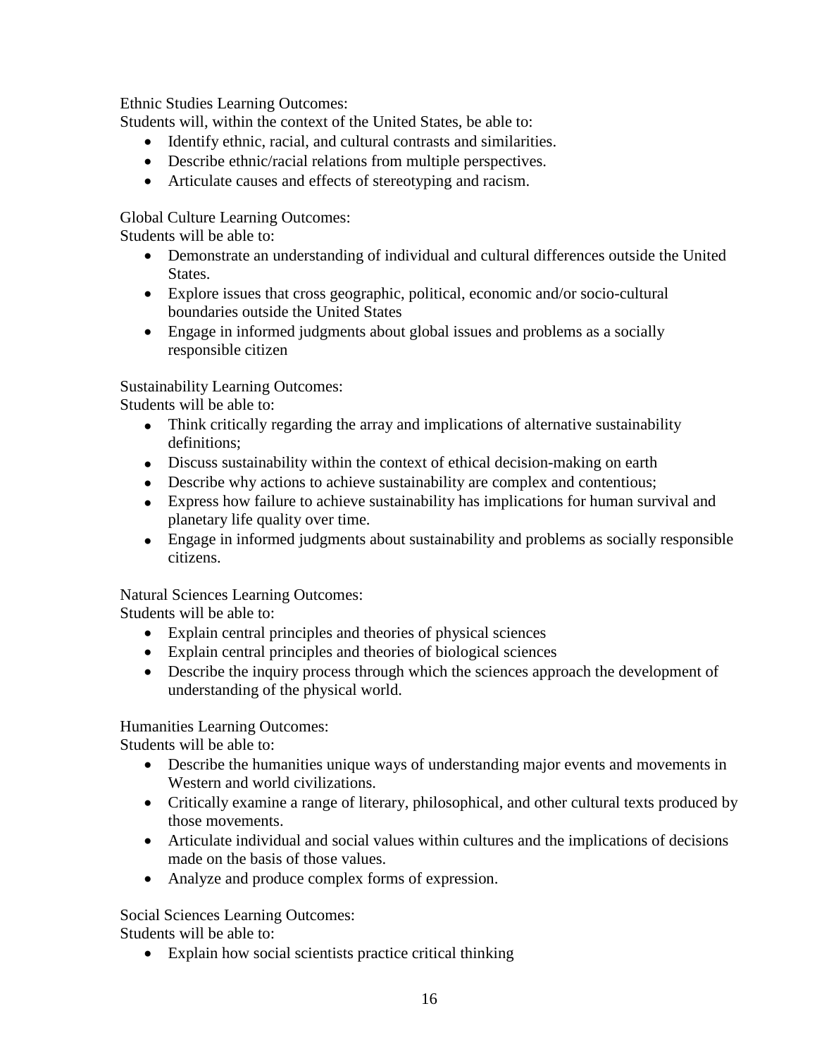Ethnic Studies Learning Outcomes:
Students will, within the context of the United States, be able to:

- Identify ethnic, racial, and cultural contrasts and similarities.
- Describe ethnic/racial relations from multiple perspectives.
- Articulate causes and effects of stereotyping and racism.

Global Culture Learning Outcomes:
Students will be able to:

- Demonstrate an understanding of individual and cultural differences outside the United States.
- Explore issues that cross geographic, political, economic and/or socio-cultural boundaries outside the United States
- Engage in informed judgments about global issues and problems as a socially responsible citizen

Sustainability Learning Outcomes:
Students will be able to:

- Think critically regarding the array and implications of alternative sustainability definitions;
- Discuss sustainability within the context of ethical decision-making on earth
- Describe why actions to achieve sustainability are complex and contentious;
- Express how failure to achieve sustainability has implications for human survival and planetary life quality over time.
- Engage in informed judgments about sustainability and problems as socially responsible citizens.

Natural Sciences Learning Outcomes:
Students will be able to:

- Explain central principles and theories of physical sciences
- Explain central principles and theories of biological sciences
- Describe the inquiry process through which the sciences approach the development of understanding of the physical world.

Humanities Learning Outcomes:
Students will be able to:

- Describe the humanities unique ways of understanding major events and movements in Western and world civilizations.
- Critically examine a range of literary, philosophical, and other cultural texts produced by those movements.
- Articulate individual and social values within cultures and the implications of decisions made on the basis of those values.
- Analyze and produce complex forms of expression.

Social Sciences Learning Outcomes:
Students will be able to:

- Explain how social scientists practice critical thinking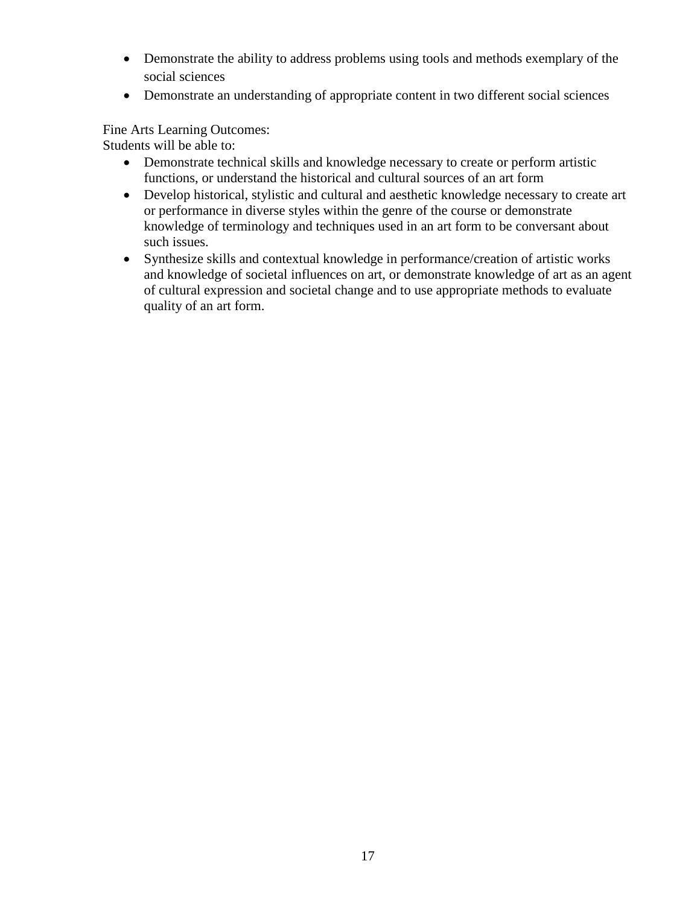- Demonstrate the ability to address problems using tools and methods exemplary of the social sciences
- Demonstrate an understanding of appropriate content in two different social sciences

Fine Arts Learning Outcomes:
Students will be able to:

- Demonstrate technical skills and knowledge necessary to create or perform artistic functions, or understand the historical and cultural sources of an art form
- Develop historical, stylistic and cultural and aesthetic knowledge necessary to create art or performance in diverse styles within the genre of the course or demonstrate knowledge of terminology and techniques used in an art form to be conversant about such issues.
- Synthesize skills and contextual knowledge in performance/creation of artistic works and knowledge of societal influences on art, or demonstrate knowledge of art as an agent of cultural expression and societal change and to use appropriate methods to evaluate quality of an art form.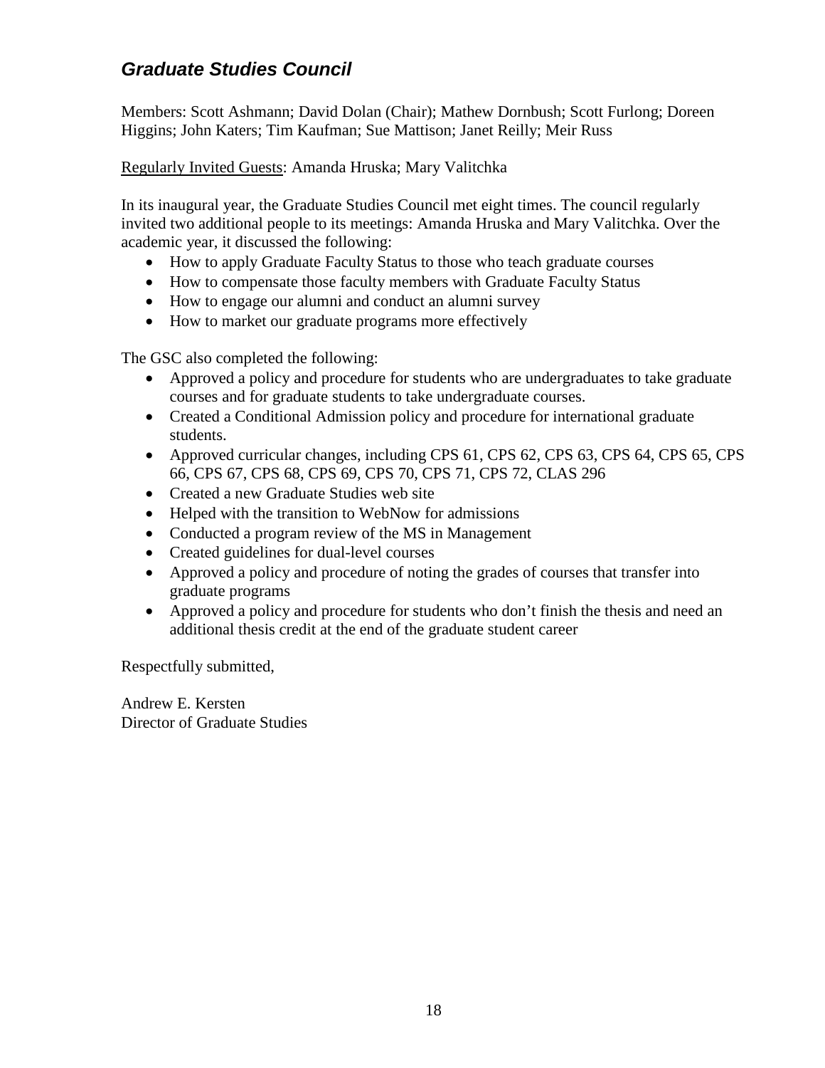## *Graduate Studies Council*

Members: Scott Ashmann; David Dolan (Chair); Mathew Dornbush; Scott Furlong; Doreen Higgins; John Katers; Tim Kaufman; Sue Mattison; Janet Reilly; Meir Russ

<u>Regularly Invited Guests</u>: Amanda Hruska; Mary Valitchka

In its inaugural year, the Graduate Studies Council met eight times. The council regularly invited two additional people to its meetings: Amanda Hruska and Mary Valitchka. Over the academic year, it discussed the following:

- How to apply Graduate Faculty Status to those who teach graduate courses
- How to compensate those faculty members with Graduate Faculty Status
- How to engage our alumni and conduct an alumni survey
- How to market our graduate programs more effectively

The GSC also completed the following:

- Approved a policy and procedure for students who are undergraduates to take graduate courses and for graduate students to take undergraduate courses.
- Created a Conditional Admission policy and procedure for international graduate students.
- Approved curricular changes, including CPS 61, CPS 62, CPS 63, CPS 64, CPS 65, CPS 66, CPS 67, CPS 68, CPS 69, CPS 70, CPS 71, CPS 72, CLAS 296
- Created a new Graduate Studies web site
- Helped with the transition to WebNow for admissions
- Conducted a program review of the MS in Management
- Created guidelines for dual-level courses
- Approved a policy and procedure of noting the grades of courses that transfer into graduate programs
- Approved a policy and procedure for students who don't finish the thesis and need an additional thesis credit at the end of the graduate student career

Respectfully submitted,

Andrew E. Kersten
Director of Graduate Studies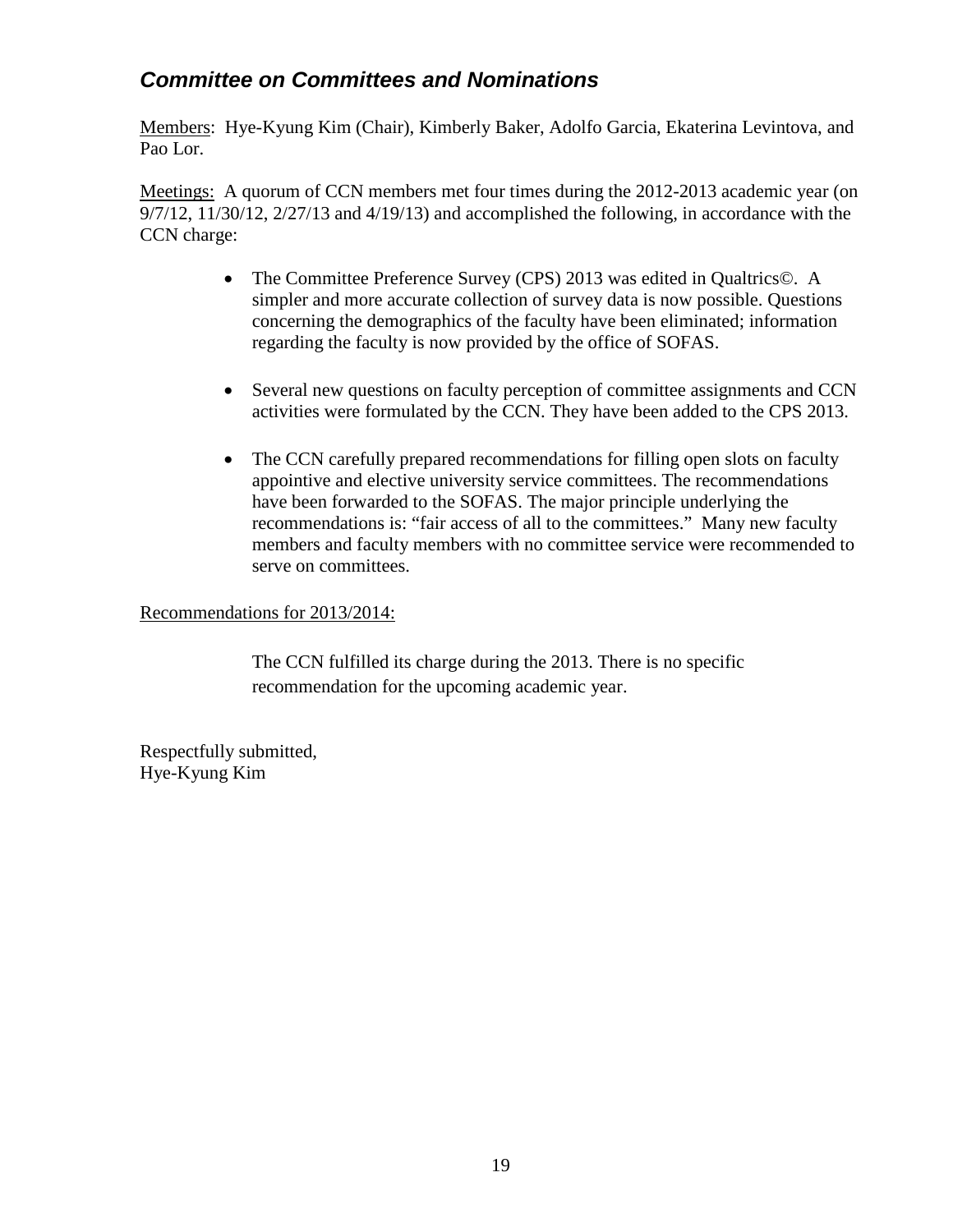## *Committee on Committees and Nominations*

Members: Hye-Kyung Kim (Chair), Kimberly Baker, Adolfo Garcia, Ekaterina Levintova, and Pao Lor.

Meetings: A quorum of CCN members met four times during the 2012-2013 academic year (on 9/7/12, 11/30/12, 2/27/13 and 4/19/13) and accomplished the following, in accordance with the CCN charge:

- The Committee Preference Survey (CPS) 2013 was edited in Qualtrics©. A simpler and more accurate collection of survey data is now possible. Questions concerning the demographics of the faculty have been eliminated; information regarding the faculty is now provided by the office of SOFAS.
- Several new questions on faculty perception of committee assignments and CCN activities were formulated by the CCN. They have been added to the CPS 2013.
- The CCN carefully prepared recommendations for filling open slots on faculty appointive and elective university service committees. The recommendations have been forwarded to the SOFAS. The major principle underlying the recommendations is: "fair access of all to the committees." Many new faculty members and faculty members with no committee service were recommended to serve on committees.

Recommendations for 2013/2014:

The CCN fulfilled its charge during the 2013. There is no specific recommendation for the upcoming academic year.

Respectfully submitted,
Hye-Kyung Kim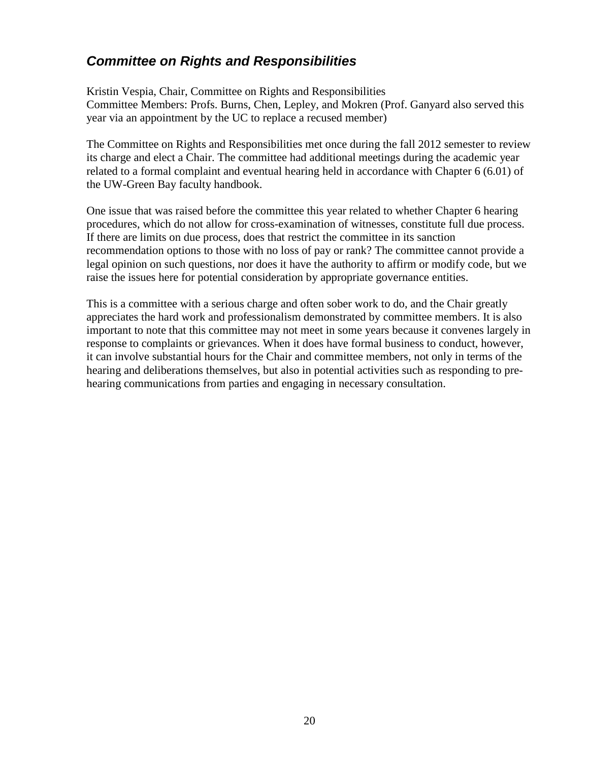## *Committee on Rights and Responsibilities*

Kristin Vespia, Chair, Committee on Rights and Responsibilities
Committee Members: Profs. Burns, Chen, Lepley, and Mokren (Prof. Ganyard also served this year via an appointment by the UC to replace a recused member)

The Committee on Rights and Responsibilities met once during the fall 2012 semester to review its charge and elect a Chair. The committee had additional meetings during the academic year related to a formal complaint and eventual hearing held in accordance with Chapter 6 (6.01) of the UW-Green Bay faculty handbook.

One issue that was raised before the committee this year related to whether Chapter 6 hearing procedures, which do not allow for cross-examination of witnesses, constitute full due process. If there are limits on due process, does that restrict the committee in its sanction recommendation options to those with no loss of pay or rank? The committee cannot provide a legal opinion on such questions, nor does it have the authority to affirm or modify code, but we raise the issues here for potential consideration by appropriate governance entities.

This is a committee with a serious charge and often sober work to do, and the Chair greatly appreciates the hard work and professionalism demonstrated by committee members. It is also important to note that this committee may not meet in some years because it convenes largely in response to complaints or grievances. When it does have formal business to conduct, however, it can involve substantial hours for the Chair and committee members, not only in terms of the hearing and deliberations themselves, but also in potential activities such as responding to pre-hearing communications from parties and engaging in necessary consultation.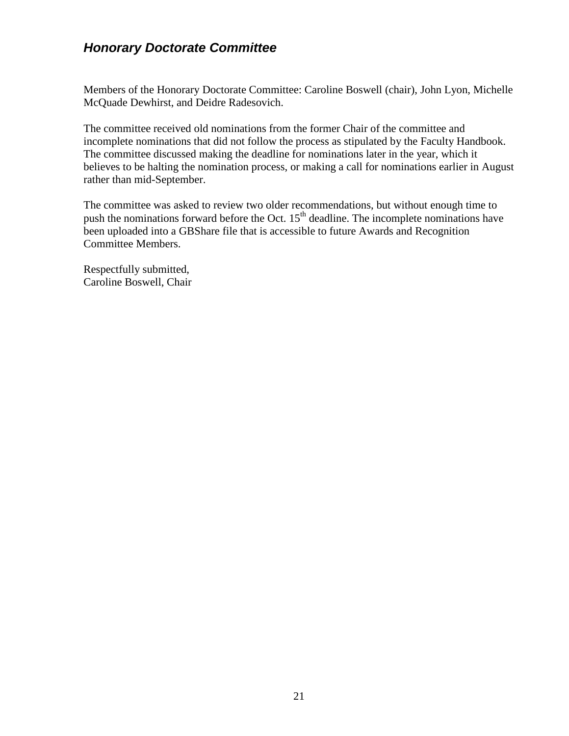### ***Honorary Doctorate Committee***

Members of the Honorary Doctorate Committee: Caroline Boswell (chair), John Lyon, Michelle McQuade Dewhirst, and Deidre Radesovich.

The committee received old nominations from the former Chair of the committee and incomplete nominations that did not follow the process as stipulated by the Faculty Handbook. The committee discussed making the deadline for nominations later in the year, which it believes to be halting the nomination process, or making a call for nominations earlier in August rather than mid-September.

The committee was asked to review two older recommendations, but without enough time to push the nominations forward before the Oct. 15th deadline. The incomplete nominations have been uploaded into a GBShare file that is accessible to future Awards and Recognition Committee Members.

Respectfully submitted,
Caroline Boswell, Chair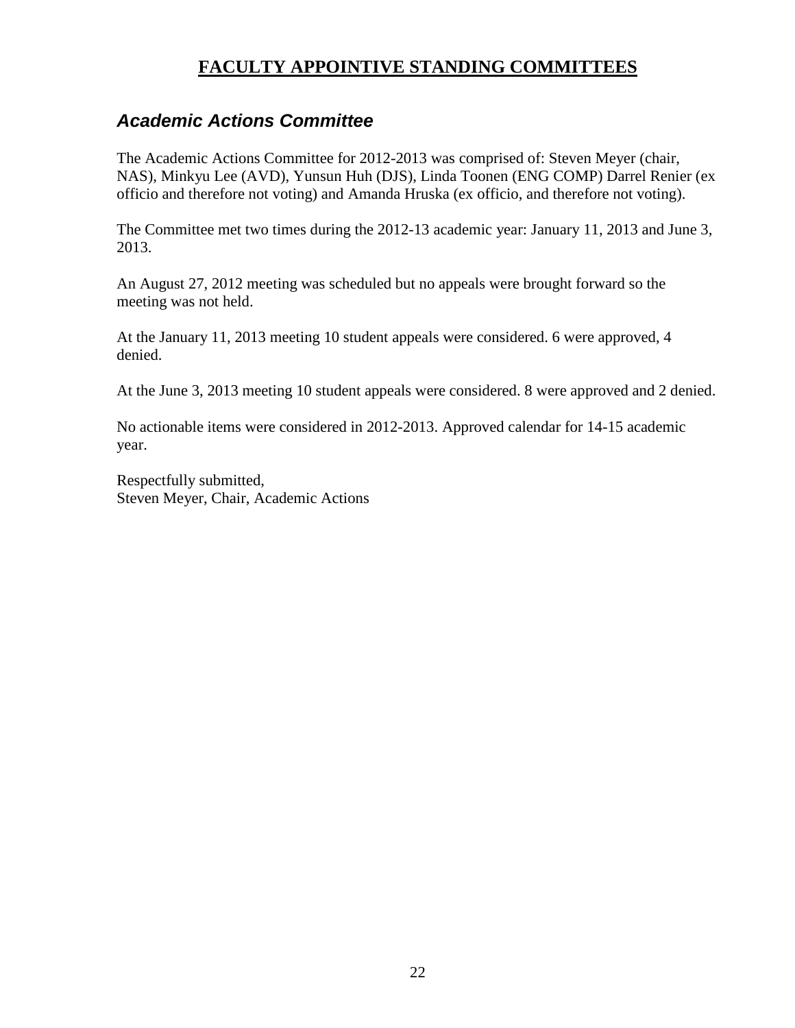# FACULTY APPOINTIVE STANDING COMMITTEES

## *Academic Actions Committee*

The Academic Actions Committee for 2012-2013 was comprised of: Steven Meyer (chair, NAS), Minkyu Lee (AVD), Yunsun Huh (DJS), Linda Toonen (ENG COMP) Darrel Renier (ex officio and therefore not voting) and Amanda Hruska (ex officio, and therefore not voting).

The Committee met two times during the 2012-13 academic year: January 11, 2013 and June 3, 2013.

An August 27, 2012 meeting was scheduled but no appeals were brought forward so the meeting was not held.

At the January 11, 2013 meeting 10 student appeals were considered. 6 were approved, 4 denied.

At the June 3, 2013 meeting 10 student appeals were considered. 8 were approved and 2 denied.

No actionable items were considered in 2012-2013. Approved calendar for 14-15 academic year.

Respectfully submitted,
Steven Meyer, Chair, Academic Actions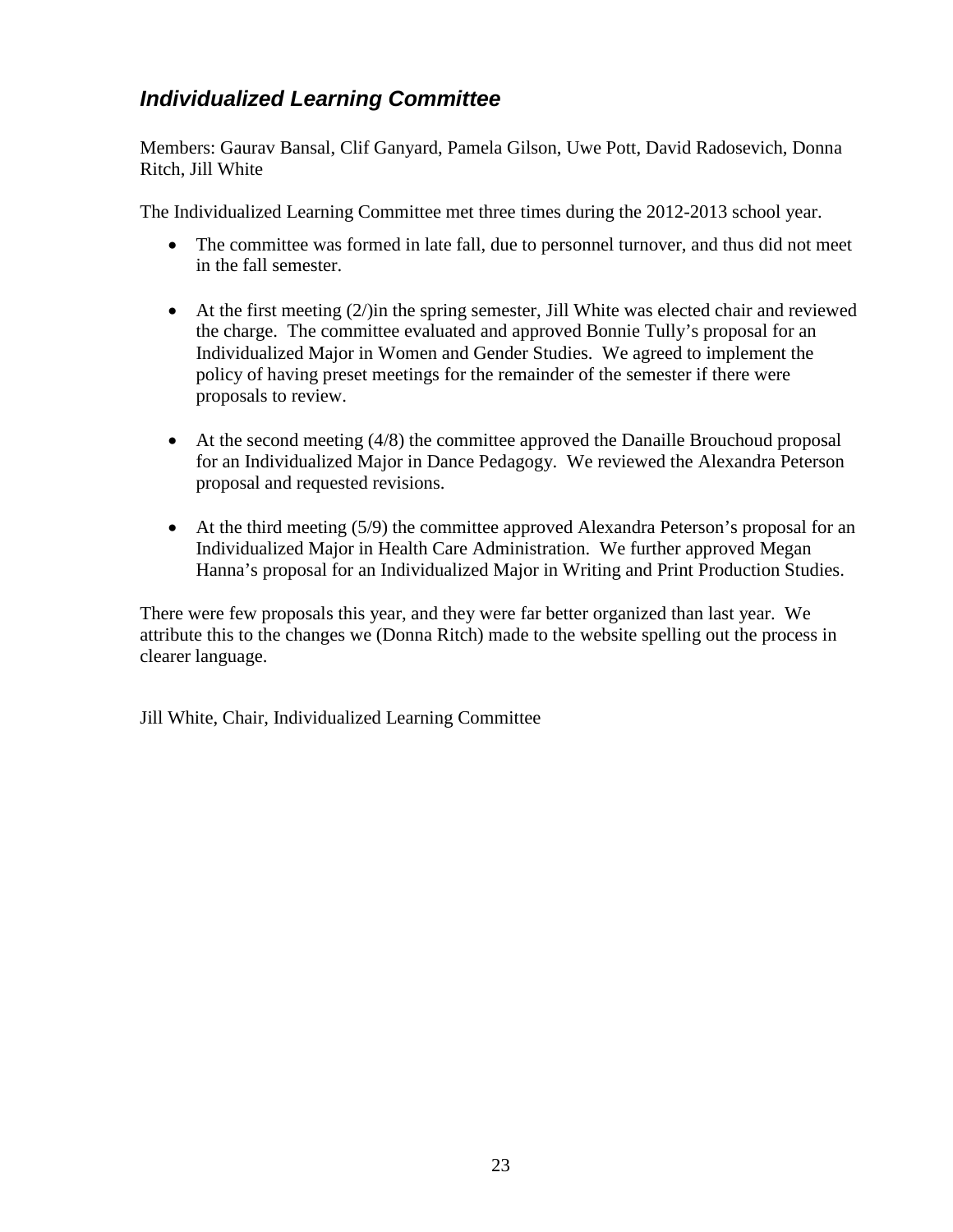## ***Individualized Learning Committee***

Members: Gaurav Bansal, Clif Ganyard, Pamela Gilson, Uwe Pott, David Radosevich, Donna Ritch, Jill White

The Individualized Learning Committee met three times during the 2012-2013 school year.

- The committee was formed in late fall, due to personnel turnover, and thus did not meet in the fall semester.

- At the first meeting (2/)in the spring semester, Jill White was elected chair and reviewed the charge. The committee evaluated and approved Bonnie Tully's proposal for an Individualized Major in Women and Gender Studies. We agreed to implement the policy of having preset meetings for the remainder of the semester if there were proposals to review.

- At the second meeting (4/8) the committee approved the Danaille Brouchoud proposal for an Individualized Major in Dance Pedagogy. We reviewed the Alexandra Peterson proposal and requested revisions.

- At the third meeting (5/9) the committee approved Alexandra Peterson's proposal for an Individualized Major in Health Care Administration. We further approved Megan Hanna's proposal for an Individualized Major in Writing and Print Production Studies.

There were few proposals this year, and they were far better organized than last year. We attribute this to the changes we (Donna Ritch) made to the website spelling out the process in clearer language.

Jill White, Chair, Individualized Learning Committee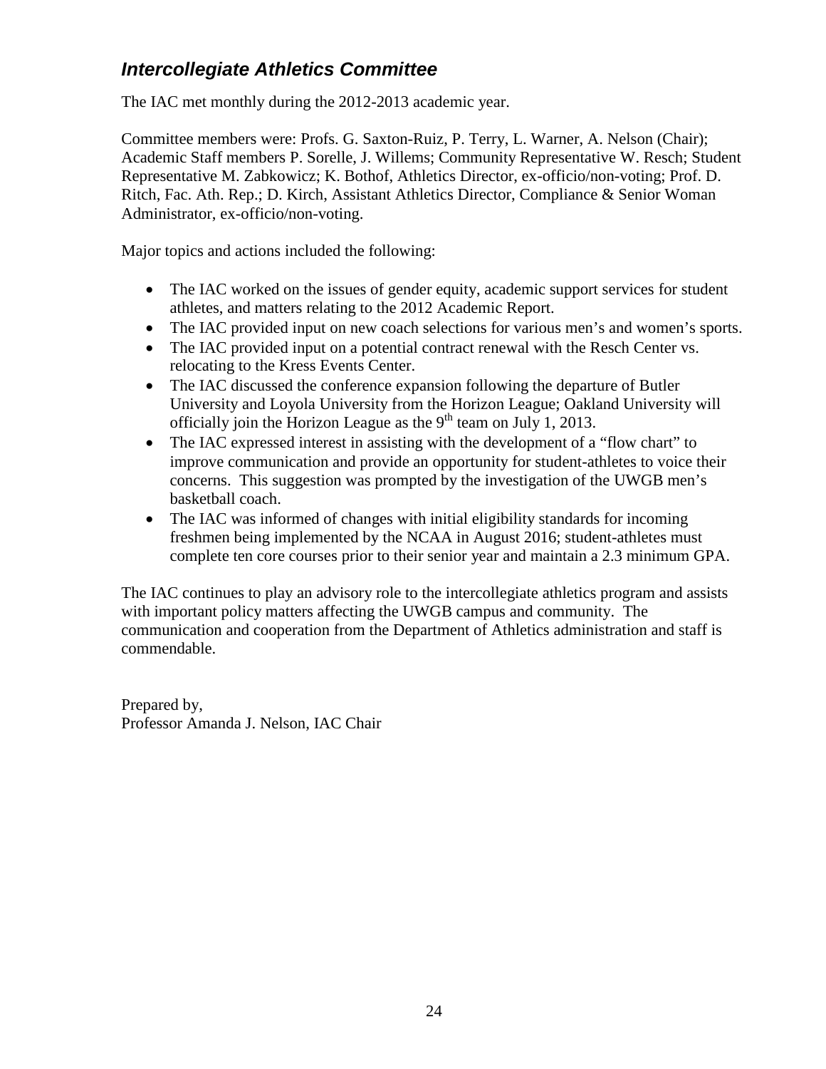## *Intercollegiate Athletics Committee*

The IAC met monthly during the 2012-2013 academic year.

Committee members were: Profs. G. Saxton-Ruiz, P. Terry, L. Warner, A. Nelson (Chair); Academic Staff members P. Sorelle, J. Willems; Community Representative W. Resch; Student Representative M. Zabkowicz; K. Bothof, Athletics Director, ex-officio/non-voting; Prof. D. Ritch, Fac. Ath. Rep.; D. Kirch, Assistant Athletics Director, Compliance & Senior Woman Administrator, ex-officio/non-voting.

Major topics and actions included the following:

- The IAC worked on the issues of gender equity, academic support services for student athletes, and matters relating to the 2012 Academic Report.
- The IAC provided input on new coach selections for various men's and women's sports.
- The IAC provided input on a potential contract renewal with the Resch Center vs. relocating to the Kress Events Center.
- The IAC discussed the conference expansion following the departure of Butler University and Loyola University from the Horizon League; Oakland University will officially join the Horizon League as the 9th team on July 1, 2013.
- The IAC expressed interest in assisting with the development of a "flow chart" to improve communication and provide an opportunity for student-athletes to voice their concerns. This suggestion was prompted by the investigation of the UWGB men's basketball coach.
- The IAC was informed of changes with initial eligibility standards for incoming freshmen being implemented by the NCAA in August 2016; student-athletes must complete ten core courses prior to their senior year and maintain a 2.3 minimum GPA.

The IAC continues to play an advisory role to the intercollegiate athletics program and assists with important policy matters affecting the UWGB campus and community. The communication and cooperation from the Department of Athletics administration and staff is commendable.

Prepared by,
Professor Amanda J. Nelson, IAC Chair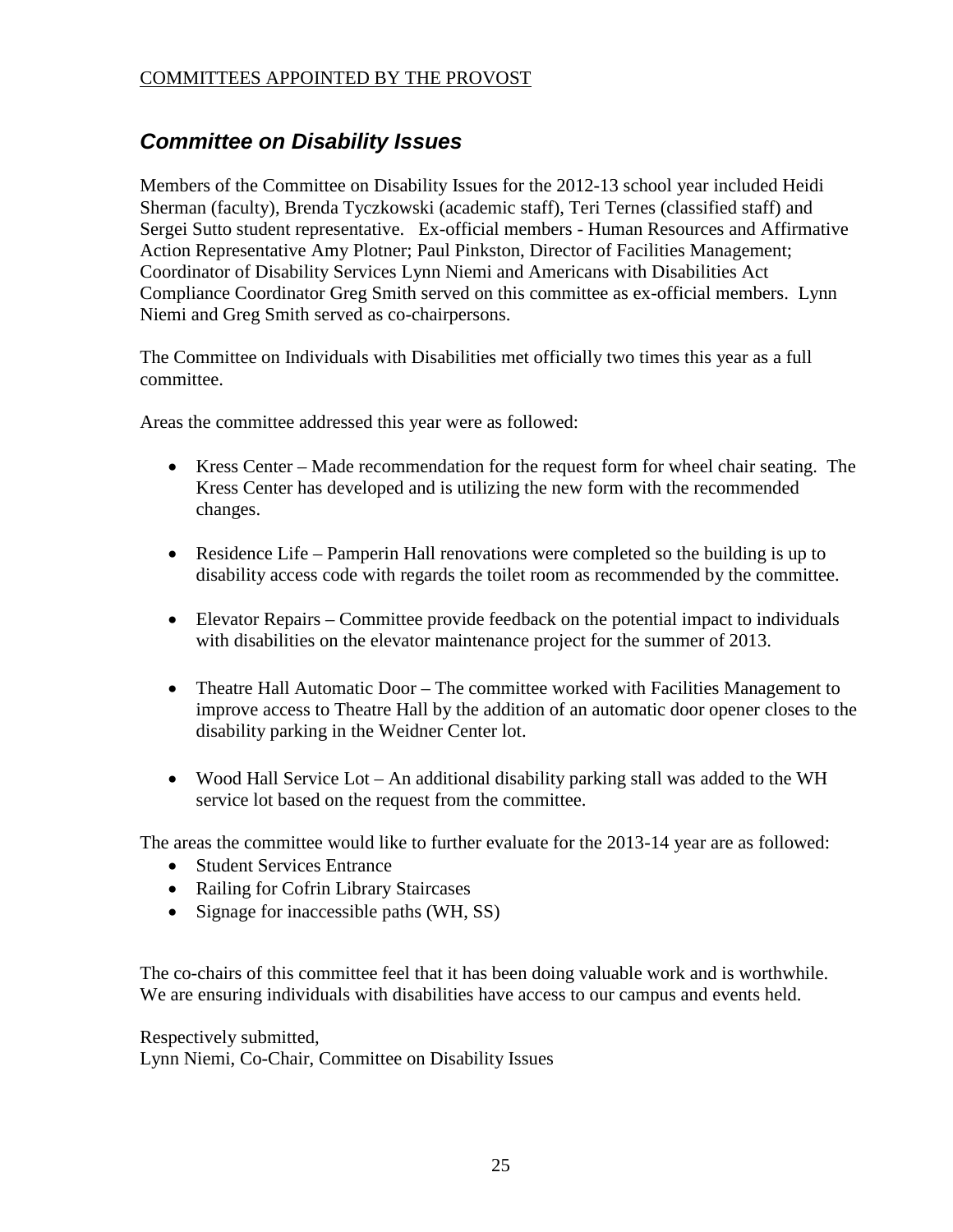COMMITTEES APPOINTED BY THE PROVOST

## *Committee on Disability Issues*

Members of the Committee on Disability Issues for the 2012-13 school year included Heidi Sherman (faculty), Brenda Tyczkowski (academic staff), Teri Ternes (classified staff) and Sergei Sutto student representative. Ex-official members - Human Resources and Affirmative Action Representative Amy Plotner; Paul Pinkston, Director of Facilities Management; Coordinator of Disability Services Lynn Niemi and Americans with Disabilities Act Compliance Coordinator Greg Smith served on this committee as ex-official members. Lynn Niemi and Greg Smith served as co-chairpersons.

The Committee on Individuals with Disabilities met officially two times this year as a full committee.

Areas the committee addressed this year were as followed:

- Kress Center – Made recommendation for the request form for wheel chair seating. The Kress Center has developed and is utilizing the new form with the recommended changes.
- Residence Life – Pamperin Hall renovations were completed so the building is up to disability access code with regards the toilet room as recommended by the committee.
- Elevator Repairs – Committee provide feedback on the potential impact to individuals with disabilities on the elevator maintenance project for the summer of 2013.
- Theatre Hall Automatic Door – The committee worked with Facilities Management to improve access to Theatre Hall by the addition of an automatic door opener closes to the disability parking in the Weidner Center lot.
- Wood Hall Service Lot – An additional disability parking stall was added to the WH service lot based on the request from the committee.

The areas the committee would like to further evaluate for the 2013-14 year are as followed:

- Student Services Entrance
- Railing for Cofrin Library Staircases
- Signage for inaccessible paths (WH, SS)

The co-chairs of this committee feel that it has been doing valuable work and is worthwhile. We are ensuring individuals with disabilities have access to our campus and events held.

Respectively submitted,
Lynn Niemi, Co-Chair, Committee on Disability Issues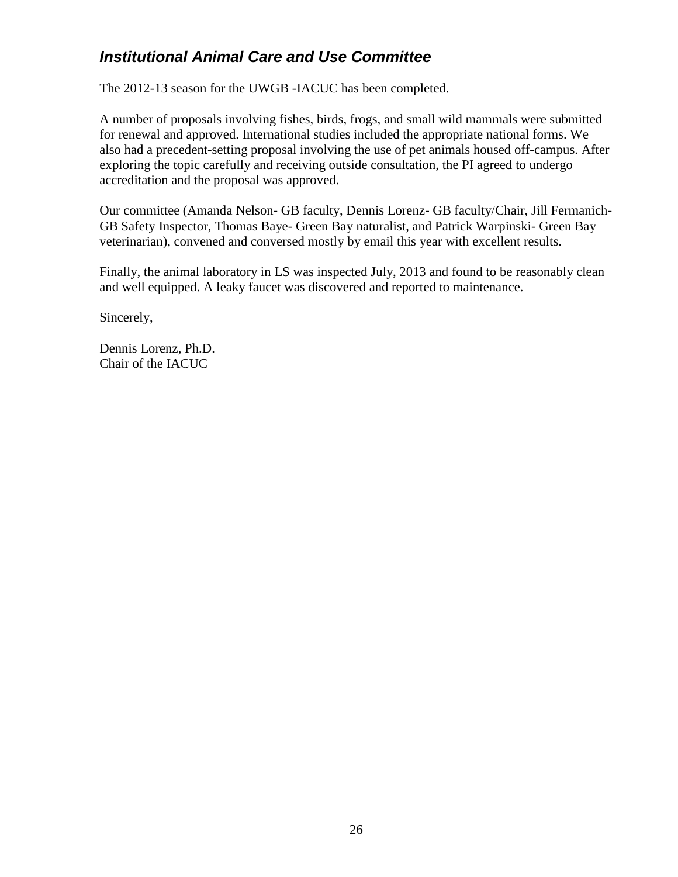## *Institutional Animal Care and Use Committee*

The 2012-13 season for the UWGB -IACUC has been completed.

A number of proposals involving fishes, birds, frogs, and small wild mammals were submitted for renewal and approved. International studies included the appropriate national forms. We also had a precedent-setting proposal involving the use of pet animals housed off-campus. After exploring the topic carefully and receiving outside consultation, the PI agreed to undergo accreditation and the proposal was approved.

Our committee (Amanda Nelson- GB faculty, Dennis Lorenz- GB faculty/Chair, Jill Fermanich- GB Safety Inspector, Thomas Baye- Green Bay naturalist, and Patrick Warpinski- Green Bay veterinarian), convened and conversed mostly by email this year with excellent results.

Finally, the animal laboratory in LS was inspected July, 2013 and found to be reasonably clean and well equipped. A leaky faucet was discovered and reported to maintenance.

Sincerely,

Dennis Lorenz, Ph.D.
Chair of the IACUC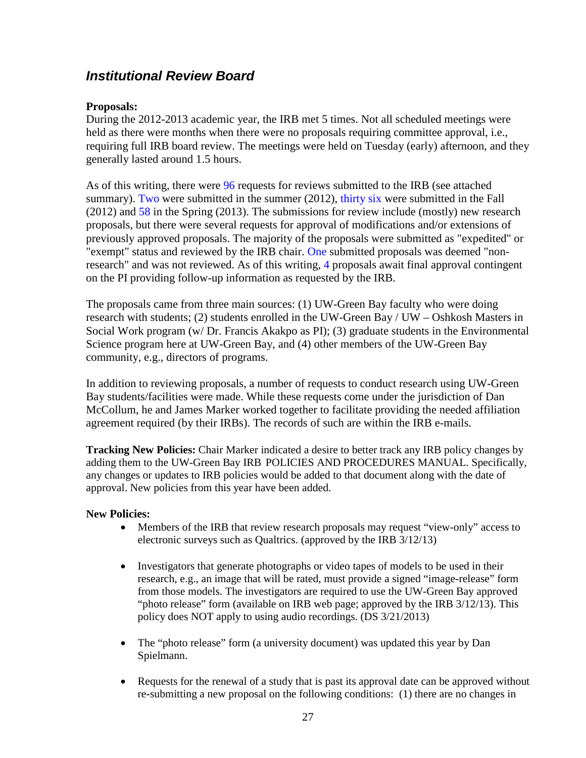## *Institutional Review Board*

**Proposals:**
During the 2012-2013 academic year, the IRB met 5 times. Not all scheduled meetings were held as there were months when there were no proposals requiring committee approval, i.e., requiring full IRB board review. The meetings were held on Tuesday (early) afternoon, and they generally lasted around 1.5 hours.

As of this writing, there were 96 requests for reviews submitted to the IRB (see attached summary). Two were submitted in the summer (2012), thirty six were submitted in the Fall (2012) and 58 in the Spring (2013). The submissions for review include (mostly) new research proposals, but there were several requests for approval of modifications and/or extensions of previously approved proposals. The majority of the proposals were submitted as "expedited" or "exempt" status and reviewed by the IRB chair. One submitted proposals was deemed "non-research" and was not reviewed. As of this writing, 4 proposals await final approval contingent on the PI providing follow-up information as requested by the IRB.

The proposals came from three main sources: (1) UW-Green Bay faculty who were doing research with students; (2) students enrolled in the UW-Green Bay / UW – Oshkosh Masters in Social Work program (w/ Dr. Francis Akakpo as PI); (3) graduate students in the Environmental Science program here at UW-Green Bay, and (4) other members of the UW-Green Bay community, e.g., directors of programs.

In addition to reviewing proposals, a number of requests to conduct research using UW-Green Bay students/facilities were made. While these requests come under the jurisdiction of Dan McCollum, he and James Marker worked together to facilitate providing the needed affiliation agreement required (by their IRBs). The records of such are within the IRB e-mails.

**Tracking New Policies:** Chair Marker indicated a desire to better track any IRB policy changes by adding them to the UW-Green Bay IRB POLICIES AND PROCEDURES MANUAL. Specifically, any changes or updates to IRB policies would be added to that document along with the date of approval. New policies from this year have been added.

**New Policies:**

- Members of the IRB that review research proposals may request "view-only" access to electronic surveys such as Qualtrics. (approved by the IRB 3/12/13)
- Investigators that generate photographs or video tapes of models to be used in their research, e.g., an image that will be rated, must provide a signed "image-release" form from those models. The investigators are required to use the UW-Green Bay approved "photo release" form (available on IRB web page; approved by the IRB 3/12/13). This policy does NOT apply to using audio recordings. (DS 3/21/2013)
- The "photo release" form (a university document) was updated this year by Dan Spielmann.
- Requests for the renewal of a study that is past its approval date can be approved without re-submitting a new proposal on the following conditions: (1) there are no changes in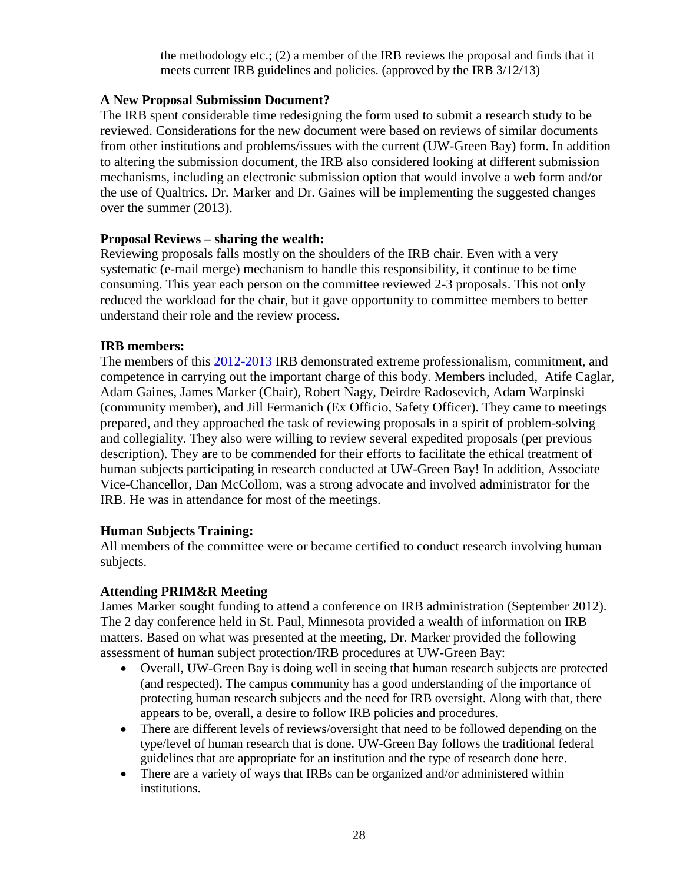the methodology etc.; (2) a member of the IRB reviews the proposal and finds that it meets current IRB guidelines and policies. (approved by the IRB 3/12/13)

**A New Proposal Submission Document?**

The IRB spent considerable time redesigning the form used to submit a research study to be reviewed. Considerations for the new document were based on reviews of similar documents from other institutions and problems/issues with the current (UW-Green Bay) form. In addition to altering the submission document, the IRB also considered looking at different submission mechanisms, including an electronic submission option that would involve a web form and/or the use of Qualtrics. Dr. Marker and Dr. Gaines will be implementing the suggested changes over the summer (2013).

**Proposal Reviews – sharing the wealth:**

Reviewing proposals falls mostly on the shoulders of the IRB chair. Even with a very systematic (e-mail merge) mechanism to handle this responsibility, it continue to be time consuming. This year each person on the committee reviewed 2-3 proposals. This not only reduced the workload for the chair, but it gave opportunity to committee members to better understand their role and the review process.

**IRB members:**

The members of this 2012-2013 IRB demonstrated extreme professionalism, commitment, and competence in carrying out the important charge of this body. Members included, Atife Caglar, Adam Gaines, James Marker (Chair), Robert Nagy, Deirdre Radosevich, Adam Warpinski (community member), and Jill Fermanich (Ex Officio, Safety Officer). They came to meetings prepared, and they approached the task of reviewing proposals in a spirit of problem-solving and collegiality. They also were willing to review several expedited proposals (per previous description). They are to be commended for their efforts to facilitate the ethical treatment of human subjects participating in research conducted at UW-Green Bay! In addition, Associate Vice-Chancellor, Dan McCollom, was a strong advocate and involved administrator for the IRB. He was in attendance for most of the meetings.

**Human Subjects Training:**

All members of the committee were or became certified to conduct research involving human subjects.

**Attending PRIM&R Meeting**

James Marker sought funding to attend a conference on IRB administration (September 2012). The 2 day conference held in St. Paul, Minnesota provided a wealth of information on IRB matters. Based on what was presented at the meeting, Dr. Marker provided the following assessment of human subject protection/IRB procedures at UW-Green Bay:

- Overall, UW-Green Bay is doing well in seeing that human research subjects are protected (and respected). The campus community has a good understanding of the importance of protecting human research subjects and the need for IRB oversight. Along with that, there appears to be, overall, a desire to follow IRB policies and procedures.
- There are different levels of reviews/oversight that need to be followed depending on the type/level of human research that is done. UW-Green Bay follows the traditional federal guidelines that are appropriate for an institution and the type of research done here.
- There are a variety of ways that IRBs can be organized and/or administered within institutions.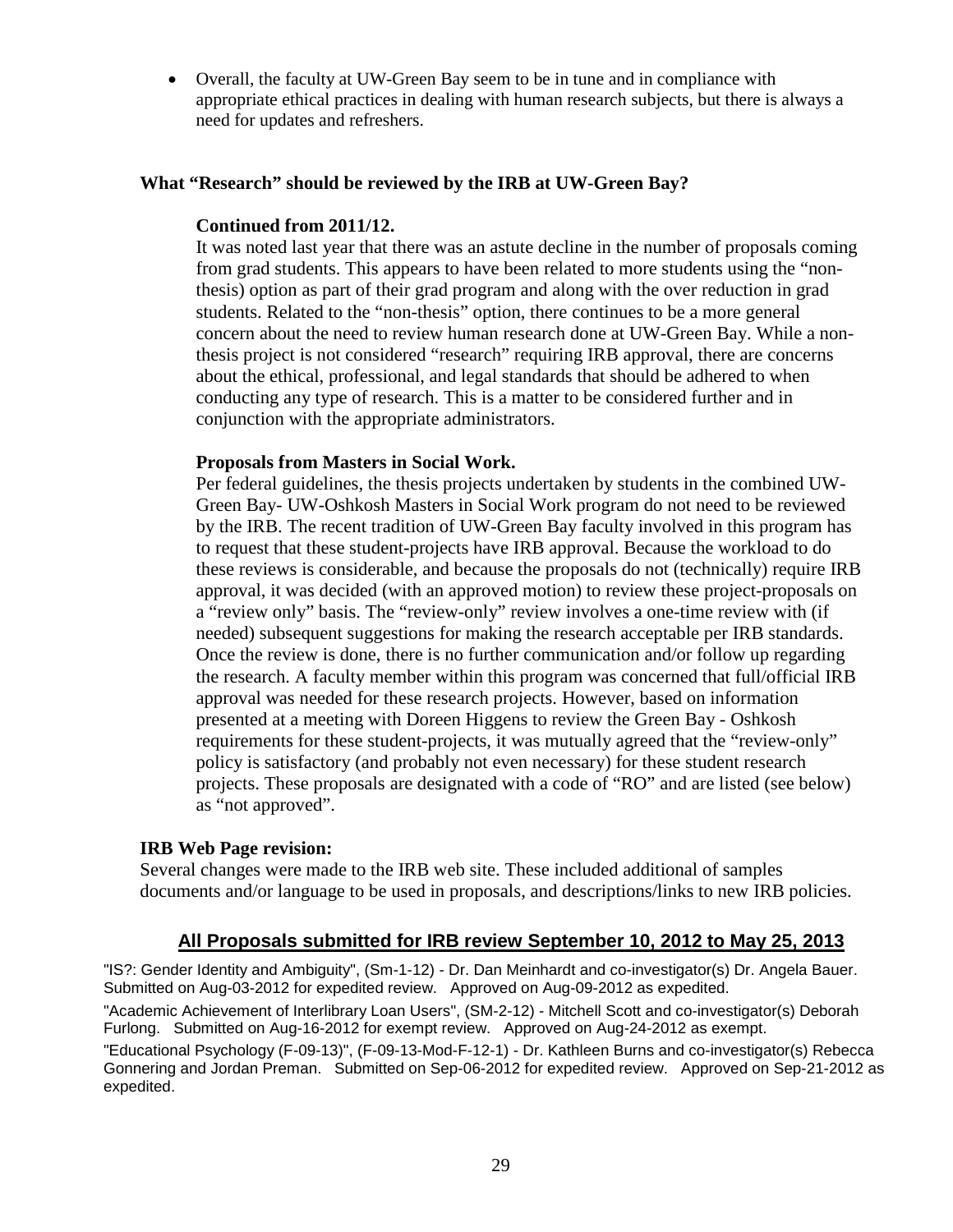- Overall, the faculty at UW-Green Bay seem to be in tune and in compliance with appropriate ethical practices in dealing with human research subjects, but there is always a need for updates and refreshers.

### What "Research" should be reviewed by the IRB at UW-Green Bay?

**Continued from 2011/12.**

It was noted last year that there was an astute decline in the number of proposals coming from grad students. This appears to have been related to more students using the "non-thesis) option as part of their grad program and along with the over reduction in grad students. Related to the "non-thesis" option, there continues to be a more general concern about the need to review human research done at UW-Green Bay. While a non-thesis project is not considered "research" requiring IRB approval, there are concerns about the ethical, professional, and legal standards that should be adhered to when conducting any type of research. This is a matter to be considered further and in conjunction with the appropriate administrators.

**Proposals from Masters in Social Work.**

Per federal guidelines, the thesis projects undertaken by students in the combined UW-Green Bay- UW-Oshkosh Masters in Social Work program do not need to be reviewed by the IRB. The recent tradition of UW-Green Bay faculty involved in this program has to request that these student-projects have IRB approval. Because the workload to do these reviews is considerable, and because the proposals do not (technically) require IRB approval, it was decided (with an approved motion) to review these project-proposals on a "review only" basis. The "review-only" review involves a one-time review with (if needed) subsequent suggestions for making the research acceptable per IRB standards. Once the review is done, there is no further communication and/or follow up regarding the research. A faculty member within this program was concerned that full/official IRB approval was needed for these research projects. However, based on information presented at a meeting with Doreen Higgens to review the Green Bay - Oshkosh requirements for these student-projects, it was mutually agreed that the "review-only" policy is satisfactory (and probably not even necessary) for these student research projects. These proposals are designated with a code of "RO" and are listed (see below) as "not approved".

**IRB Web Page revision:**

Several changes were made to the IRB web site. These included additional of samples documents and/or language to be used in proposals, and descriptions/links to new IRB policies.

## All Proposals submitted for IRB review September 10, 2012 to May 25, 2013

"IS?: Gender Identity and Ambiguity", (Sm-1-12) - Dr. Dan Meinhardt and co-investigator(s) Dr. Angela Bauer. Submitted on Aug-03-2012 for expedited review. Approved on Aug-09-2012 as expedited.

"Academic Achievement of Interlibrary Loan Users", (SM-2-12) - Mitchell Scott and co-investigator(s) Deborah Furlong. Submitted on Aug-16-2012 for exempt review. Approved on Aug-24-2012 as exempt.

"Educational Psychology (F-09-13)", (F-09-13-Mod-F-12-1) - Dr. Kathleen Burns and co-investigator(s) Rebecca Gonnering and Jordan Preman. Submitted on Sep-06-2012 for expedited review. Approved on Sep-21-2012 as expedited.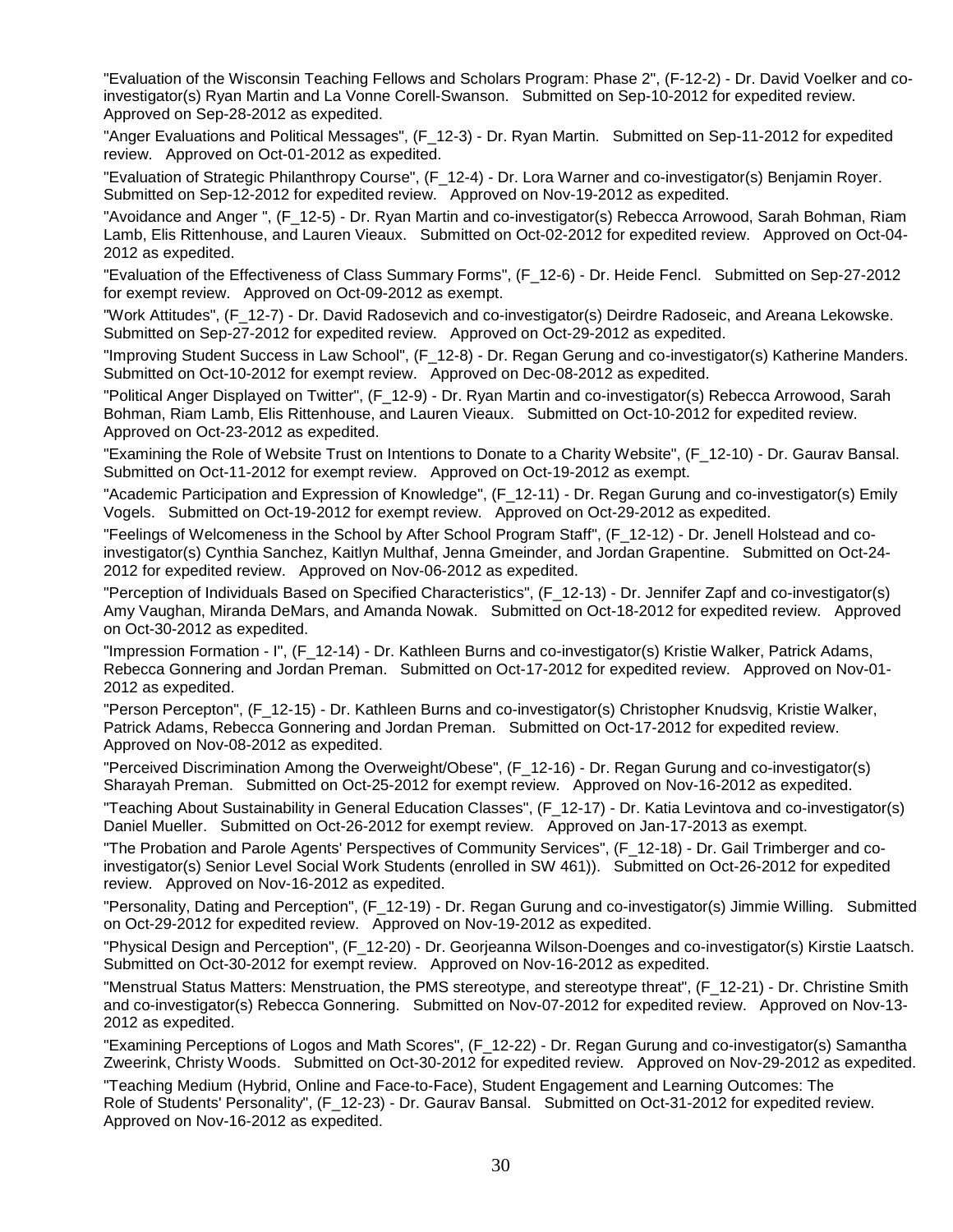"Evaluation of the Wisconsin Teaching Fellows and Scholars Program: Phase 2", (F-12-2) - Dr. David Voelker and co-investigator(s) Ryan Martin and La Vonne Corell-Swanson. Submitted on Sep-10-2012 for expedited review. Approved on Sep-28-2012 as expedited.

"Anger Evaluations and Political Messages", (F_12-3) - Dr. Ryan Martin. Submitted on Sep-11-2012 for expedited review. Approved on Oct-01-2012 as expedited.

"Evaluation of Strategic Philanthropy Course", (F_12-4) - Dr. Lora Warner and co-investigator(s) Benjamin Royer. Submitted on Sep-12-2012 for expedited review. Approved on Nov-19-2012 as expedited.

"Avoidance and Anger ", (F_12-5) - Dr. Ryan Martin and co-investigator(s) Rebecca Arrowood, Sarah Bohman, Riam Lamb, Elis Rittenhouse, and Lauren Vieaux. Submitted on Oct-02-2012 for expedited review. Approved on Oct-04-2012 as expedited.

"Evaluation of the Effectiveness of Class Summary Forms", (F_12-6) - Dr. Heide Fencl. Submitted on Sep-27-2012 for exempt review. Approved on Oct-09-2012 as exempt.

"Work Attitudes", (F_12-7) - Dr. David Radosevich and co-investigator(s) Deirdre Radoseic, and Areana Lekowske. Submitted on Sep-27-2012 for expedited review. Approved on Oct-29-2012 as expedited.

"Improving Student Success in Law School", (F_12-8) - Dr. Regan Gerung and co-investigator(s) Katherine Manders. Submitted on Oct-10-2012 for exempt review. Approved on Dec-08-2012 as expedited.

"Political Anger Displayed on Twitter", (F_12-9) - Dr. Ryan Martin and co-investigator(s) Rebecca Arrowood, Sarah Bohman, Riam Lamb, Elis Rittenhouse, and Lauren Vieaux. Submitted on Oct-10-2012 for expedited review. Approved on Oct-23-2012 as expedited.

"Examining the Role of Website Trust on Intentions to Donate to a Charity Website", (F_12-10) - Dr. Gaurav Bansal. Submitted on Oct-11-2012 for exempt review. Approved on Oct-19-2012 as exempt.

"Academic Participation and Expression of Knowledge", (F_12-11) - Dr. Regan Gurung and co-investigator(s) Emily Vogels. Submitted on Oct-19-2012 for exempt review. Approved on Oct-29-2012 as expedited.

"Feelings of Welcomeness in the School by After School Program Staff", (F_12-12) - Dr. Jenell Holstead and co-investigator(s) Cynthia Sanchez, Kaitlyn Multhaf, Jenna Gmeinder, and Jordan Grapentine. Submitted on Oct-24-2012 for expedited review. Approved on Nov-06-2012 as expedited.

"Perception of Individuals Based on Specified Characteristics", (F_12-13) - Dr. Jennifer Zapf and co-investigator(s) Amy Vaughan, Miranda DeMars, and Amanda Nowak. Submitted on Oct-18-2012 for expedited review. Approved on Oct-30-2012 as expedited.

"Impression Formation - I", (F_12-14) - Dr. Kathleen Burns and co-investigator(s) Kristie Walker, Patrick Adams, Rebecca Gonnering and Jordan Preman. Submitted on Oct-17-2012 for expedited review. Approved on Nov-01-2012 as expedited.

"Person Percepton", (F_12-15) - Dr. Kathleen Burns and co-investigator(s) Christopher Knudsvig, Kristie Walker, Patrick Adams, Rebecca Gonnering and Jordan Preman. Submitted on Oct-17-2012 for expedited review. Approved on Nov-08-2012 as expedited.

"Perceived Discrimination Among the Overweight/Obese", (F_12-16) - Dr. Regan Gurung and co-investigator(s) Sharayah Preman. Submitted on Oct-25-2012 for exempt review. Approved on Nov-16-2012 as expedited.

"Teaching About Sustainability in General Education Classes", (F_12-17) - Dr. Katia Levintova and co-investigator(s) Daniel Mueller. Submitted on Oct-26-2012 for exempt review. Approved on Jan-17-2013 as exempt.

"The Probation and Parole Agents' Perspectives of Community Services", (F_12-18) - Dr. Gail Trimberger and co-investigator(s) Senior Level Social Work Students (enrolled in SW 461)). Submitted on Oct-26-2012 for expedited review. Approved on Nov-16-2012 as expedited.

"Personality, Dating and Perception", (F_12-19) - Dr. Regan Gurung and co-investigator(s) Jimmie Willing. Submitted on Oct-29-2012 for expedited review. Approved on Nov-19-2012 as expedited.

"Physical Design and Perception", (F_12-20) - Dr. Georjeanna Wilson-Doenges and co-investigator(s) Kirstie Laatsch. Submitted on Oct-30-2012 for exempt review. Approved on Nov-16-2012 as expedited.

"Menstrual Status Matters: Menstruation, the PMS stereotype, and stereotype threat", (F_12-21) - Dr. Christine Smith and co-investigator(s) Rebecca Gonnering. Submitted on Nov-07-2012 for expedited review. Approved on Nov-13-2012 as expedited.

"Examining Perceptions of Logos and Math Scores", (F_12-22) - Dr. Regan Gurung and co-investigator(s) Samantha Zweerink, Christy Woods. Submitted on Oct-30-2012 for expedited review. Approved on Nov-29-2012 as expedited.

"Teaching Medium (Hybrid, Online and Face-to-Face), Student Engagement and Learning Outcomes: The Role of Students' Personality", (F_12-23) - Dr. Gaurav Bansal. Submitted on Oct-31-2012 for expedited review. Approved on Nov-16-2012 as expedited.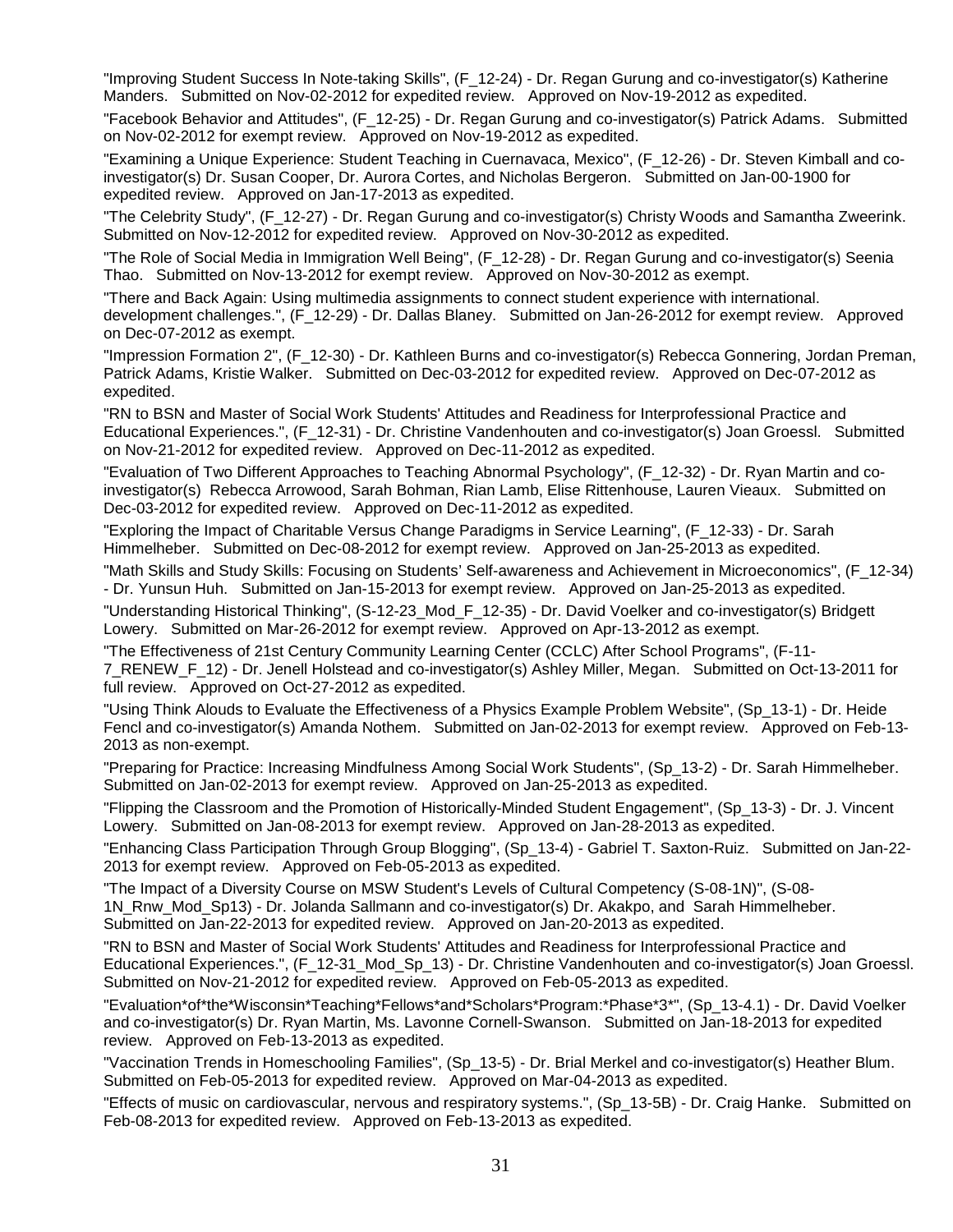"Improving Student Success In Note-taking Skills", (F_12-24) - Dr. Regan Gurung and co-investigator(s) Katherine Manders. Submitted on Nov-02-2012 for expedited review. Approved on Nov-19-2012 as expedited.

"Facebook Behavior and Attitudes", (F_12-25) - Dr. Regan Gurung and co-investigator(s) Patrick Adams. Submitted on Nov-02-2012 for exempt review. Approved on Nov-19-2012 as expedited.

"Examining a Unique Experience: Student Teaching in Cuernavaca, Mexico", (F_12-26) - Dr. Steven Kimball and co-investigator(s) Dr. Susan Cooper, Dr. Aurora Cortes, and Nicholas Bergeron. Submitted on Jan-00-1900 for expedited review. Approved on Jan-17-2013 as expedited.

"The Celebrity Study", (F_12-27) - Dr. Regan Gurung and co-investigator(s) Christy Woods and Samantha Zweerink. Submitted on Nov-12-2012 for expedited review. Approved on Nov-30-2012 as expedited.

"The Role of Social Media in Immigration Well Being", (F_12-28) - Dr. Regan Gurung and co-investigator(s) Seenia Thao. Submitted on Nov-13-2012 for exempt review. Approved on Nov-30-2012 as exempt.

"There and Back Again: Using multimedia assignments to connect student experience with international. development challenges.", (F_12-29) - Dr. Dallas Blaney. Submitted on Jan-26-2012 for exempt review. Approved on Dec-07-2012 as exempt.

"Impression Formation 2", (F_12-30) - Dr. Kathleen Burns and co-investigator(s) Rebecca Gonnering, Jordan Preman, Patrick Adams, Kristie Walker. Submitted on Dec-03-2012 for expedited review. Approved on Dec-07-2012 as expedited.

"RN to BSN and Master of Social Work Students' Attitudes and Readiness for Interprofessional Practice and Educational Experiences.", (F_12-31) - Dr. Christine Vandenhouten and co-investigator(s) Joan Groessl. Submitted on Nov-21-2012 for expedited review. Approved on Dec-11-2012 as expedited.

"Evaluation of Two Different Approaches to Teaching Abnormal Psychology", (F_12-32) - Dr. Ryan Martin and co-investigator(s) Rebecca Arrowood, Sarah Bohman, Rian Lamb, Elise Rittenhouse, Lauren Vieaux. Submitted on Dec-03-2012 for expedited review. Approved on Dec-11-2012 as expedited.

"Exploring the Impact of Charitable Versus Change Paradigms in Service Learning", (F_12-33) - Dr. Sarah Himmelheber. Submitted on Dec-08-2012 for exempt review. Approved on Jan-25-2013 as expedited.

"Math Skills and Study Skills: Focusing on Students' Self-awareness and Achievement in Microeconomics", (F_12-34) - Dr. Yunsun Huh. Submitted on Jan-15-2013 for exempt review. Approved on Jan-25-2013 as expedited.

"Understanding Historical Thinking", (S-12-23_Mod_F_12-35) - Dr. David Voelker and co-investigator(s) Bridgett Lowery. Submitted on Mar-26-2012 for exempt review. Approved on Apr-13-2012 as exempt.

"The Effectiveness of 21st Century Community Learning Center (CCLC) After School Programs", (F-11-7_RENEW_F_12) - Dr. Jenell Holstead and co-investigator(s) Ashley Miller, Megan. Submitted on Oct-13-2011 for full review. Approved on Oct-27-2012 as expedited.

"Using Think Alouds to Evaluate the Effectiveness of a Physics Example Problem Website", (Sp_13-1) - Dr. Heide Fencl and co-investigator(s) Amanda Nothem. Submitted on Jan-02-2013 for exempt review. Approved on Feb-13-2013 as non-exempt.

"Preparing for Practice: Increasing Mindfulness Among Social Work Students", (Sp_13-2) - Dr. Sarah Himmelheber. Submitted on Jan-02-2013 for exempt review. Approved on Jan-25-2013 as expedited.

"Flipping the Classroom and the Promotion of Historically-Minded Student Engagement", (Sp_13-3) - Dr. J. Vincent Lowery. Submitted on Jan-08-2013 for exempt review. Approved on Jan-28-2013 as expedited.

"Enhancing Class Participation Through Group Blogging", (Sp_13-4) - Gabriel T. Saxton-Ruiz. Submitted on Jan-22-2013 for exempt review. Approved on Feb-05-2013 as expedited.

"The Impact of a Diversity Course on MSW Student's Levels of Cultural Competency (S-08-1N)", (S-08-1N_Rnw_Mod_Sp13) - Dr. Jolanda Sallmann and co-investigator(s) Dr. Akakpo, and Sarah Himmelheber. Submitted on Jan-22-2013 for expedited review. Approved on Jan-20-2013 as expedited.

"RN to BSN and Master of Social Work Students' Attitudes and Readiness for Interprofessional Practice and Educational Experiences.", (F_12-31_Mod_Sp_13) - Dr. Christine Vandenhouten and co-investigator(s) Joan Groessl. Submitted on Nov-21-2012 for expedited review. Approved on Feb-05-2013 as expedited.

"Evaluation*of*the*Wisconsin*Teaching*Fellows*and*Scholars*Program:*Phase*3*", (Sp_13-4.1) - Dr. David Voelker and co-investigator(s) Dr. Ryan Martin, Ms. Lavonne Cornell-Swanson. Submitted on Jan-18-2013 for expedited review. Approved on Feb-13-2013 as expedited.

"Vaccination Trends in Homeschooling Families", (Sp_13-5) - Dr. Brial Merkel and co-investigator(s) Heather Blum. Submitted on Feb-05-2013 for expedited review. Approved on Mar-04-2013 as expedited.

"Effects of music on cardiovascular, nervous and respiratory systems.", (Sp_13-5B) - Dr. Craig Hanke. Submitted on Feb-08-2013 for expedited review. Approved on Feb-13-2013 as expedited.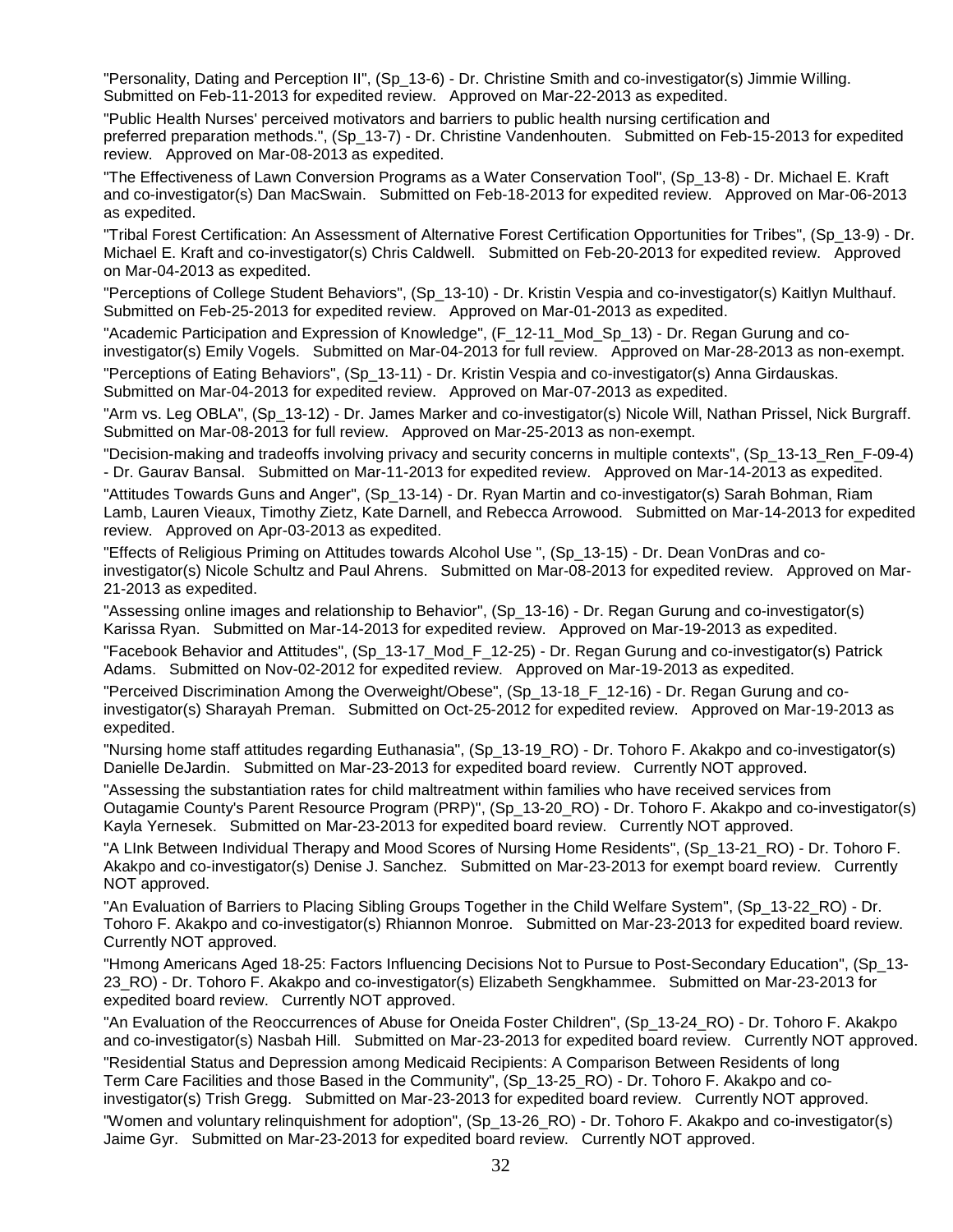"Personality, Dating and Perception II", (Sp_13-6) - Dr. Christine Smith and co-investigator(s) Jimmie Willing. Submitted on Feb-11-2013 for expedited review. Approved on Mar-22-2013 as expedited.

"Public Health Nurses' perceived motivators and barriers to public health nursing certification and preferred preparation methods.", (Sp_13-7) - Dr. Christine Vandenhouten. Submitted on Feb-15-2013 for expedited review. Approved on Mar-08-2013 as expedited.

"The Effectiveness of Lawn Conversion Programs as a Water Conservation Tool", (Sp_13-8) - Dr. Michael E. Kraft and co-investigator(s) Dan MacSwain. Submitted on Feb-18-2013 for expedited review. Approved on Mar-06-2013 as expedited.

"Tribal Forest Certification: An Assessment of Alternative Forest Certification Opportunities for Tribes", (Sp_13-9) - Dr. Michael E. Kraft and co-investigator(s) Chris Caldwell. Submitted on Feb-20-2013 for expedited review. Approved on Mar-04-2013 as expedited.

"Perceptions of College Student Behaviors", (Sp_13-10) - Dr. Kristin Vespia and co-investigator(s) Kaitlyn Multhauf. Submitted on Feb-25-2013 for expedited review. Approved on Mar-01-2013 as expedited.

"Academic Participation and Expression of Knowledge", (F_12-11_Mod_Sp_13) - Dr. Regan Gurung and co-investigator(s) Emily Vogels. Submitted on Mar-04-2013 for full review. Approved on Mar-28-2013 as non-exempt.

"Perceptions of Eating Behaviors", (Sp_13-11) - Dr. Kristin Vespia and co-investigator(s) Anna Girdauskas. Submitted on Mar-04-2013 for expedited review. Approved on Mar-07-2013 as expedited.

"Arm vs. Leg OBLA", (Sp_13-12) - Dr. James Marker and co-investigator(s) Nicole Will, Nathan Prissel, Nick Burgraff. Submitted on Mar-08-2013 for full review. Approved on Mar-25-2013 as non-exempt.

"Decision-making and tradeoffs involving privacy and security concerns in multiple contexts", (Sp_13-13_Ren_F-09-4) - Dr. Gaurav Bansal. Submitted on Mar-11-2013 for expedited review. Approved on Mar-14-2013 as expedited.

"Attitudes Towards Guns and Anger", (Sp_13-14) - Dr. Ryan Martin and co-investigator(s) Sarah Bohman, Riam Lamb, Lauren Vieaux, Timothy Zietz, Kate Darnell, and Rebecca Arrowood. Submitted on Mar-14-2013 for expedited review. Approved on Apr-03-2013 as expedited.

"Effects of Religious Priming on Attitudes towards Alcohol Use ", (Sp_13-15) - Dr. Dean VonDras and co-investigator(s) Nicole Schultz and Paul Ahrens. Submitted on Mar-08-2013 for expedited review. Approved on Mar-21-2013 as expedited.

"Assessing online images and relationship to Behavior", (Sp_13-16) - Dr. Regan Gurung and co-investigator(s) Karissa Ryan. Submitted on Mar-14-2013 for expedited review. Approved on Mar-19-2013 as expedited.

"Facebook Behavior and Attitudes", (Sp_13-17_Mod_F_12-25) - Dr. Regan Gurung and co-investigator(s) Patrick Adams. Submitted on Nov-02-2012 for expedited review. Approved on Mar-19-2013 as expedited.

"Perceived Discrimination Among the Overweight/Obese", (Sp_13-18_F_12-16) - Dr. Regan Gurung and co-investigator(s) Sharayah Preman. Submitted on Oct-25-2012 for expedited review. Approved on Mar-19-2013 as expedited.

"Nursing home staff attitudes regarding Euthanasia", (Sp_13-19_RO) - Dr. Tohoro F. Akakpo and co-investigator(s) Danielle DeJardin. Submitted on Mar-23-2013 for expedited board review. Currently NOT approved.

"Assessing the substantiation rates for child maltreatment within families who have received services from Outagamie County's Parent Resource Program (PRP)", (Sp_13-20_RO) - Dr. Tohoro F. Akakpo and co-investigator(s) Kayla Yernesek. Submitted on Mar-23-2013 for expedited board review. Currently NOT approved.

"A LInk Between Individual Therapy and Mood Scores of Nursing Home Residents", (Sp_13-21_RO) - Dr. Tohoro F. Akakpo and co-investigator(s) Denise J. Sanchez. Submitted on Mar-23-2013 for exempt board review. Currently NOT approved.

"An Evaluation of Barriers to Placing Sibling Groups Together in the Child Welfare System", (Sp_13-22_RO) - Dr. Tohoro F. Akakpo and co-investigator(s) Rhiannon Monroe. Submitted on Mar-23-2013 for expedited board review. Currently NOT approved.

"Hmong Americans Aged 18-25: Factors Influencing Decisions Not to Pursue to Post-Secondary Education", (Sp_13-23_RO) - Dr. Tohoro F. Akakpo and co-investigator(s) Elizabeth Sengkhammee. Submitted on Mar-23-2013 for expedited board review. Currently NOT approved.

"An Evaluation of the Reoccurrences of Abuse for Oneida Foster Children", (Sp_13-24_RO) - Dr. Tohoro F. Akakpo and co-investigator(s) Nasbah Hill. Submitted on Mar-23-2013 for expedited board review. Currently NOT approved.

"Residential Status and Depression among Medicaid Recipients: A Comparison Between Residents of long Term Care Facilities and those Based in the Community", (Sp_13-25_RO) - Dr. Tohoro F. Akakpo and co-investigator(s) Trish Gregg. Submitted on Mar-23-2013 for expedited board review. Currently NOT approved.

"Women and voluntary relinquishment for adoption", (Sp_13-26_RO) - Dr. Tohoro F. Akakpo and co-investigator(s) Jaime Gyr. Submitted on Mar-23-2013 for expedited board review. Currently NOT approved.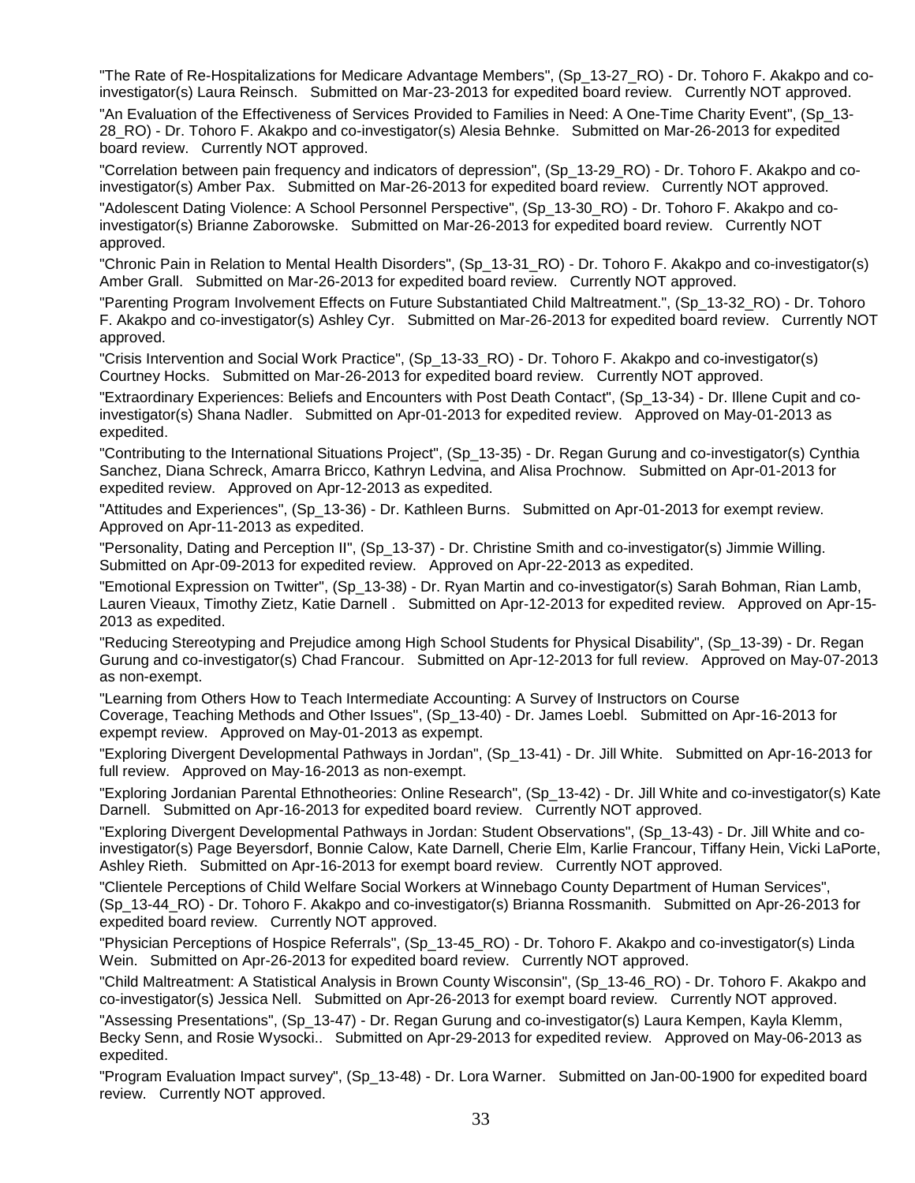"The Rate of Re-Hospitalizations for Medicare Advantage Members", (Sp_13-27_RO) - Dr. Tohoro F. Akakpo and co-investigator(s) Laura Reinsch. Submitted on Mar-23-2013 for expedited board review. Currently NOT approved.

"An Evaluation of the Effectiveness of Services Provided to Families in Need: A One-Time Charity Event", (Sp_13-28_RO) - Dr. Tohoro F. Akakpo and co-investigator(s) Alesia Behnke. Submitted on Mar-26-2013 for expedited board review. Currently NOT approved.

"Correlation between pain frequency and indicators of depression", (Sp_13-29_RO) - Dr. Tohoro F. Akakpo and co-investigator(s) Amber Pax. Submitted on Mar-26-2013 for expedited board review. Currently NOT approved.

"Adolescent Dating Violence: A School Personnel Perspective", (Sp_13-30_RO) - Dr. Tohoro F. Akakpo and co-investigator(s) Brianne Zaborowske. Submitted on Mar-26-2013 for expedited board review. Currently NOT approved.

"Chronic Pain in Relation to Mental Health Disorders", (Sp_13-31_RO) - Dr. Tohoro F. Akakpo and co-investigator(s) Amber Grall. Submitted on Mar-26-2013 for expedited board review. Currently NOT approved.

"Parenting Program Involvement Effects on Future Substantiated Child Maltreatment.", (Sp_13-32_RO) - Dr. Tohoro F. Akakpo and co-investigator(s) Ashley Cyr. Submitted on Mar-26-2013 for expedited board review. Currently NOT approved.

"Crisis Intervention and Social Work Practice", (Sp_13-33_RO) - Dr. Tohoro F. Akakpo and co-investigator(s) Courtney Hocks. Submitted on Mar-26-2013 for expedited board review. Currently NOT approved.

"Extraordinary Experiences: Beliefs and Encounters with Post Death Contact", (Sp_13-34) - Dr. Illene Cupit and co-investigator(s) Shana Nadler. Submitted on Apr-01-2013 for expedited review. Approved on May-01-2013 as expedited.

"Contributing to the International Situations Project", (Sp_13-35) - Dr. Regan Gurung and co-investigator(s) Cynthia Sanchez, Diana Schreck, Amarra Bricco, Kathryn Ledvina, and Alisa Prochnow. Submitted on Apr-01-2013 for expedited review. Approved on Apr-12-2013 as expedited.

"Attitudes and Experiences", (Sp_13-36) - Dr. Kathleen Burns. Submitted on Apr-01-2013 for exempt review. Approved on Apr-11-2013 as expedited.

"Personality, Dating and Perception II", (Sp_13-37) - Dr. Christine Smith and co-investigator(s) Jimmie Willing. Submitted on Apr-09-2013 for expedited review. Approved on Apr-22-2013 as expedited.

"Emotional Expression on Twitter", (Sp_13-38) - Dr. Ryan Martin and co-investigator(s) Sarah Bohman, Rian Lamb, Lauren Vieaux, Timothy Zietz, Katie Darnell . Submitted on Apr-12-2013 for expedited review. Approved on Apr-15-2013 as expedited.

"Reducing Stereotyping and Prejudice among High School Students for Physical Disability", (Sp_13-39) - Dr. Regan Gurung and co-investigator(s) Chad Francour. Submitted on Apr-12-2013 for full review. Approved on May-07-2013 as non-exempt.

"Learning from Others How to Teach Intermediate Accounting: A Survey of Instructors on Course Coverage, Teaching Methods and Other Issues", (Sp_13-40) - Dr. James Loebl. Submitted on Apr-16-2013 for expempt review. Approved on May-01-2013 as expempt.

"Exploring Divergent Developmental Pathways in Jordan", (Sp_13-41) - Dr. Jill White. Submitted on Apr-16-2013 for full review. Approved on May-16-2013 as non-exempt.

"Exploring Jordanian Parental Ethnotheories: Online Research", (Sp_13-42) - Dr. Jill White and co-investigator(s) Kate Darnell. Submitted on Apr-16-2013 for expedited board review. Currently NOT approved.

"Exploring Divergent Developmental Pathways in Jordan: Student Observations", (Sp_13-43) - Dr. Jill White and co-investigator(s) Page Beyersdorf, Bonnie Calow, Kate Darnell, Cherie Elm, Karlie Francour, Tiffany Hein, Vicki LaPorte, Ashley Rieth. Submitted on Apr-16-2013 for exempt board review. Currently NOT approved.

"Clientele Perceptions of Child Welfare Social Workers at Winnebago County Department of Human Services", (Sp_13-44_RO) - Dr. Tohoro F. Akakpo and co-investigator(s) Brianna Rossmanith. Submitted on Apr-26-2013 for expedited board review. Currently NOT approved.

"Physician Perceptions of Hospice Referrals", (Sp_13-45_RO) - Dr. Tohoro F. Akakpo and co-investigator(s) Linda Wein. Submitted on Apr-26-2013 for expedited board review. Currently NOT approved.

"Child Maltreatment: A Statistical Analysis in Brown County Wisconsin", (Sp_13-46_RO) - Dr. Tohoro F. Akakpo and co-investigator(s) Jessica Nell. Submitted on Apr-26-2013 for exempt board review. Currently NOT approved.

"Assessing Presentations", (Sp_13-47) - Dr. Regan Gurung and co-investigator(s) Laura Kempen, Kayla Klemm, Becky Senn, and Rosie Wysocki.. Submitted on Apr-29-2013 for expedited review. Approved on May-06-2013 as expedited.

"Program Evaluation Impact survey", (Sp_13-48) - Dr. Lora Warner. Submitted on Jan-00-1900 for expedited board review. Currently NOT approved.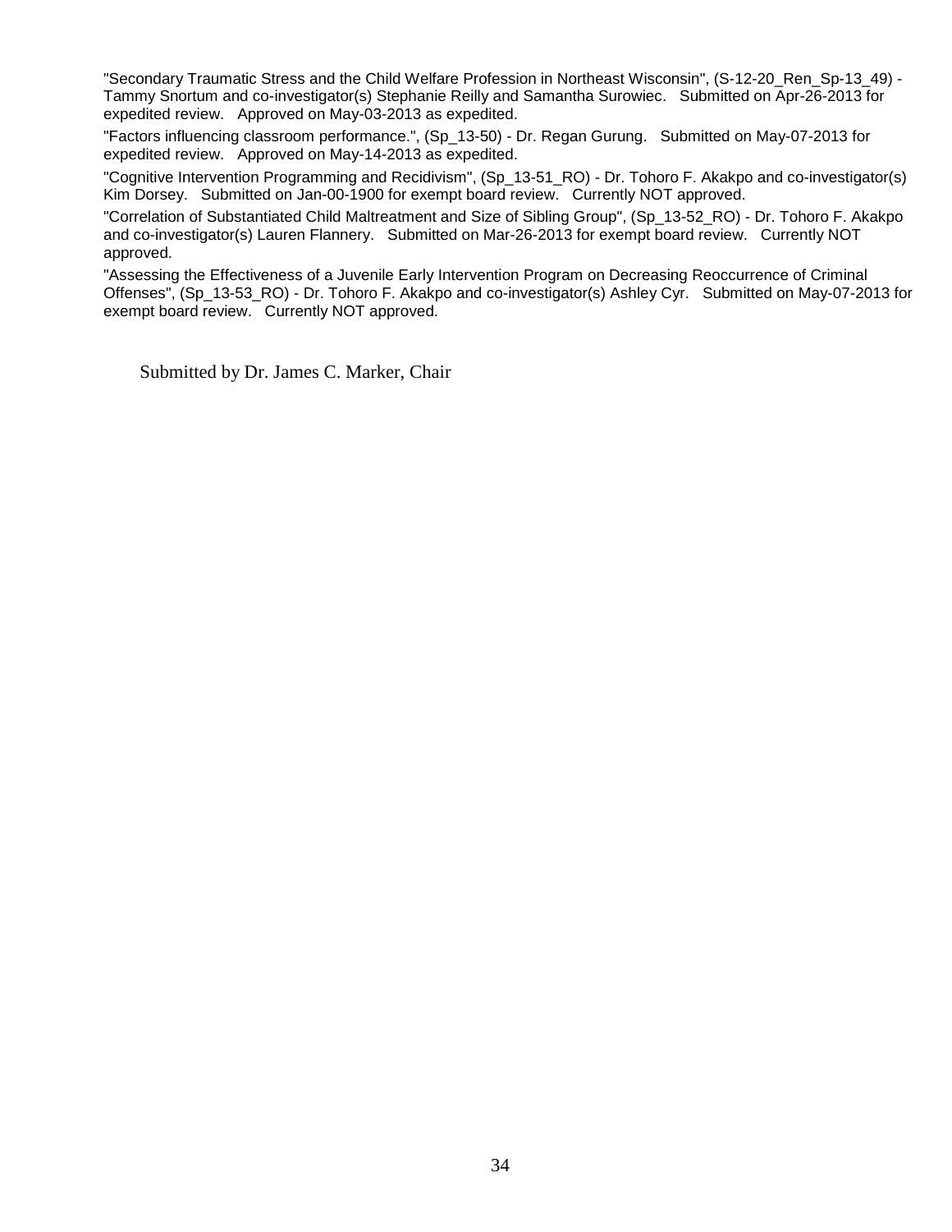"Secondary Traumatic Stress and the Child Welfare Profession in Northeast Wisconsin", (S-12-20_Ren_Sp-13_49) - Tammy Snortum and co-investigator(s) Stephanie Reilly and Samantha Surowiec.   Submitted on Apr-26-2013 for expedited review.   Approved on May-03-2013 as expedited.

"Factors influencing classroom performance.", (Sp_13-50) - Dr. Regan Gurung.   Submitted on May-07-2013 for expedited review.   Approved on May-14-2013 as expedited.

"Cognitive Intervention Programming and Recidivism", (Sp_13-51_RO) - Dr. Tohoro F. Akakpo and co-investigator(s) Kim Dorsey.   Submitted on Jan-00-1900 for exempt board review.   Currently NOT approved.

"Correlation of Substantiated Child Maltreatment and Size of Sibling Group", (Sp_13-52_RO) - Dr. Tohoro F. Akakpo and co-investigator(s) Lauren Flannery.   Submitted on Mar-26-2013 for exempt board review.   Currently NOT approved.

"Assessing the Effectiveness of a Juvenile Early Intervention Program on Decreasing Reoccurrence of Criminal Offenses", (Sp_13-53_RO) - Dr. Tohoro F. Akakpo and co-investigator(s) Ashley Cyr.   Submitted on May-07-2013 for exempt board review.   Currently NOT approved.

Submitted by Dr. James C. Marker, Chair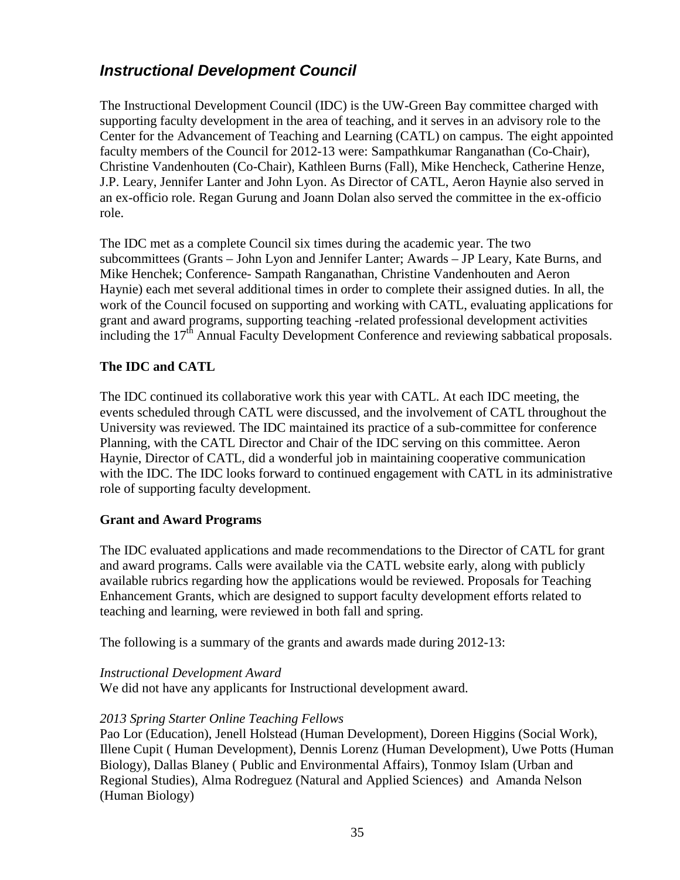## *Instructional Development Council*

The Instructional Development Council (IDC) is the UW-Green Bay committee charged with supporting faculty development in the area of teaching, and it serves in an advisory role to the Center for the Advancement of Teaching and Learning (CATL) on campus. The eight appointed faculty members of the Council for 2012-13 were: Sampathkumar Ranganathan (Co-Chair), Christine Vandenhouten (Co-Chair), Kathleen Burns (Fall), Mike Hencheck, Catherine Henze, J.P. Leary, Jennifer Lanter and John Lyon. As Director of CATL, Aeron Haynie also served in an ex-officio role. Regan Gurung and Joann Dolan also served the committee in the ex-officio role.

The IDC met as a complete Council six times during the academic year. The two subcommittees (Grants – John Lyon and Jennifer Lanter; Awards – JP Leary, Kate Burns, and Mike Henchek; Conference- Sampath Ranganathan, Christine Vandenhouten and Aeron Haynie) each met several additional times in order to complete their assigned duties. In all, the work of the Council focused on supporting and working with CATL, evaluating applications for grant and award programs, supporting teaching -related professional development activities including the 17th Annual Faculty Development Conference and reviewing sabbatical proposals.

### The IDC and CATL

The IDC continued its collaborative work this year with CATL. At each IDC meeting, the events scheduled through CATL were discussed, and the involvement of CATL throughout the University was reviewed. The IDC maintained its practice of a sub-committee for conference Planning, with the CATL Director and Chair of the IDC serving on this committee. Aeron Haynie, Director of CATL, did a wonderful job in maintaining cooperative communication with the IDC. The IDC looks forward to continued engagement with CATL in its administrative role of supporting faculty development.

### Grant and Award Programs

The IDC evaluated applications and made recommendations to the Director of CATL for grant and award programs. Calls were available via the CATL website early, along with publicly available rubrics regarding how the applications would be reviewed. Proposals for Teaching Enhancement Grants, which are designed to support faculty development efforts related to teaching and learning, were reviewed in both fall and spring.

The following is a summary of the grants and awards made during 2012-13:

*Instructional Development Award*
We did not have any applicants for Instructional development award.

*2013 Spring Starter Online Teaching Fellows*
Pao Lor (Education), Jenell Holstead (Human Development), Doreen Higgins (Social Work), Illene Cupit ( Human Development), Dennis Lorenz (Human Development), Uwe Potts (Human Biology), Dallas Blaney ( Public and Environmental Affairs), Tonmoy Islam (Urban and Regional Studies), Alma Rodreguez (Natural and Applied Sciences) and Amanda Nelson (Human Biology)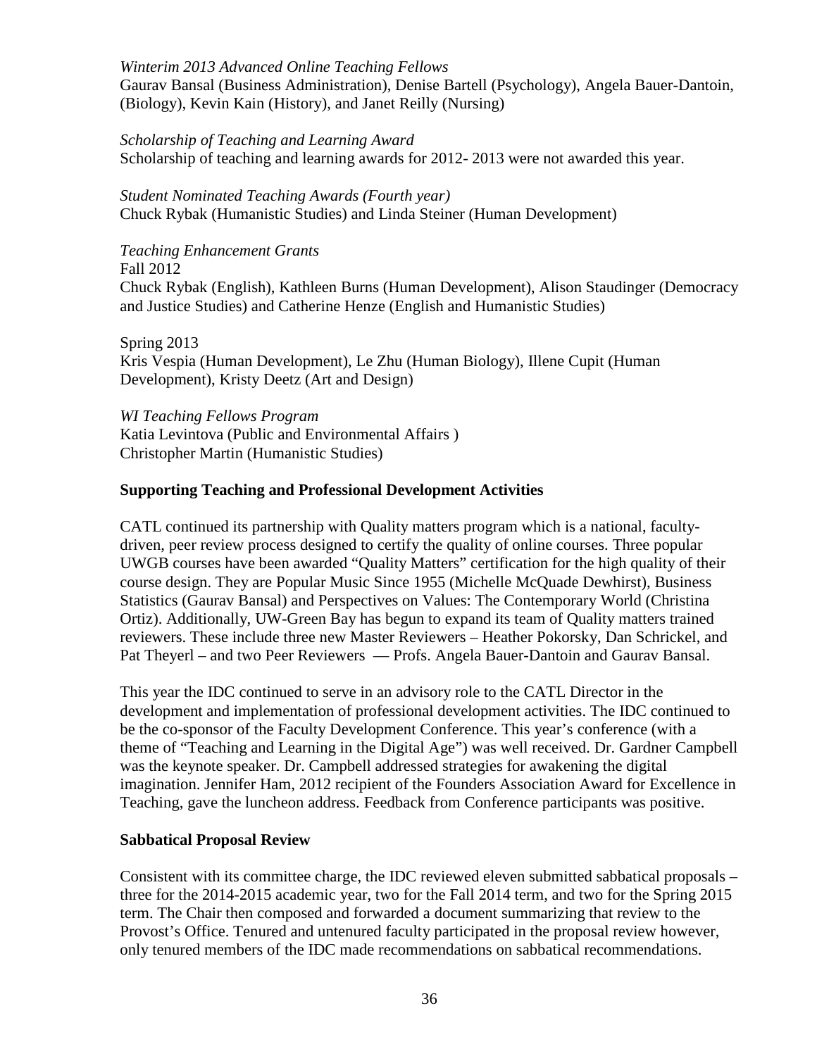*Winterim 2013 Advanced Online Teaching Fellows*
Gaurav Bansal (Business Administration), Denise Bartell (Psychology), Angela Bauer-Dantoin, (Biology), Kevin Kain (History), and Janet Reilly (Nursing)

*Scholarship of Teaching and Learning Award*
Scholarship of teaching and learning awards for 2012- 2013 were not awarded this year.

*Student Nominated Teaching Awards (Fourth year)*
Chuck Rybak (Humanistic Studies) and Linda Steiner (Human Development)

*Teaching Enhancement Grants*
Fall 2012
Chuck Rybak (English), Kathleen Burns (Human Development), Alison Staudinger (Democracy and Justice Studies) and Catherine Henze (English and Humanistic Studies)

Spring 2013
Kris Vespia (Human Development), Le Zhu (Human Biology), Illene Cupit (Human Development), Kristy Deetz (Art and Design)

*WI Teaching Fellows Program*
Katia Levintova (Public and Environmental Affairs )
Christopher Martin (Humanistic Studies)

**Supporting Teaching and Professional Development Activities**

CATL continued its partnership with Quality matters program which is a national, faculty-driven, peer review process designed to certify the quality of online courses. Three popular UWGB courses have been awarded "Quality Matters" certification for the high quality of their course design. They are Popular Music Since 1955 (Michelle McQuade Dewhirst), Business Statistics (Gaurav Bansal) and Perspectives on Values: The Contemporary World (Christina Ortiz). Additionally, UW-Green Bay has begun to expand its team of Quality matters trained reviewers. These include three new Master Reviewers – Heather Pokorsky, Dan Schrickel, and Pat Theyerl – and two Peer Reviewers — Profs. Angela Bauer-Dantoin and Gaurav Bansal.

This year the IDC continued to serve in an advisory role to the CATL Director in the development and implementation of professional development activities. The IDC continued to be the co-sponsor of the Faculty Development Conference. This year's conference (with a theme of "Teaching and Learning in the Digital Age") was well received. Dr. Gardner Campbell was the keynote speaker. Dr. Campbell addressed strategies for awakening the digital imagination. Jennifer Ham, 2012 recipient of the Founders Association Award for Excellence in Teaching, gave the luncheon address. Feedback from Conference participants was positive.

**Sabbatical Proposal Review**

Consistent with its committee charge, the IDC reviewed eleven submitted sabbatical proposals – three for the 2014-2015 academic year, two for the Fall 2014 term, and two for the Spring 2015 term. The Chair then composed and forwarded a document summarizing that review to the Provost's Office. Tenured and untenured faculty participated in the proposal review however, only tenured members of the IDC made recommendations on sabbatical recommendations.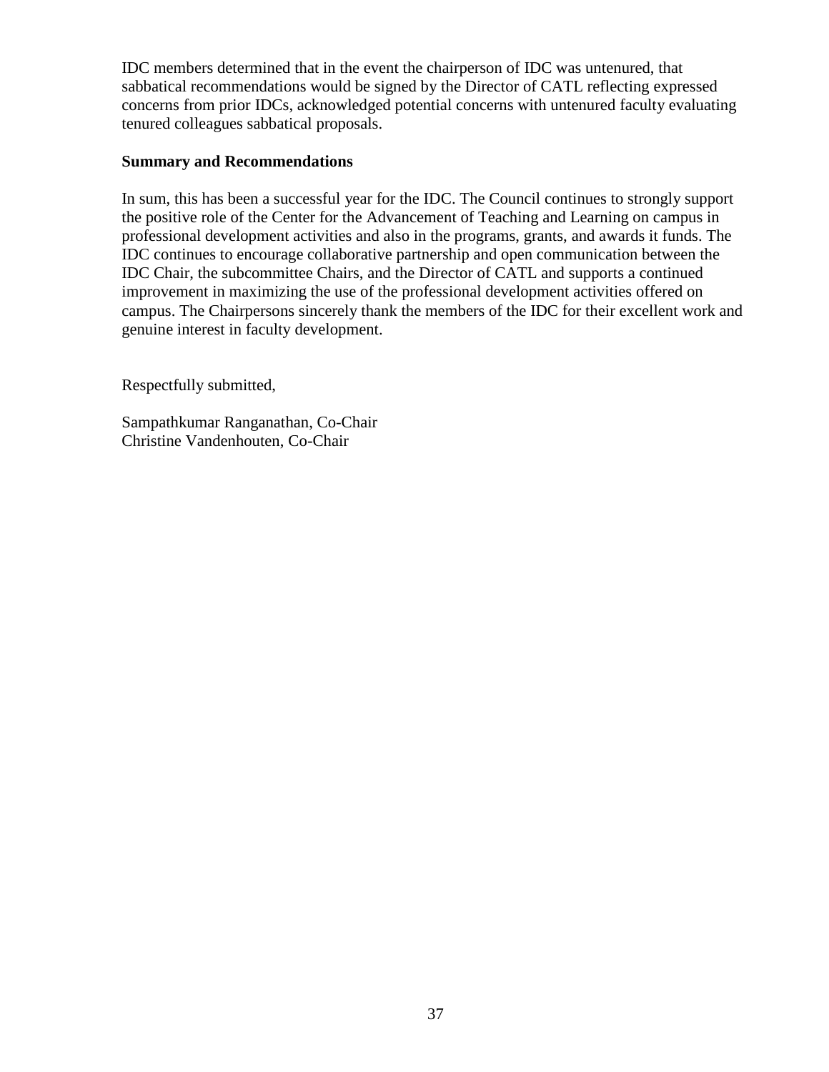IDC members determined that in the event the chairperson of IDC was untenured, that sabbatical recommendations would be signed by the Director of CATL reflecting expressed concerns from prior IDCs, acknowledged potential concerns with untenured faculty evaluating tenured colleagues sabbatical proposals.

**Summary and Recommendations**

In sum, this has been a successful year for the IDC. The Council continues to strongly support the positive role of the Center for the Advancement of Teaching and Learning on campus in professional development activities and also in the programs, grants, and awards it funds. The IDC continues to encourage collaborative partnership and open communication between the IDC Chair, the subcommittee Chairs, and the Director of CATL and supports a continued improvement in maximizing the use of the professional development activities offered on campus. The Chairpersons sincerely thank the members of the IDC for their excellent work and genuine interest in faculty development.

Respectfully submitted,

Sampathkumar Ranganathan, Co-Chair
Christine Vandenhouten, Co-Chair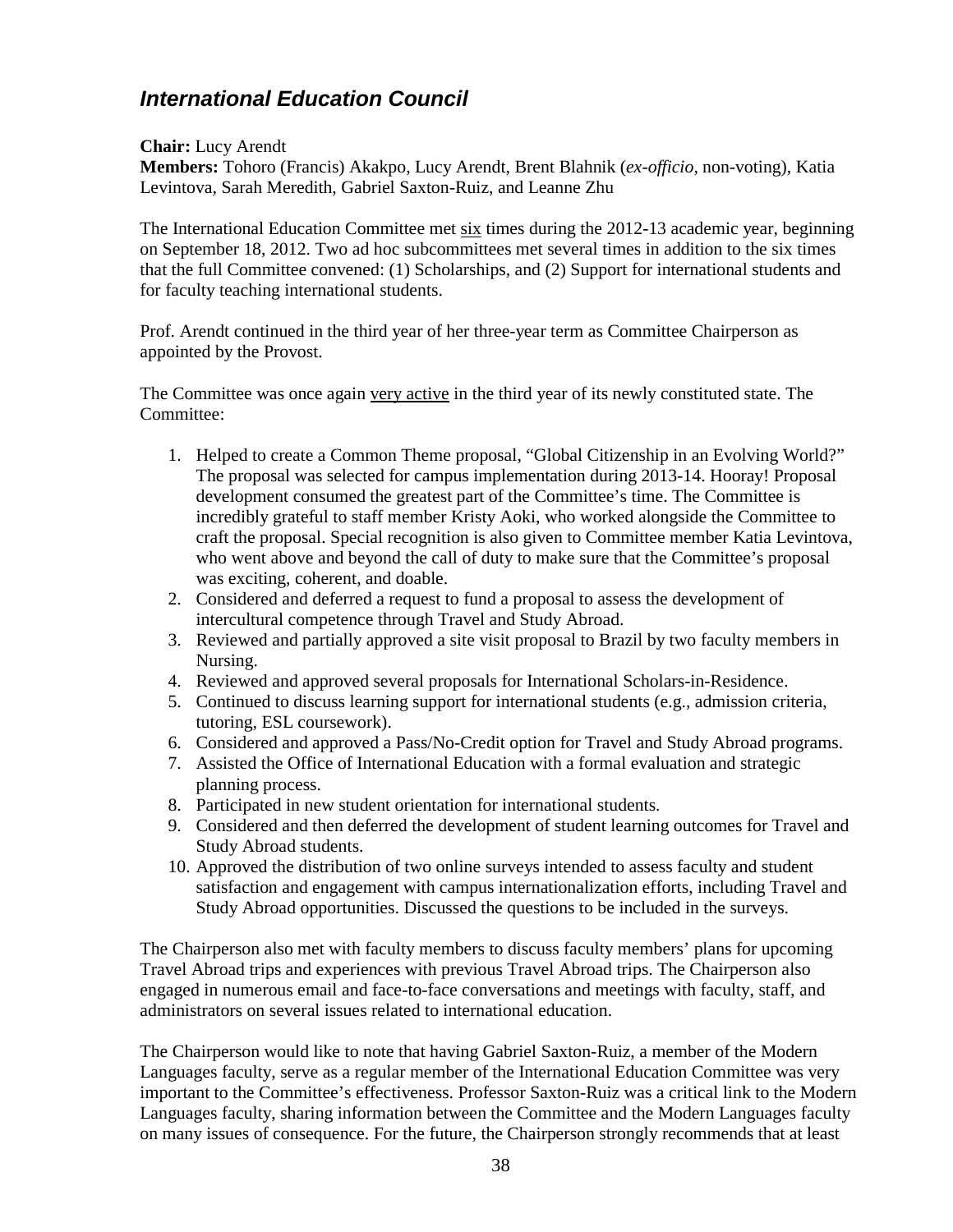## *International Education Council*

**Chair:** Lucy Arendt
**Members:** Tohoro (Francis) Akakpo, Lucy Arendt, Brent Blahnik (*ex-officio*, non-voting), Katia Levintova, Sarah Meredith, Gabriel Saxton-Ruiz, and Leanne Zhu

The International Education Committee met six times during the 2012-13 academic year, beginning on September 18, 2012. Two ad hoc subcommittees met several times in addition to the six times that the full Committee convened: (1) Scholarships, and (2) Support for international students and for faculty teaching international students.

Prof. Arendt continued in the third year of her three-year term as Committee Chairperson as appointed by the Provost.

The Committee was once again very active in the third year of its newly constituted state. The Committee:

1. Helped to create a Common Theme proposal, "Global Citizenship in an Evolving World?" The proposal was selected for campus implementation during 2013-14. Hooray! Proposal development consumed the greatest part of the Committee's time. The Committee is incredibly grateful to staff member Kristy Aoki, who worked alongside the Committee to craft the proposal. Special recognition is also given to Committee member Katia Levintova, who went above and beyond the call of duty to make sure that the Committee's proposal was exciting, coherent, and doable.
2. Considered and deferred a request to fund a proposal to assess the development of intercultural competence through Travel and Study Abroad.
3. Reviewed and partially approved a site visit proposal to Brazil by two faculty members in Nursing.
4. Reviewed and approved several proposals for International Scholars-in-Residence.
5. Continued to discuss learning support for international students (e.g., admission criteria, tutoring, ESL coursework).
6. Considered and approved a Pass/No-Credit option for Travel and Study Abroad programs.
7. Assisted the Office of International Education with a formal evaluation and strategic planning process.
8. Participated in new student orientation for international students.
9. Considered and then deferred the development of student learning outcomes for Travel and Study Abroad students.
10. Approved the distribution of two online surveys intended to assess faculty and student satisfaction and engagement with campus internationalization efforts, including Travel and Study Abroad opportunities. Discussed the questions to be included in the surveys.

The Chairperson also met with faculty members to discuss faculty members' plans for upcoming Travel Abroad trips and experiences with previous Travel Abroad trips. The Chairperson also engaged in numerous email and face-to-face conversations and meetings with faculty, staff, and administrators on several issues related to international education.

The Chairperson would like to note that having Gabriel Saxton-Ruiz, a member of the Modern Languages faculty, serve as a regular member of the International Education Committee was very important to the Committee's effectiveness. Professor Saxton-Ruiz was a critical link to the Modern Languages faculty, sharing information between the Committee and the Modern Languages faculty on many issues of consequence. For the future, the Chairperson strongly recommends that at least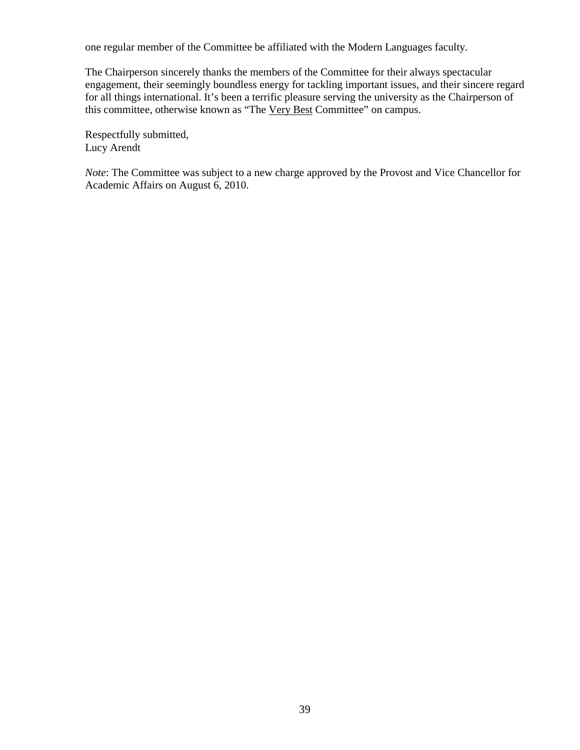one regular member of the Committee be affiliated with the Modern Languages faculty.

The Chairperson sincerely thanks the members of the Committee for their always spectacular engagement, their seemingly boundless energy for tackling important issues, and their sincere regard for all things international. It's been a terrific pleasure serving the university as the Chairperson of this committee, otherwise known as "The <u>Very Best</u> Committee" on campus.

Respectfully submitted,
Lucy Arendt

*Note*: The Committee was subject to a new charge approved by the Provost and Vice Chancellor for Academic Affairs on August 6, 2010.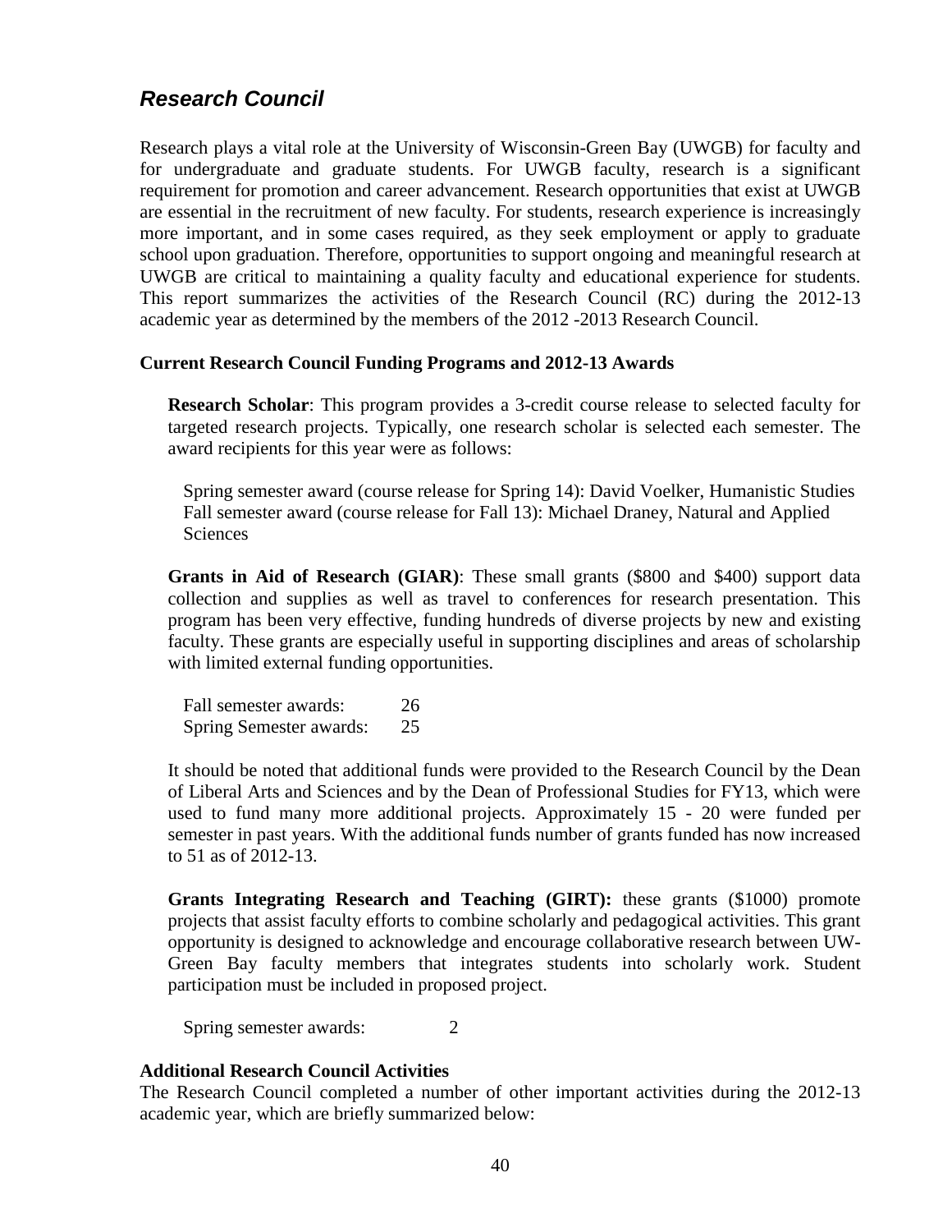## *Research Council*

Research plays a vital role at the University of Wisconsin-Green Bay (UWGB) for faculty and for undergraduate and graduate students. For UWGB faculty, research is a significant requirement for promotion and career advancement. Research opportunities that exist at UWGB are essential in the recruitment of new faculty. For students, research experience is increasingly more important, and in some cases required, as they seek employment or apply to graduate school upon graduation. Therefore, opportunities to support ongoing and meaningful research at UWGB are critical to maintaining a quality faculty and educational experience for students. This report summarizes the activities of the Research Council (RC) during the 2012-13 academic year as determined by the members of the 2012 -2013 Research Council.

### Current Research Council Funding Programs and 2012-13 Awards

**Research Scholar**: This program provides a 3-credit course release to selected faculty for targeted research projects. Typically, one research scholar is selected each semester. The award recipients for this year were as follows:

Spring semester award (course release for Spring 14): David Voelker, Humanistic Studies
Fall semester award (course release for Fall 13): Michael Draney, Natural and Applied Sciences

**Grants in Aid of Research (GIAR)**: These small grants ($800 and $400) support data collection and supplies as well as travel to conferences for research presentation. This program has been very effective, funding hundreds of diverse projects by new and existing faculty. These grants are especially useful in supporting disciplines and areas of scholarship with limited external funding opportunities.

Fall semester awards: 26
Spring Semester awards: 25

It should be noted that additional funds were provided to the Research Council by the Dean of Liberal Arts and Sciences and by the Dean of Professional Studies for FY13, which were used to fund many more additional projects. Approximately 15 - 20 were funded per semester in past years. With the additional funds number of grants funded has now increased to 51 as of 2012-13.

**Grants Integrating Research and Teaching (GIRT):** these grants ($1000) promote projects that assist faculty efforts to combine scholarly and pedagogical activities. This grant opportunity is designed to acknowledge and encourage collaborative research between UW-Green Bay faculty members that integrates students into scholarly work. Student participation must be included in proposed project.

Spring semester awards: 2

### Additional Research Council Activities

The Research Council completed a number of other important activities during the 2012-13 academic year, which are briefly summarized below: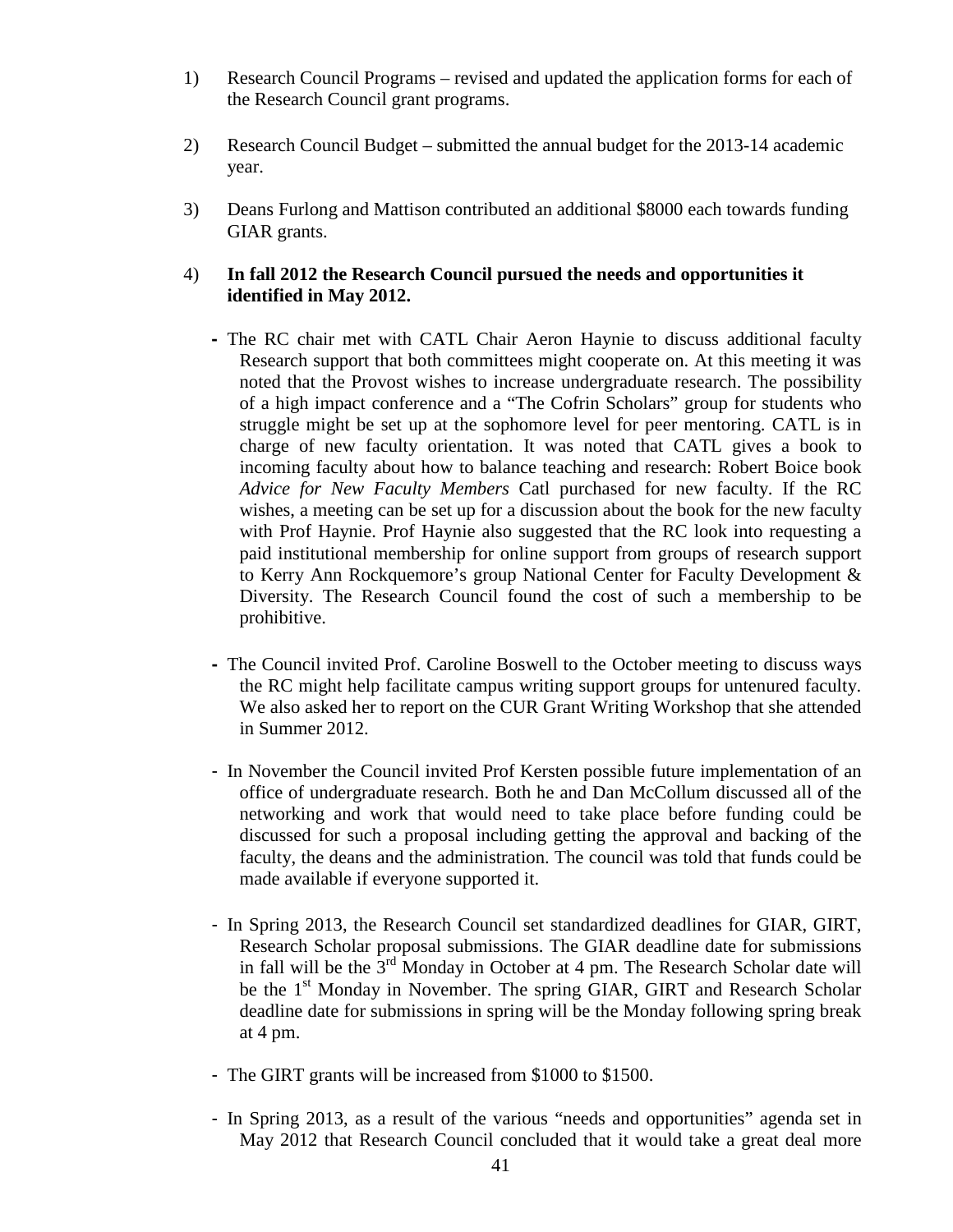1) Research Council Programs – revised and updated the application forms for each of the Research Council grant programs.

2) Research Council Budget – submitted the annual budget for the 2013-14 academic year.

3) Deans Furlong and Mattison contributed an additional $8000 each towards funding GIAR grants.

4) **In fall 2012 the Research Council pursued the needs and opportunities it identified in May 2012.**

- The RC chair met with CATL Chair Aeron Haynie to discuss additional faculty Research support that both committees might cooperate on. At this meeting it was noted that the Provost wishes to increase undergraduate research. The possibility of a high impact conference and a "The Cofrin Scholars" group for students who struggle might be set up at the sophomore level for peer mentoring. CATL is in charge of new faculty orientation. It was noted that CATL gives a book to incoming faculty about how to balance teaching and research: Robert Boice book *Advice for New Faculty Members* Catl purchased for new faculty. If the RC wishes, a meeting can be set up for a discussion about the book for the new faculty with Prof Haynie. Prof Haynie also suggested that the RC look into requesting a paid institutional membership for online support from groups of research support to Kerry Ann Rockquemore's group National Center for Faculty Development & Diversity. The Research Council found the cost of such a membership to be prohibitive.

- The Council invited Prof. Caroline Boswell to the October meeting to discuss ways the RC might help facilitate campus writing support groups for untenured faculty. We also asked her to report on the CUR Grant Writing Workshop that she attended in Summer 2012.

- In November the Council invited Prof Kersten possible future implementation of an office of undergraduate research. Both he and Dan McCollum discussed all of the networking and work that would need to take place before funding could be discussed for such a proposal including getting the approval and backing of the faculty, the deans and the administration. The council was told that funds could be made available if everyone supported it.

- In Spring 2013, the Research Council set standardized deadlines for GIAR, GIRT, Research Scholar proposal submissions. The GIAR deadline date for submissions in fall will be the 3rd Monday in October at 4 pm. The Research Scholar date will be the 1st Monday in November. The spring GIAR, GIRT and Research Scholar deadline date for submissions in spring will be the Monday following spring break at 4 pm.

- The GIRT grants will be increased from $1000 to $1500.

- In Spring 2013, as a result of the various "needs and opportunities" agenda set in May 2012 that Research Council concluded that it would take a great deal more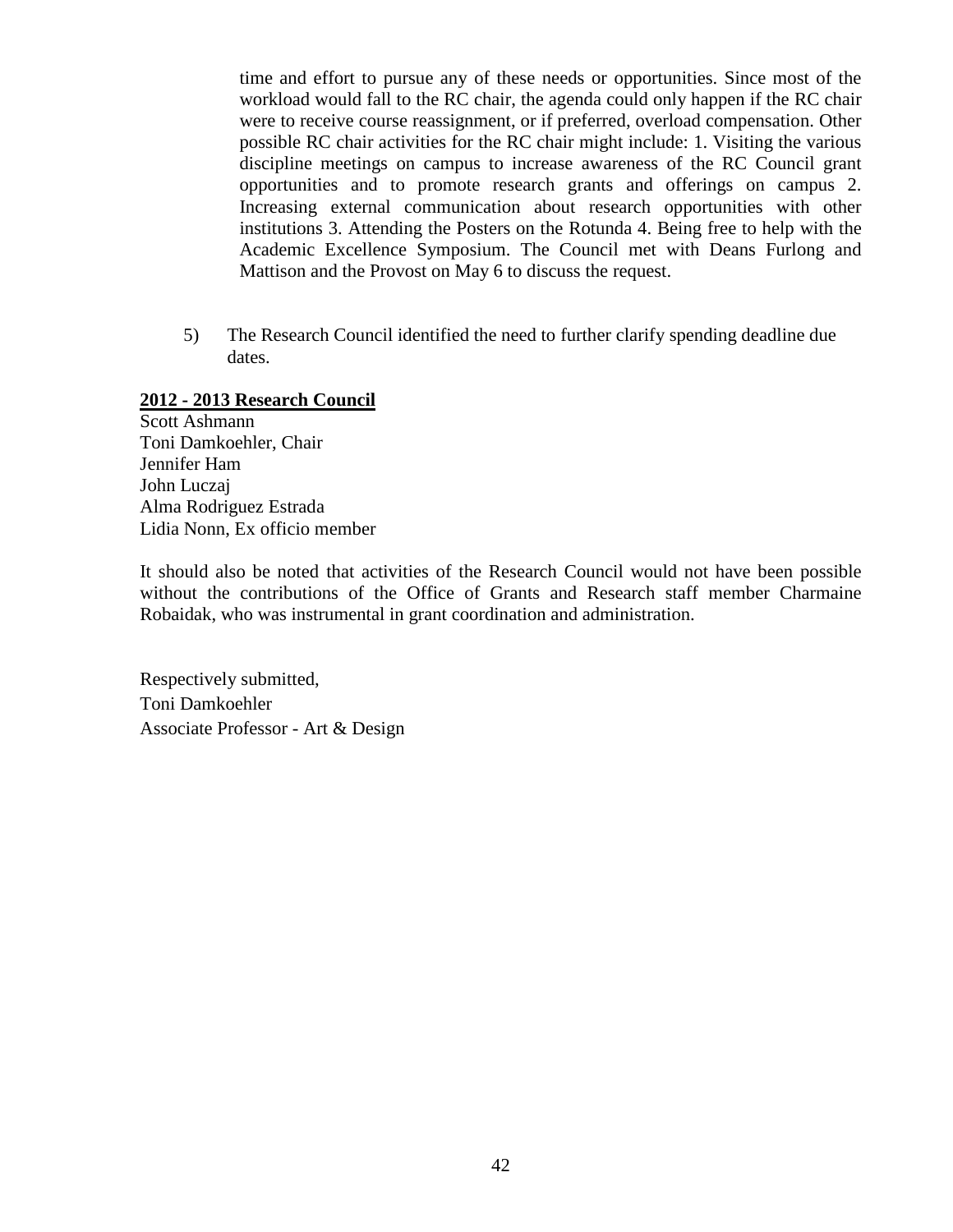time and effort to pursue any of these needs or opportunities. Since most of the workload would fall to the RC chair, the agenda could only happen if the RC chair were to receive course reassignment, or if preferred, overload compensation. Other possible RC chair activities for the RC chair might include: 1. Visiting the various discipline meetings on campus to increase awareness of the RC Council grant opportunities and to promote research grants and offerings on campus 2. Increasing external communication about research opportunities with other institutions 3. Attending the Posters on the Rotunda 4. Being free to help with the Academic Excellence Symposium. The Council met with Deans Furlong and Mattison and the Provost on May 6 to discuss the request.

5) The Research Council identified the need to further clarify spending deadline due dates.

**2012 - 2013 Research Council**

Scott Ashmann
Toni Damkoehler, Chair
Jennifer Ham
John Luczaj
Alma Rodriguez Estrada
Lidia Nonn, Ex officio member

It should also be noted that activities of the Research Council would not have been possible without the contributions of the Office of Grants and Research staff member Charmaine Robaidak, who was instrumental in grant coordination and administration.

Respectively submitted,
Toni Damkoehler
Associate Professor - Art & Design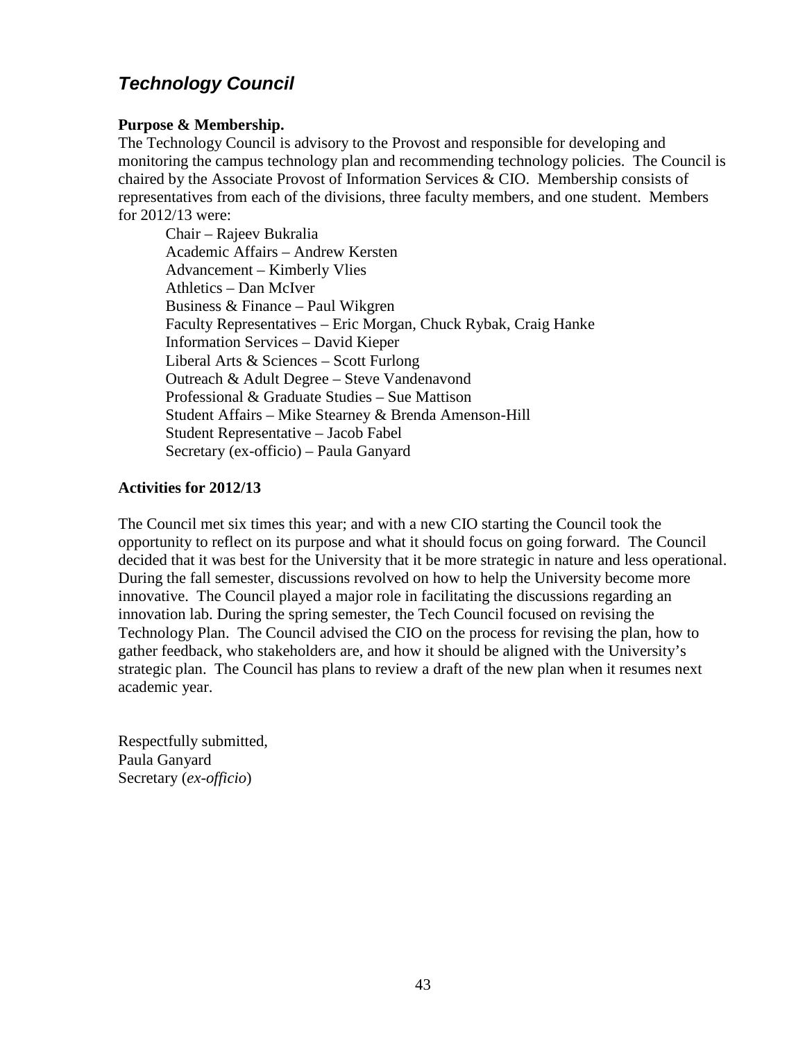## *Technology Council*

**Purpose & Membership.**

The Technology Council is advisory to the Provost and responsible for developing and monitoring the campus technology plan and recommending technology policies. The Council is chaired by the Associate Provost of Information Services & CIO. Membership consists of representatives from each of the divisions, three faculty members, and one student. Members for 2012/13 were:

Chair – Rajeev Bukralia
Academic Affairs – Andrew Kersten
Advancement – Kimberly Vlies
Athletics – Dan McIver
Business & Finance – Paul Wikgren
Faculty Representatives – Eric Morgan, Chuck Rybak, Craig Hanke
Information Services – David Kieper
Liberal Arts & Sciences – Scott Furlong
Outreach & Adult Degree – Steve Vandenavond
Professional & Graduate Studies – Sue Mattison
Student Affairs – Mike Stearney & Brenda Amenson-Hill
Student Representative – Jacob Fabel
Secretary (ex-officio) – Paula Ganyard

**Activities for 2012/13**

The Council met six times this year; and with a new CIO starting the Council took the opportunity to reflect on its purpose and what it should focus on going forward. The Council decided that it was best for the University that it be more strategic in nature and less operational. During the fall semester, discussions revolved on how to help the University become more innovative. The Council played a major role in facilitating the discussions regarding an innovation lab. During the spring semester, the Tech Council focused on revising the Technology Plan. The Council advised the CIO on the process for revising the plan, how to gather feedback, who stakeholders are, and how it should be aligned with the University's strategic plan. The Council has plans to review a draft of the new plan when it resumes next academic year.

Respectfully submitted,
Paula Ganyard
Secretary (*ex-officio*)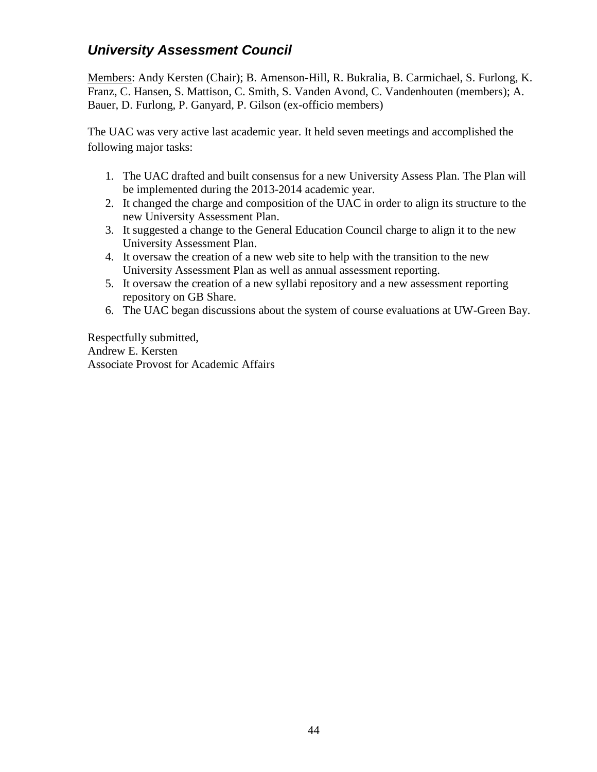## *University Assessment Council*

Members: Andy Kersten (Chair); B. Amenson-Hill, R. Bukralia, B. Carmichael, S. Furlong, K. Franz, C. Hansen, S. Mattison, C. Smith, S. Vanden Avond, C. Vandenhouten (members); A. Bauer, D. Furlong, P. Ganyard, P. Gilson (ex-officio members)

The UAC was very active last academic year. It held seven meetings and accomplished the following major tasks:

1. The UAC drafted and built consensus for a new University Assess Plan. The Plan will be implemented during the 2013-2014 academic year.
2. It changed the charge and composition of the UAC in order to align its structure to the new University Assessment Plan.
3. It suggested a change to the General Education Council charge to align it to the new University Assessment Plan.
4. It oversaw the creation of a new web site to help with the transition to the new University Assessment Plan as well as annual assessment reporting.
5. It oversaw the creation of a new syllabi repository and a new assessment reporting repository on GB Share.
6. The UAC began discussions about the system of course evaluations at UW-Green Bay.

Respectfully submitted,
Andrew E. Kersten
Associate Provost for Academic Affairs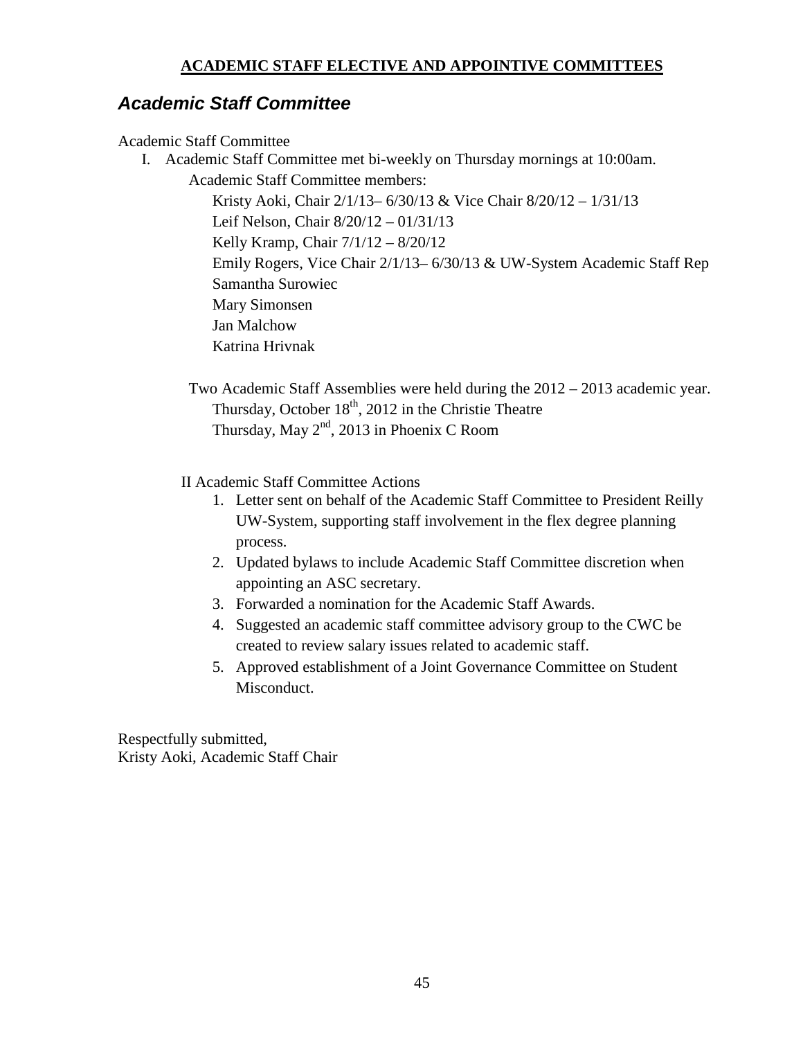**ACADEMIC STAFF ELECTIVE AND APPOINTIVE COMMITTEES**

## ***Academic Staff Committee***

Academic Staff Committee

I. Academic Staff Committee met bi-weekly on Thursday mornings at 10:00am.

Academic Staff Committee members:

Kristy Aoki, Chair 2/1/13– 6/30/13 & Vice Chair 8/20/12 – 1/31/13
Leif Nelson, Chair 8/20/12 – 01/31/13
Kelly Kramp, Chair 7/1/12 – 8/20/12
Emily Rogers, Vice Chair 2/1/13– 6/30/13 & UW-System Academic Staff Rep
Samantha Surowiec
Mary Simonsen
Jan Malchow
Katrina Hrivnak

Two Academic Staff Assemblies were held during the 2012 – 2013 academic year.

Thursday, October 18th, 2012 in the Christie Theatre
Thursday, May 2nd, 2013 in Phoenix C Room

II Academic Staff Committee Actions

1. Letter sent on behalf of the Academic Staff Committee to President Reilly UW-System, supporting staff involvement in the flex degree planning process.
2. Updated bylaws to include Academic Staff Committee discretion when appointing an ASC secretary.
3. Forwarded a nomination for the Academic Staff Awards.
4. Suggested an academic staff committee advisory group to the CWC be created to review salary issues related to academic staff.
5. Approved establishment of a Joint Governance Committee on Student Misconduct.

Respectfully submitted,
Kristy Aoki, Academic Staff Chair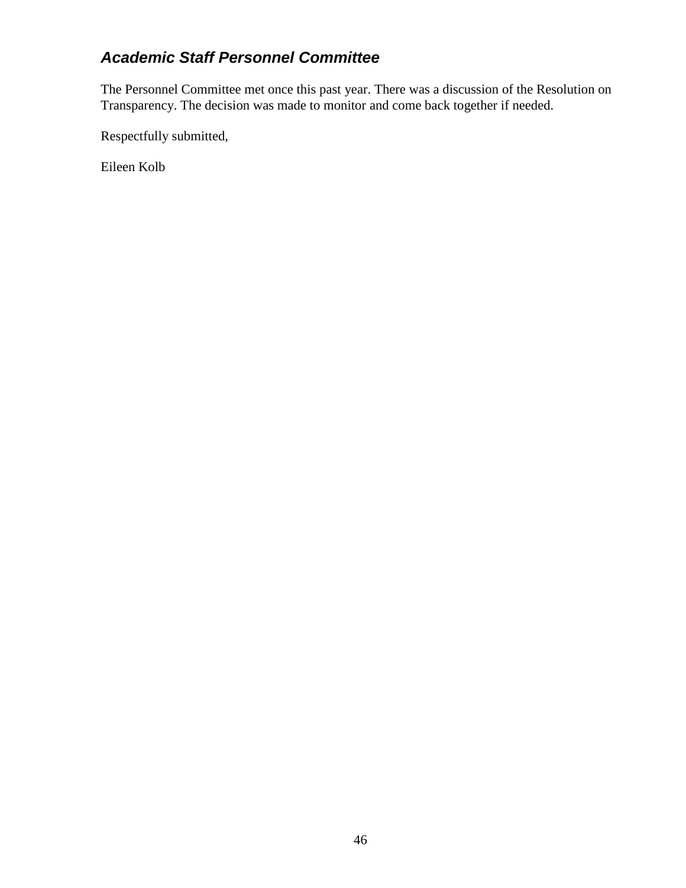### *Academic Staff Personnel Committee*

The Personnel Committee met once this past year. There was a discussion of the Resolution on Transparency. The decision was made to monitor and come back together if needed.

Respectfully submitted,

Eileen Kolb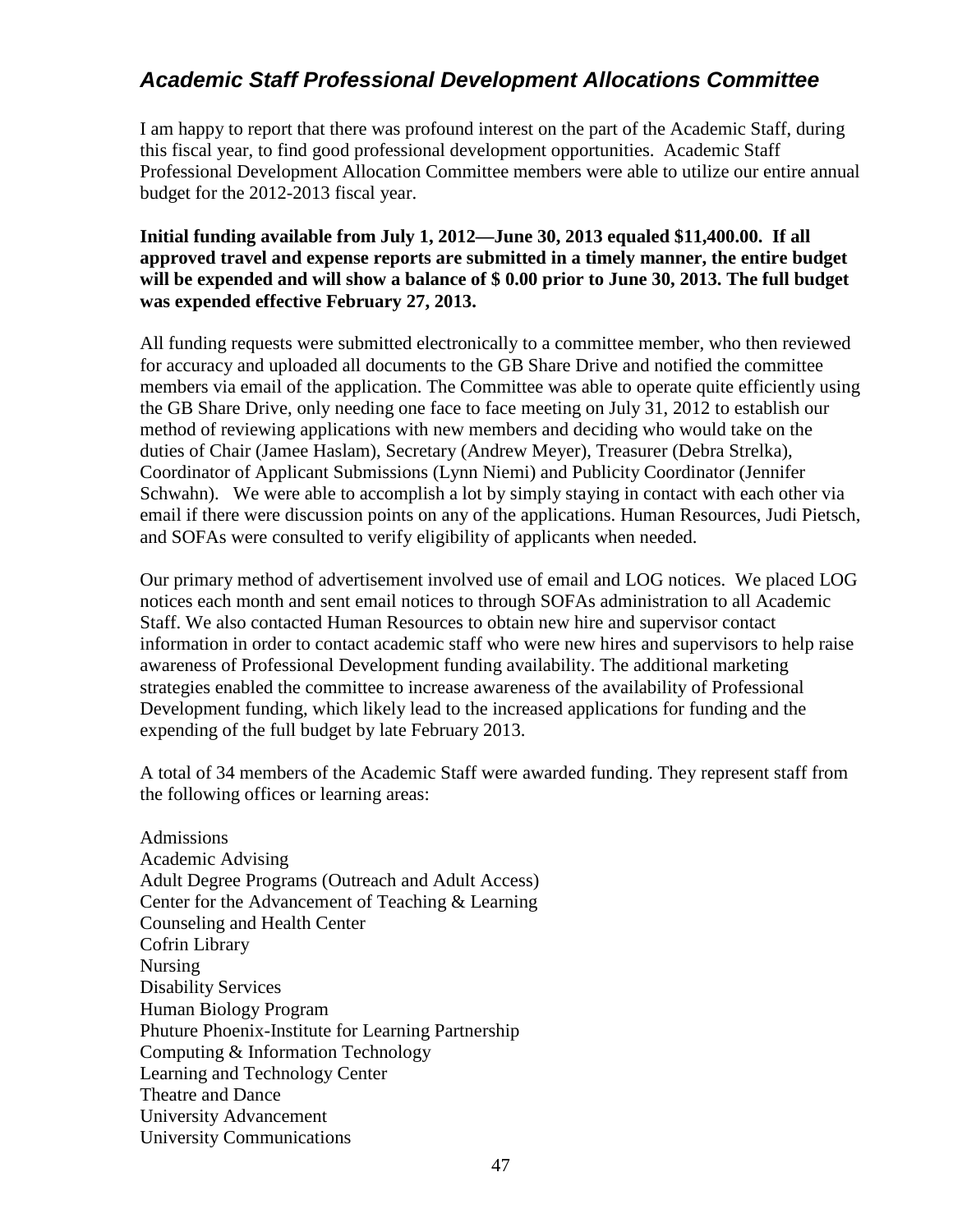## *Academic Staff Professional Development Allocations Committee*

I am happy to report that there was profound interest on the part of the Academic Staff, during this fiscal year, to find good professional development opportunities. Academic Staff Professional Development Allocation Committee members were able to utilize our entire annual budget for the 2012-2013 fiscal year.

**Initial funding available from July 1, 2012—June 30, 2013 equaled $11,400.00. If all approved travel and expense reports are submitted in a timely manner, the entire budget will be expended and will show a balance of $ 0.00 prior to June 30, 2013. The full budget was expended effective February 27, 2013.**

All funding requests were submitted electronically to a committee member, who then reviewed for accuracy and uploaded all documents to the GB Share Drive and notified the committee members via email of the application. The Committee was able to operate quite efficiently using the GB Share Drive, only needing one face to face meeting on July 31, 2012 to establish our method of reviewing applications with new members and deciding who would take on the duties of Chair (Jamee Haslam), Secretary (Andrew Meyer), Treasurer (Debra Strelka), Coordinator of Applicant Submissions (Lynn Niemi) and Publicity Coordinator (Jennifer Schwahn). We were able to accomplish a lot by simply staying in contact with each other via email if there were discussion points on any of the applications. Human Resources, Judi Pietsch, and SOFAs were consulted to verify eligibility of applicants when needed.

Our primary method of advertisement involved use of email and LOG notices. We placed LOG notices each month and sent email notices to through SOFAs administration to all Academic Staff. We also contacted Human Resources to obtain new hire and supervisor contact information in order to contact academic staff who were new hires and supervisors to help raise awareness of Professional Development funding availability. The additional marketing strategies enabled the committee to increase awareness of the availability of Professional Development funding, which likely lead to the increased applications for funding and the expending of the full budget by late February 2013.

A total of 34 members of the Academic Staff were awarded funding. They represent staff from the following offices or learning areas:

Admissions
Academic Advising
Adult Degree Programs (Outreach and Adult Access)
Center for the Advancement of Teaching & Learning
Counseling and Health Center
Cofrin Library
Nursing
Disability Services
Human Biology Program
Phuture Phoenix-Institute for Learning Partnership
Computing & Information Technology
Learning and Technology Center
Theatre and Dance
University Advancement
University Communications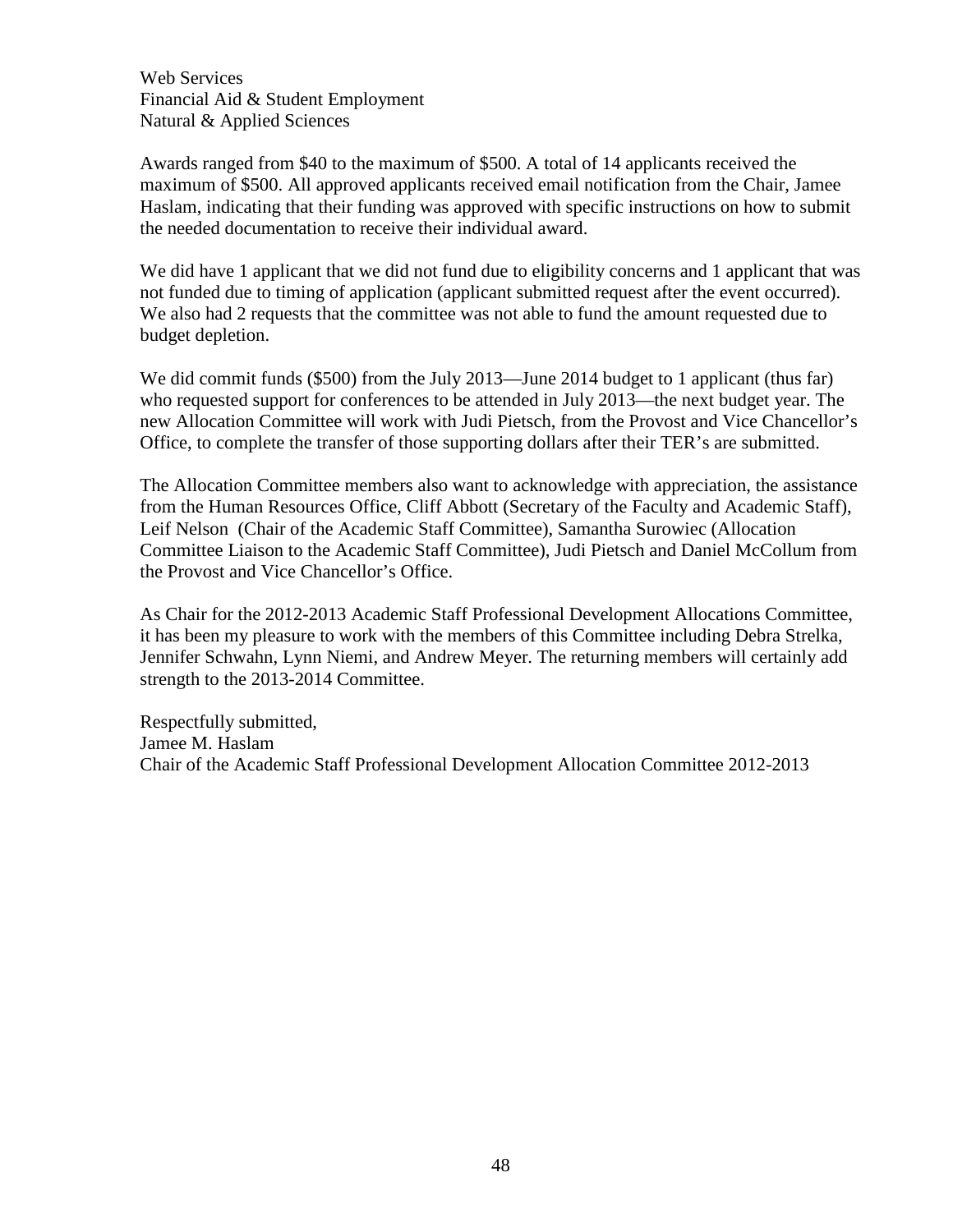Web Services  
Financial Aid & Student Employment  
Natural & Applied Sciences

Awards ranged from $40 to the maximum of $500. A total of 14 applicants received the maximum of $500. All approved applicants received email notification from the Chair, Jamee Haslam, indicating that their funding was approved with specific instructions on how to submit the needed documentation to receive their individual award.

We did have 1 applicant that we did not fund due to eligibility concerns and 1 applicant that was not funded due to timing of application (applicant submitted request after the event occurred). We also had 2 requests that the committee was not able to fund the amount requested due to budget depletion.

We did commit funds ($500) from the July 2013—June 2014 budget to 1 applicant (thus far) who requested support for conferences to be attended in July 2013—the next budget year. The new Allocation Committee will work with Judi Pietsch, from the Provost and Vice Chancellor's Office, to complete the transfer of those supporting dollars after their TER's are submitted.

The Allocation Committee members also want to acknowledge with appreciation, the assistance from the Human Resources Office, Cliff Abbott (Secretary of the Faculty and Academic Staff), Leif Nelson (Chair of the Academic Staff Committee), Samantha Surowiec (Allocation Committee Liaison to the Academic Staff Committee), Judi Pietsch and Daniel McCollum from the Provost and Vice Chancellor's Office.

As Chair for the 2012-2013 Academic Staff Professional Development Allocations Committee, it has been my pleasure to work with the members of this Committee including Debra Strelka, Jennifer Schwahn, Lynn Niemi, and Andrew Meyer. The returning members will certainly add strength to the 2013-2014 Committee.

Respectfully submitted,  
Jamee M. Haslam  
Chair of the Academic Staff Professional Development Allocation Committee 2012-2013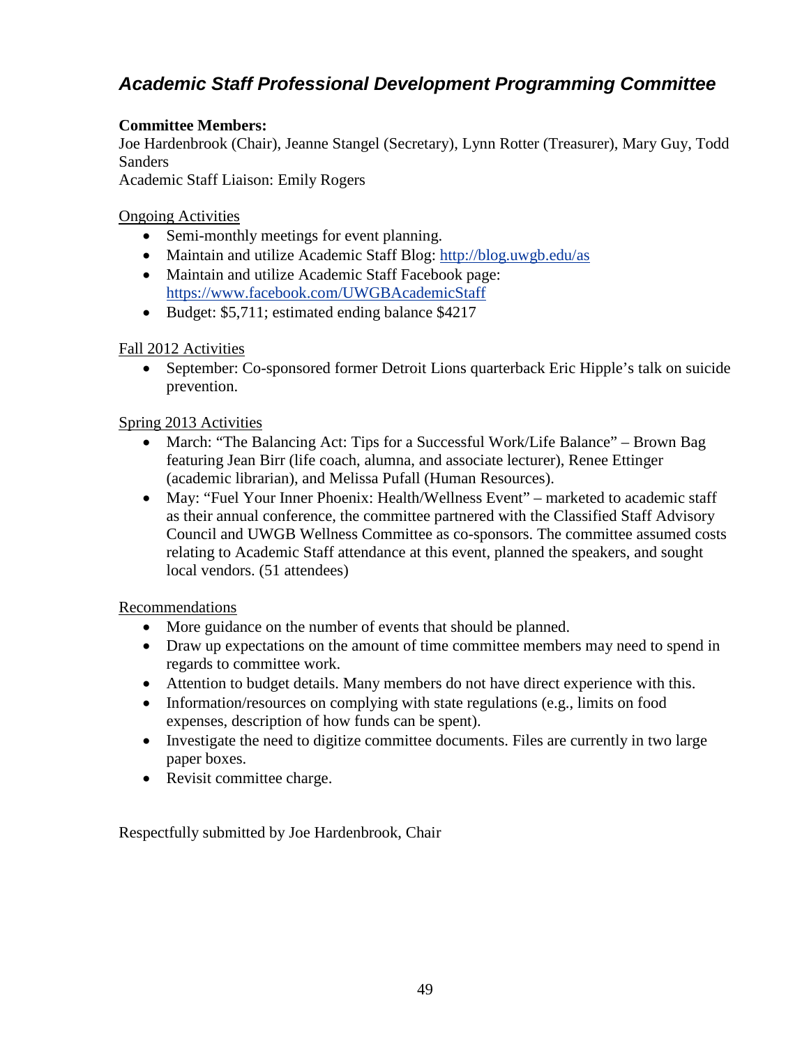## *Academic Staff Professional Development Programming Committee*

**Committee Members:**
Joe Hardenbrook (Chair), Jeanne Stangel (Secretary), Lynn Rotter (Treasurer), Mary Guy, Todd Sanders
Academic Staff Liaison: Emily Rogers

Ongoing Activities

- Semi-monthly meetings for event planning.
- Maintain and utilize Academic Staff Blog: http://blog.uwgb.edu/as
- Maintain and utilize Academic Staff Facebook page: https://www.facebook.com/UWGBAcademicStaff
- Budget: $5,711; estimated ending balance $4217

Fall 2012 Activities

- September: Co-sponsored former Detroit Lions quarterback Eric Hipple's talk on suicide prevention.

Spring 2013 Activities

- March: "The Balancing Act: Tips for a Successful Work/Life Balance" – Brown Bag featuring Jean Birr (life coach, alumna, and associate lecturer), Renee Ettinger (academic librarian), and Melissa Pufall (Human Resources).
- May: "Fuel Your Inner Phoenix: Health/Wellness Event" – marketed to academic staff as their annual conference, the committee partnered with the Classified Staff Advisory Council and UWGB Wellness Committee as co-sponsors. The committee assumed costs relating to Academic Staff attendance at this event, planned the speakers, and sought local vendors. (51 attendees)

Recommendations

- More guidance on the number of events that should be planned.
- Draw up expectations on the amount of time committee members may need to spend in regards to committee work.
- Attention to budget details. Many members do not have direct experience with this.
- Information/resources on complying with state regulations (e.g., limits on food expenses, description of how funds can be spent).
- Investigate the need to digitize committee documents. Files are currently in two large paper boxes.
- Revisit committee charge.

Respectfully submitted by Joe Hardenbrook, Chair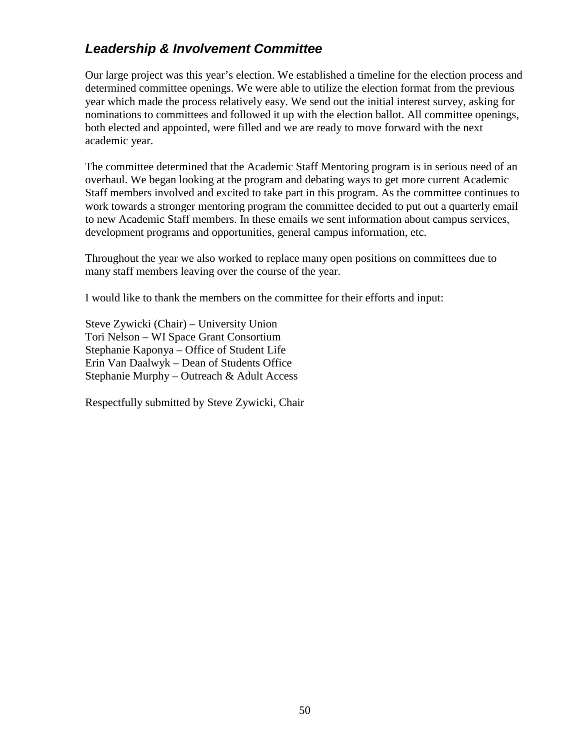## *Leadership & Involvement Committee*

Our large project was this year's election. We established a timeline for the election process and determined committee openings. We were able to utilize the election format from the previous year which made the process relatively easy. We send out the initial interest survey, asking for nominations to committees and followed it up with the election ballot. All committee openings, both elected and appointed, were filled and we are ready to move forward with the next academic year.

The committee determined that the Academic Staff Mentoring program is in serious need of an overhaul. We began looking at the program and debating ways to get more current Academic Staff members involved and excited to take part in this program. As the committee continues to work towards a stronger mentoring program the committee decided to put out a quarterly email to new Academic Staff members. In these emails we sent information about campus services, development programs and opportunities, general campus information, etc.

Throughout the year we also worked to replace many open positions on committees due to many staff members leaving over the course of the year.

I would like to thank the members on the committee for their efforts and input:

Steve Zywicki (Chair) – University Union
Tori Nelson – WI Space Grant Consortium
Stephanie Kaponya – Office of Student Life
Erin Van Daalwyk – Dean of Students Office
Stephanie Murphy – Outreach & Adult Access

Respectfully submitted by Steve Zywicki, Chair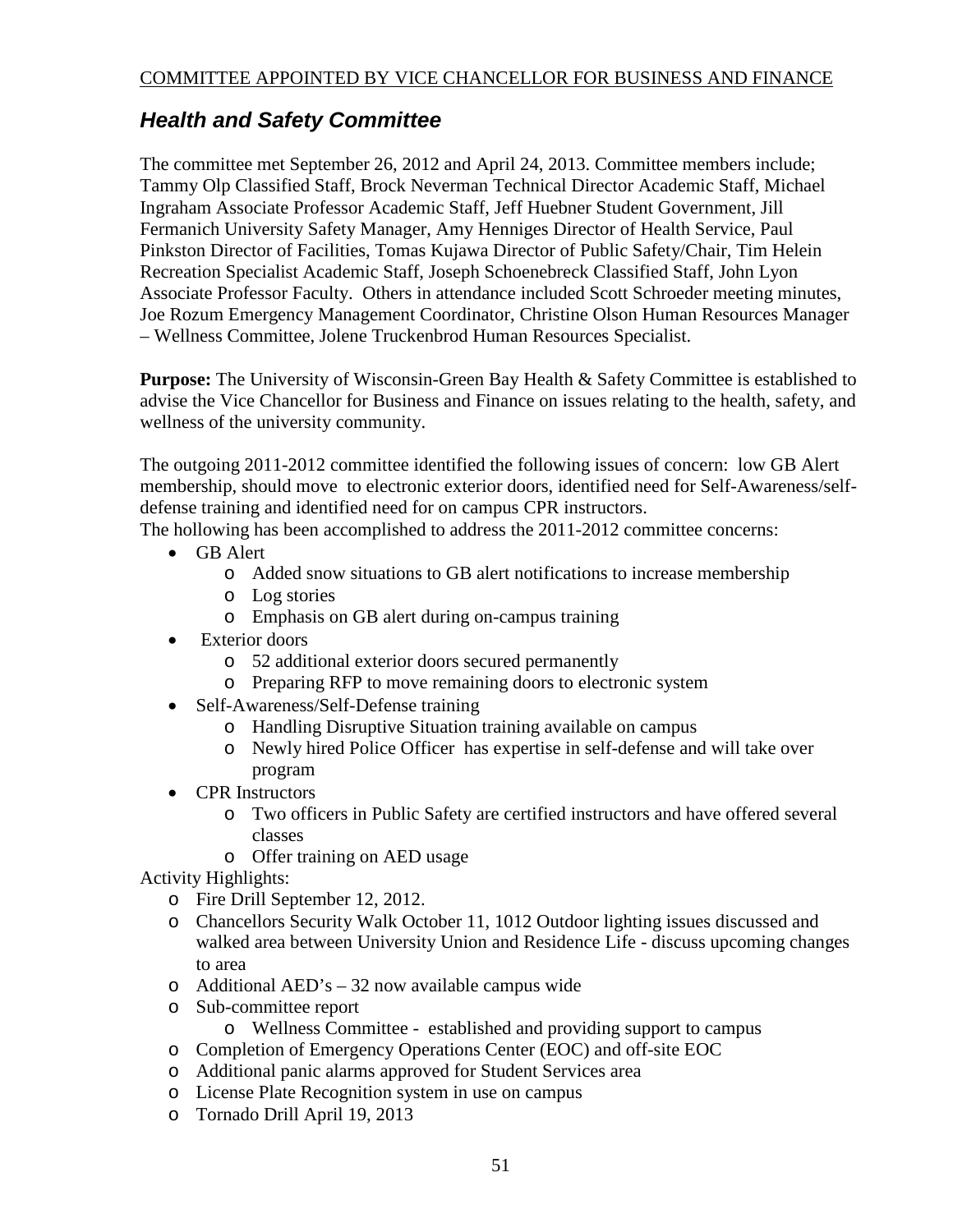COMMITTEE APPOINTED BY VICE CHANCELLOR FOR BUSINESS AND FINANCE

## *Health and Safety Committee*

The committee met September 26, 2012 and April 24, 2013. Committee members include; Tammy Olp Classified Staff, Brock Neverman Technical Director Academic Staff, Michael Ingraham Associate Professor Academic Staff, Jeff Huebner Student Government, Jill Fermanich University Safety Manager, Amy Henniges Director of Health Service, Paul Pinkston Director of Facilities, Tomas Kujawa Director of Public Safety/Chair, Tim Helein Recreation Specialist Academic Staff, Joseph Schoenebreck Classified Staff, John Lyon Associate Professor Faculty. Others in attendance included Scott Schroeder meeting minutes, Joe Rozum Emergency Management Coordinator, Christine Olson Human Resources Manager – Wellness Committee, Jolene Truckenbrod Human Resources Specialist.

**Purpose:** The University of Wisconsin-Green Bay Health & Safety Committee is established to advise the Vice Chancellor for Business and Finance on issues relating to the health, safety, and wellness of the university community.

The outgoing 2011-2012 committee identified the following issues of concern: low GB Alert membership, should move to electronic exterior doors, identified need for Self-Awareness/self-defense training and identified need for on campus CPR instructors.

The hollowing has been accomplished to address the 2011-2012 committee concerns:

- GB Alert
  - Added snow situations to GB alert notifications to increase membership
  - Log stories
  - Emphasis on GB alert during on-campus training
- Exterior doors
  - 52 additional exterior doors secured permanently
  - Preparing RFP to move remaining doors to electronic system
- Self-Awareness/Self-Defense training
  - Handling Disruptive Situation training available on campus
  - Newly hired Police Officer has expertise in self-defense and will take over program
- CPR Instructors
  - Two officers in Public Safety are certified instructors and have offered several classes
  - Offer training on AED usage

Activity Highlights:

- Fire Drill September 12, 2012.
- Chancellors Security Walk October 11, 1012 Outdoor lighting issues discussed and walked area between University Union and Residence Life - discuss upcoming changes to area
- Additional AED's – 32 now available campus wide
- Sub-committee report
  - Wellness Committee - established and providing support to campus
- Completion of Emergency Operations Center (EOC) and off-site EOC
- Additional panic alarms approved for Student Services area
- License Plate Recognition system in use on campus
- Tornado Drill April 19, 2013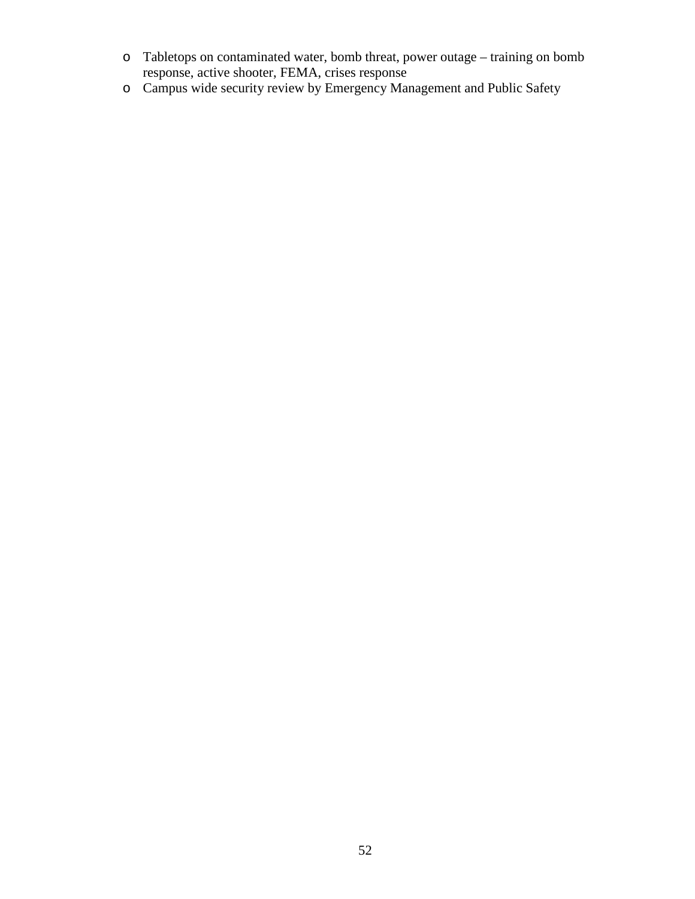- Tabletops on contaminated water, bomb threat, power outage – training on bomb response, active shooter, FEMA, crises response
- Campus wide security review by Emergency Management and Public Safety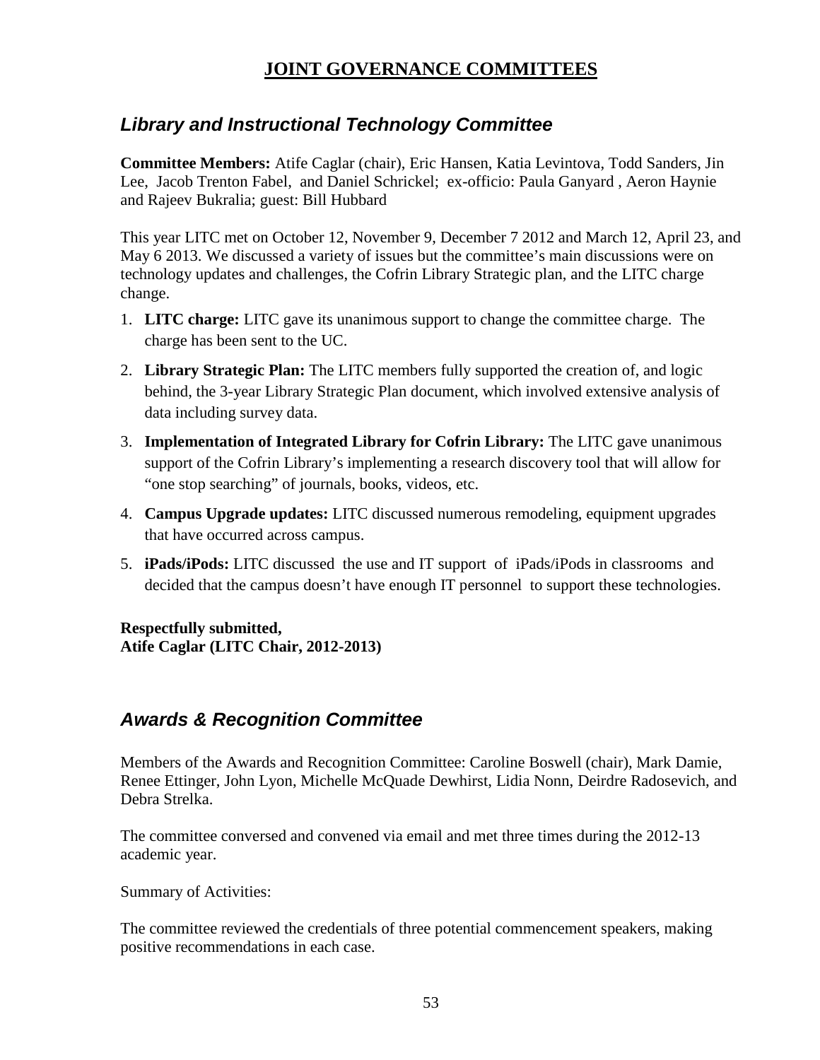# JOINT GOVERNANCE COMMITTEES

## *Library and Instructional Technology Committee*

**Committee Members:** Atife Caglar (chair), Eric Hansen, Katia Levintova, Todd Sanders, Jin Lee, Jacob Trenton Fabel, and Daniel Schrickel; ex-officio: Paula Ganyard , Aeron Haynie and Rajeev Bukralia; guest: Bill Hubbard

This year LITC met on October 12, November 9, December 7 2012 and March 12, April 23, and May 6 2013. We discussed a variety of issues but the committee's main discussions were on technology updates and challenges, the Cofrin Library Strategic plan, and the LITC charge change.

1. **LITC charge:** LITC gave its unanimous support to change the committee charge. The charge has been sent to the UC.
2. **Library Strategic Plan:** The LITC members fully supported the creation of, and logic behind, the 3-year Library Strategic Plan document, which involved extensive analysis of data including survey data.
3. **Implementation of Integrated Library for Cofrin Library:** The LITC gave unanimous support of the Cofrin Library's implementing a research discovery tool that will allow for "one stop searching" of journals, books, videos, etc.
4. **Campus Upgrade updates:** LITC discussed numerous remodeling, equipment upgrades that have occurred across campus.
5. **iPads/iPods:** LITC discussed the use and IT support of iPads/iPods in classrooms and decided that the campus doesn't have enough IT personnel to support these technologies.

**Respectfully submitted,**
**Atife Caglar (LITC Chair, 2012-2013)**

## *Awards & Recognition Committee*

Members of the Awards and Recognition Committee: Caroline Boswell (chair), Mark Damie, Renee Ettinger, John Lyon, Michelle McQuade Dewhirst, Lidia Nonn, Deirdre Radosevich, and Debra Strelka.

The committee conversed and convened via email and met three times during the 2012-13 academic year.

Summary of Activities:

The committee reviewed the credentials of three potential commencement speakers, making positive recommendations in each case.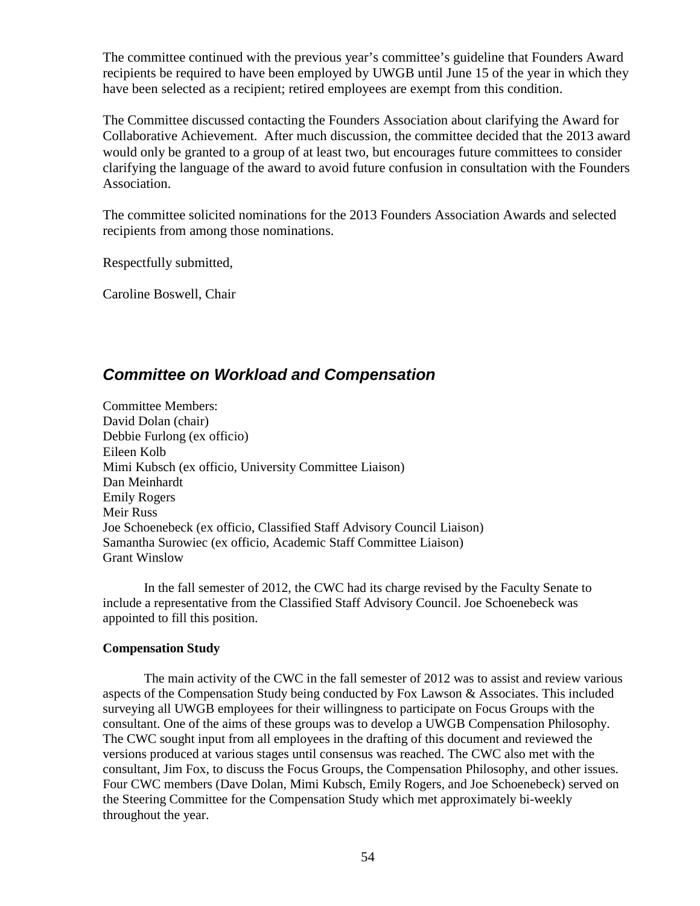The committee continued with the previous year's committee's guideline that Founders Award recipients be required to have been employed by UWGB until June 15 of the year in which they have been selected as a recipient; retired employees are exempt from this condition.

The Committee discussed contacting the Founders Association about clarifying the Award for Collaborative Achievement. After much discussion, the committee decided that the 2013 award would only be granted to a group of at least two, but encourages future committees to consider clarifying the language of the award to avoid future confusion in consultation with the Founders Association.

The committee solicited nominations for the 2013 Founders Association Awards and selected recipients from among those nominations.

Respectfully submitted,

Caroline Boswell, Chair

## *Committee on Workload and Compensation*

Committee Members:
David Dolan (chair)
Debbie Furlong (ex officio)
Eileen Kolb
Mimi Kubsch (ex officio, University Committee Liaison)
Dan Meinhardt
Emily Rogers
Meir Russ
Joe Schoenebeck (ex officio, Classified Staff Advisory Council Liaison)
Samantha Surowiec (ex officio, Academic Staff Committee Liaison)
Grant Winslow

In the fall semester of 2012, the CWC had its charge revised by the Faculty Senate to include a representative from the Classified Staff Advisory Council. Joe Schoenebeck was appointed to fill this position.

**Compensation Study**

The main activity of the CWC in the fall semester of 2012 was to assist and review various aspects of the Compensation Study being conducted by Fox Lawson & Associates. This included surveying all UWGB employees for their willingness to participate on Focus Groups with the consultant. One of the aims of these groups was to develop a UWGB Compensation Philosophy. The CWC sought input from all employees in the drafting of this document and reviewed the versions produced at various stages until consensus was reached. The CWC also met with the consultant, Jim Fox, to discuss the Focus Groups, the Compensation Philosophy, and other issues. Four CWC members (Dave Dolan, Mimi Kubsch, Emily Rogers, and Joe Schoenebeck) served on the Steering Committee for the Compensation Study which met approximately bi-weekly throughout the year.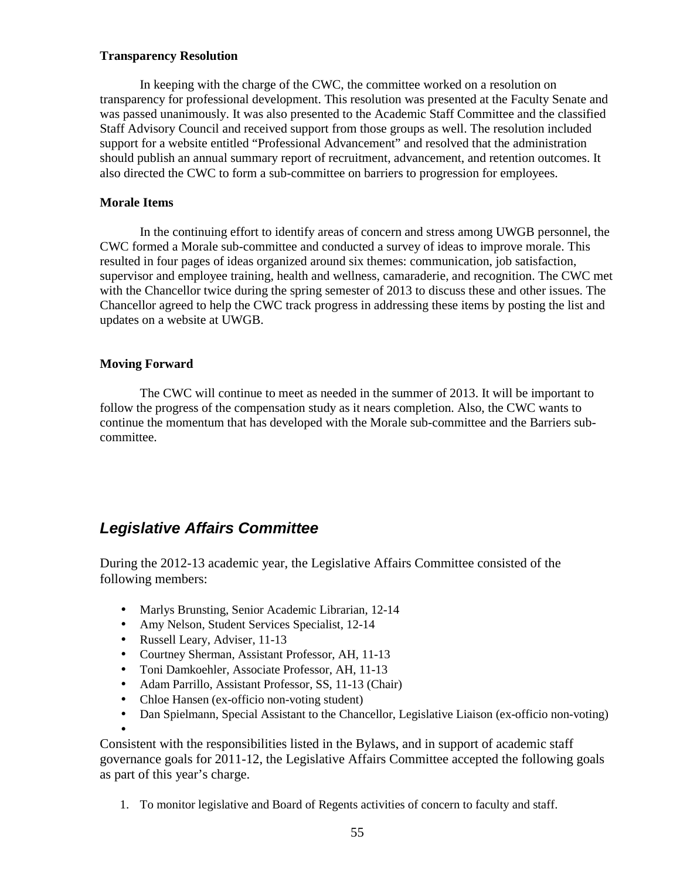**Transparency Resolution**

In keeping with the charge of the CWC, the committee worked on a resolution on transparency for professional development. This resolution was presented at the Faculty Senate and was passed unanimously. It was also presented to the Academic Staff Committee and the classified Staff Advisory Council and received support from those groups as well. The resolution included support for a website entitled "Professional Advancement" and resolved that the administration should publish an annual summary report of recruitment, advancement, and retention outcomes. It also directed the CWC to form a sub-committee on barriers to progression for employees.

**Morale Items**

In the continuing effort to identify areas of concern and stress among UWGB personnel, the CWC formed a Morale sub-committee and conducted a survey of ideas to improve morale. This resulted in four pages of ideas organized around six themes: communication, job satisfaction, supervisor and employee training, health and wellness, camaraderie, and recognition. The CWC met with the Chancellor twice during the spring semester of 2013 to discuss these and other issues. The Chancellor agreed to help the CWC track progress in addressing these items by posting the list and updates on a website at UWGB.

**Moving Forward**

The CWC will continue to meet as needed in the summer of 2013. It will be important to follow the progress of the compensation study as it nears completion. Also, the CWC wants to continue the momentum that has developed with the Morale sub-committee and the Barriers sub-committee.

## *Legislative Affairs Committee*

During the 2012-13 academic year, the Legislative Affairs Committee consisted of the following members:

- Marlys Brunsting, Senior Academic Librarian, 12-14
- Amy Nelson, Student Services Specialist, 12-14
- Russell Leary, Adviser, 11-13
- Courtney Sherman, Assistant Professor, AH, 11-13
- Toni Damkoehler, Associate Professor, AH, 11-13
- Adam Parrillo, Assistant Professor, SS, 11-13 (Chair)
- Chloe Hansen (ex-officio non-voting student)
- Dan Spielmann, Special Assistant to the Chancellor, Legislative Liaison (ex-officio non-voting)

Consistent with the responsibilities listed in the Bylaws, and in support of academic staff governance goals for 2011-12, the Legislative Affairs Committee accepted the following goals as part of this year's charge.

1. To monitor legislative and Board of Regents activities of concern to faculty and staff.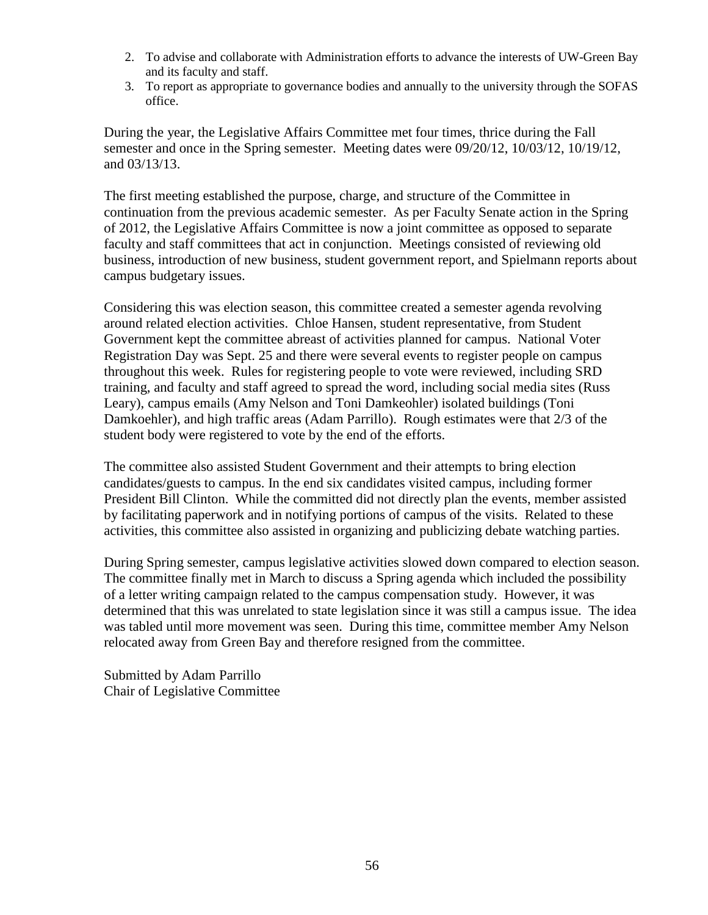2. To advise and collaborate with Administration efforts to advance the interests of UW-Green Bay and its faculty and staff.
3. To report as appropriate to governance bodies and annually to the university through the SOFAS office.

During the year, the Legislative Affairs Committee met four times, thrice during the Fall semester and once in the Spring semester. Meeting dates were 09/20/12, 10/03/12, 10/19/12, and 03/13/13.

The first meeting established the purpose, charge, and structure of the Committee in continuation from the previous academic semester. As per Faculty Senate action in the Spring of 2012, the Legislative Affairs Committee is now a joint committee as opposed to separate faculty and staff committees that act in conjunction. Meetings consisted of reviewing old business, introduction of new business, student government report, and Spielmann reports about campus budgetary issues.

Considering this was election season, this committee created a semester agenda revolving around related election activities. Chloe Hansen, student representative, from Student Government kept the committee abreast of activities planned for campus. National Voter Registration Day was Sept. 25 and there were several events to register people on campus throughout this week. Rules for registering people to vote were reviewed, including SRD training, and faculty and staff agreed to spread the word, including social media sites (Russ Leary), campus emails (Amy Nelson and Toni Damkeohler) isolated buildings (Toni Damkoehler), and high traffic areas (Adam Parrillo). Rough estimates were that 2/3 of the student body were registered to vote by the end of the efforts.

The committee also assisted Student Government and their attempts to bring election candidates/guests to campus. In the end six candidates visited campus, including former President Bill Clinton. While the committed did not directly plan the events, member assisted by facilitating paperwork and in notifying portions of campus of the visits. Related to these activities, this committee also assisted in organizing and publicizing debate watching parties.

During Spring semester, campus legislative activities slowed down compared to election season. The committee finally met in March to discuss a Spring agenda which included the possibility of a letter writing campaign related to the campus compensation study. However, it was determined that this was unrelated to state legislation since it was still a campus issue. The idea was tabled until more movement was seen. During this time, committee member Amy Nelson relocated away from Green Bay and therefore resigned from the committee.

Submitted by Adam Parrillo
Chair of Legislative Committee